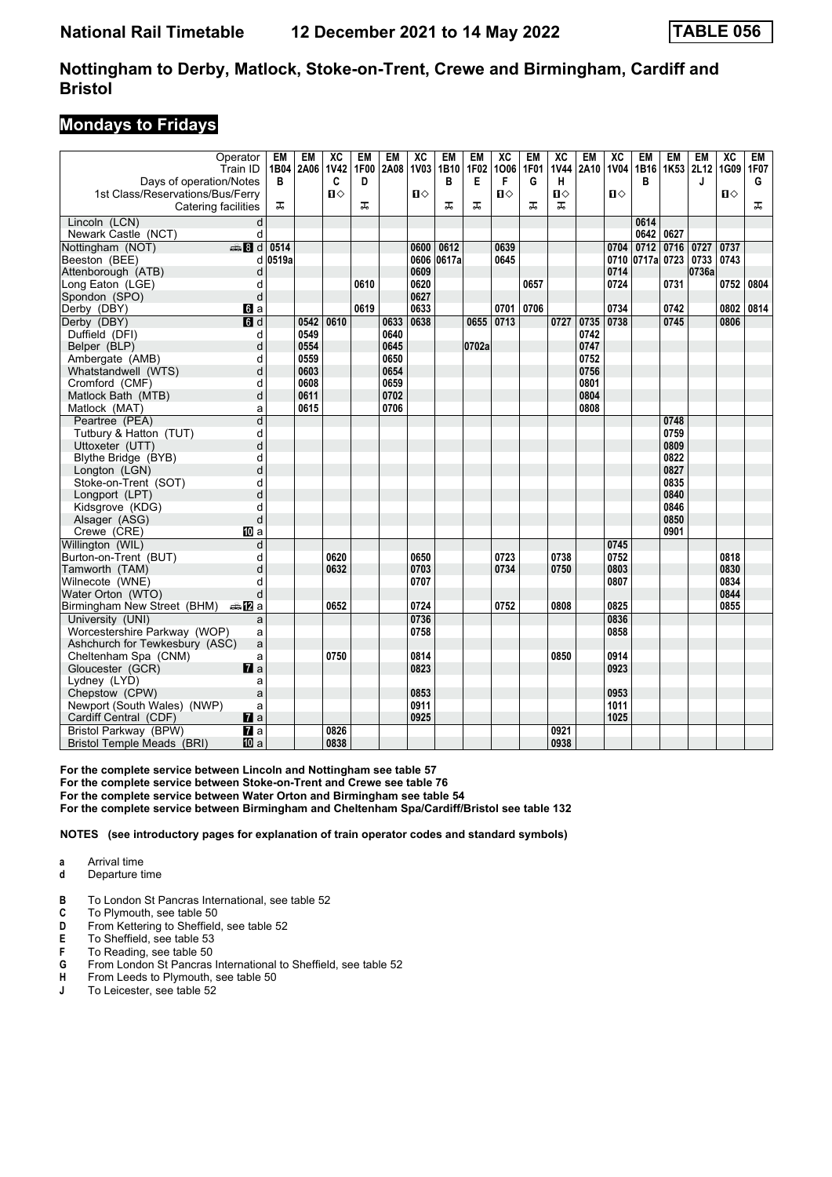# Nottingham to Derby, Matlock, Stoke-on-Trent, Crewe and Birmingham, Cardiff and Bristol

National Rail Timetable 12 December 2021 to 14 May 2022 — TABLE 056

## Mondays to Fridays

| Operator | | EM | EM | XC | EM | EM | XC | EM | EM | XC | EM | XC | EM | XC | EM | EM | EM | XC | EM |
|---|---|---|---|---|---|---|---|---|---|---|---|---|---|---|---|---|---|---|---|
| Train ID | | 1B04 | 2A06 | 1V42 | 1F00 | 2A08 | 1V03 | 1B10 | 1F02 | 1O06 | 1F01 | 1V44 | 2A10 | 1V04 | 1B16 | 1K53 | 2L12 | 1G09 | 1F07 |
| Days of operation/Notes | | B | | C | D | | | B | E | F | G | H | | | B | | J | | G |
| 1st Class/Reservations/Bus/Ferry | | | | 1◇ | | | 1◇ | | | 1◇ | | 1◇ | | 1◇ | | | | 1◇ | |
| Catering facilities | | ⊼ | | | ⊼ | | | ⊼ | ⊼ | | ⊼ | ⊼ | | | | | | | ⊼ |
| Lincoln (LCN) | d | | | | | | | | | | | | | | 0614 | | | | |
| Newark Castle (NCT) | d | | | | | | | | | | | | | | 0642 | 0627 | | | |
| Nottingham (NOT) 🚌 8 | d | 0514 | | | | | 0600 | 0612 | | 0639 | | | | 0704 | 0712 | 0716 | 0727 | 0737 | |
| Beeston (BEE) | d | 0519a | | | | | 0606 | 0617a | | 0645 | | | | 0710 | 0717a | 0723 | 0733 | 0743 | |
| Attenborough (ATB) | d | | | | | | 0609 | | | | | | | 0714 | | | 0736a | | |
| Long Eaton (LGE) | d | | | | 0610 | | 0620 | | | | 0657 | | | 0724 | | 0731 | | 0752 | 0804 |
| Spondon (SPO) | d | | | | | | 0627 | | | | | | | | | | | | |
| Derby (DBY) 6 | a | | | | 0619 | | 0633 | | | 0701 | 0706 | | | 0734 | | 0742 | | 0802 | 0814 |
| Derby (DBY) 6 | d | | 0542 | 0610 | | 0633 | 0638 | | 0655 | 0713 | | 0727 | 0735 | 0738 | | 0745 | | 0806 | |
| Duffield (DFI) | d | | 0549 | | | 0640 | | | | | | | 0742 | | | | | | |
| Belper (BLP) | d | | 0554 | | | 0645 | | | 0702a | | | | 0747 | | | | | | |
| Ambergate (AMB) | d | | 0559 | | | 0650 | | | | | | | 0752 | | | | | | |
| Whatstandwell (WTS) | d | | 0603 | | | 0654 | | | | | | | 0756 | | | | | | |
| Cromford (CMF) | d | | 0608 | | | 0659 | | | | | | | 0801 | | | | | | |
| Matlock Bath (MTB) | d | | 0611 | | | 0702 | | | | | | | 0804 | | | | | | |
| Matlock (MAT) | a | | 0615 | | | 0706 | | | | | | | 0808 | | | | | | |
| Peartree (PEA) | d | | | | | | | | | | | | | | | 0748 | | | |
| Tutbury & Hatton (TUT) | d | | | | | | | | | | | | | | | 0759 | | | |
| Uttoxeter (UTT) | d | | | | | | | | | | | | | | | 0809 | | | |
| Blythe Bridge (BYB) | d | | | | | | | | | | | | | | | 0822 | | | |
| Longton (LGN) | d | | | | | | | | | | | | | | | 0827 | | | |
| Stoke-on-Trent (SOT) | d | | | | | | | | | | | | | | | 0835 | | | |
| Longport (LPT) | d | | | | | | | | | | | | | | | 0840 | | | |
| Kidsgrove (KDG) | d | | | | | | | | | | | | | | | 0846 | | | |
| Alsager (ASG) | d | | | | | | | | | | | | | | | 0850 | | | |
| Crewe (CRE) 10 | a | | | | | | | | | | | | | | | 0901 | | | |
| Willington (WIL) | d | | | | | | | | | | | | | 0745 | | | | | |
| Burton-on-Trent (BUT) | d | | | 0620 | | | 0650 | | | 0723 | | 0738 | | 0752 | | | | 0818 | |
| Tamworth (TAM) | d | | | 0632 | | | 0703 | | | 0734 | | 0750 | | 0803 | | | | 0830 | |
| Wilnecote (WNE) | d | | | | | | 0707 | | | | | | | 0807 | | | | 0834 | |
| Water Orton (WTO) | d | | | | | | | | | | | | | | | | | 0844 | |
| Birmingham New Street (BHM) 🚌 12 | a | | | 0652 | | | 0724 | | | 0752 | | 0808 | | 0825 | | | | 0855 | |
| University (UNI) | a | | | | | | 0736 | | | | | | | 0836 | | | | | |
| Worcestershire Parkway (WOP) | a | | | | | | 0758 | | | | | | | 0858 | | | | | |
| Ashchurch for Tewkesbury (ASC) | a | | | | | | | | | | | | | | | | | | |
| Cheltenham Spa (CNM) | a | | | 0750 | | | 0814 | | | | | 0850 | | 0914 | | | | | |
| Gloucester (GCR) 7 | a | | | | | | 0823 | | | | | | | 0923 | | | | | |
| Lydney (LYD) | a | | | | | | | | | | | | | | | | | | |
| Chepstow (CPW) | a | | | | | | 0853 | | | | | | | 0953 | | | | | |
| Newport (South Wales) (NWP) | a | | | | | | 0911 | | | | | | | 1011 | | | | | |
| Cardiff Central (CDF) 7 | a | | | | | | 0925 | | | | | | | 1025 | | | | | |
| Bristol Parkway (BPW) 7 | a | | | 0826 | | | | | | | | 0921 | | | | | | | |
| Bristol Temple Meads (BRI) 10 | a | | | 0838 | | | | | | | | 0938 | | | | | | | |

For the complete service between Lincoln and Nottingham see table 57
For the complete service between Stoke-on-Trent and Crewe see table 76
For the complete service between Water Orton and Birmingham see table 54
For the complete service between Birmingham and Cheltenham Spa/Cardiff/Bristol see table 132

**NOTES (see introductory pages for explanation of train operator codes and standard symbols)**

- **a** Arrival time
- **d** Departure time

- **B** To London St Pancras International, see table 52
- **C** To Plymouth, see table 50
- **D** From Kettering to Sheffield, see table 52
- **E** To Sheffield, see table 53
- **F** To Reading, see table 50
- **G** From London St Pancras International to Sheffield, see table 52
- **H** From Leeds to Plymouth, see table 50
- **J** To Leicester, see table 52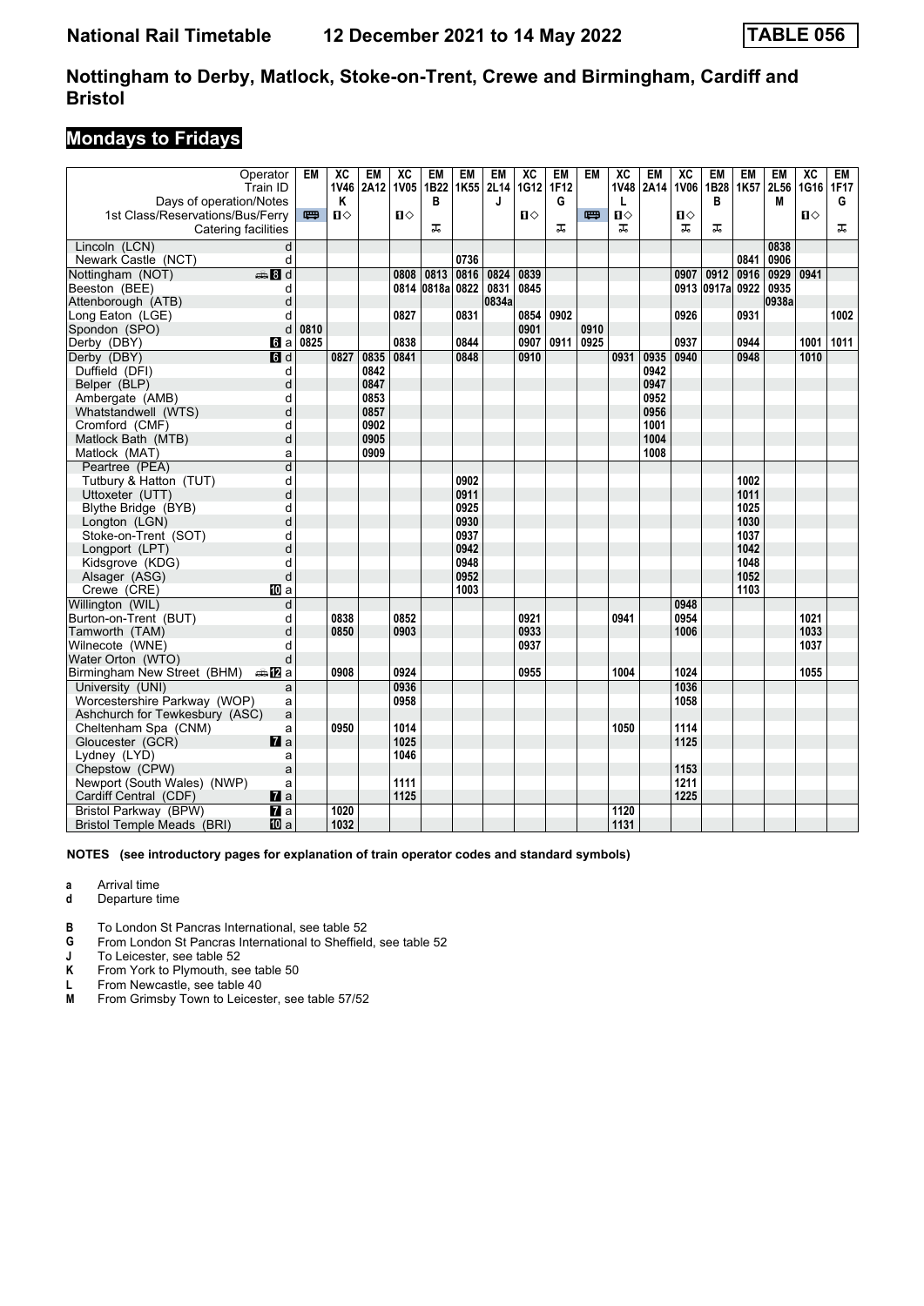# National Rail Timetable    12 December 2021 to 14 May 2022    TABLE 056

## Nottingham to Derby, Matlock, Stoke-on-Trent, Crewe and Birmingham, Cardiff and Bristol

## Mondays to Fridays

| Operator | | EM | XC | EM | XC | EM | EM | EM | XC | EM | EM | XC | EM | XC | EM | EM | EM | XC | EM |
|---|---|---|---|---|---|---|---|---|---|---|---|---|---|---|---|---|---|---|---|
| Train ID | | | 1V46 | 2A12 | 1V05 | 1B22 | 1K55 | 2L14 | 1G12 | 1F12 | | 1V48 | 2A14 | 1V06 | 1B28 | 1K57 | 2L56 | 1G16 | 1F17 |
| Days of operation/Notes | | | K | | | B | | J | | G | | L | | | B | | M | | G |
| 1st Class/Reservations/Bus/Ferry | | 🚌 | 1◇ | | 1◇ | | | | 1◇ | | 🚌 | 1◇ | | 1◇ | | | | 1◇ | |
| Catering facilities | | | | | | ⚒ | | | | ⚒ | | ⚒ | | ⚒ | ⚒ | | | | ⚒ |
| Lincoln (LCN) | d | | | | | | | | | | | | | | | | 0838 | | |
| Newark Castle (NCT) | d | | | | | | 0736 | | | | | | | | | 0841 | 0906 | | |
| Nottingham (NOT) | 🚌 8 d | | | | 0808 | 0813 | 0816 | 0824 | 0839 | | | | | 0907 | 0912 | 0916 | 0929 | 0941 | |
| Beeston (BEE) | d | | | | 0814 | 0818a | 0822 | 0831 | 0845 | | | | | 0913 | 0917a | 0922 | 0935 | | |
| Attenborough (ATB) | d | | | | | | | 0834a | | | | | | | | | 0938a | | |
| Long Eaton (LGE) | d | | | | 0827 | | 0831 | | 0854 | 0902 | | | | 0926 | | 0931 | | | 1002 |
| Spondon (SPO) | d | 0810 | | | | | | | 0901 | | 0910 | | | | | | | | |
| Derby (DBY) | 6 a | 0825 | | | 0838 | | 0844 | | 0907 | 0911 | 0925 | | | 0937 | | 0944 | | 1001 | 1011 |
| Derby (DBY) | 6 d | | 0827 | 0835 | 0841 | | 0848 | | 0910 | | | 0931 | 0935 | 0940 | | 0948 | | 1010 | |
| Duffield (DFI) | d | | | 0842 | | | | | | | | | 0942 | | | | | | |
| Belper (BLP) | d | | | 0847 | | | | | | | | | 0947 | | | | | | |
| Ambergate (AMB) | d | | | 0853 | | | | | | | | | 0952 | | | | | | |
| Whatstandwell (WTS) | d | | | 0857 | | | | | | | | | 0956 | | | | | | |
| Cromford (CMF) | d | | | 0902 | | | | | | | | | 1001 | | | | | | |
| Matlock Bath (MTB) | d | | | 0905 | | | | | | | | | 1004 | | | | | | |
| Matlock (MAT) | a | | | 0909 | | | | | | | | | 1008 | | | | | | |
| Peartree (PEA) | d | | | | | | | | | | | | | | | | | | |
| Tutbury & Hatton (TUT) | d | | | | | | 0902 | | | | | | | | | 1002 | | | |
| Uttoxeter (UTT) | d | | | | | | 0911 | | | | | | | | | 1011 | | | |
| Blythe Bridge (BYB) | d | | | | | | 0925 | | | | | | | | | 1025 | | | |
| Longton (LGN) | d | | | | | | 0930 | | | | | | | | | 1030 | | | |
| Stoke-on-Trent (SOT) | d | | | | | | 0937 | | | | | | | | | 1037 | | | |
| Longport (LPT) | d | | | | | | 0942 | | | | | | | | | 1042 | | | |
| Kidsgrove (KDG) | d | | | | | | 0948 | | | | | | | | | 1048 | | | |
| Alsager (ASG) | d | | | | | | 0952 | | | | | | | | | 1052 | | | |
| Crewe (CRE) | 10 a | | | | | | 1003 | | | | | | | | | 1103 | | | |
| Willington (WIL) | d | | | | | | | | | | | | | 0948 | | | | | |
| Burton-on-Trent (BUT) | d | | 0838 | | 0852 | | | | 0921 | | | 0941 | | 0954 | | | | 1021 | |
| Tamworth (TAM) | d | | 0850 | | 0903 | | | | 0933 | | | | | 1006 | | | | 1033 | |
| Wilnecote (WNE) | d | | | | | | | | 0937 | | | | | | | | | 1037 | |
| Water Orton (WTO) | d | | | | | | | | | | | | | | | | | | |
| Birmingham New Street (BHM) | 🚌 12 a | | 0908 | | 0924 | | | | 0955 | | | 1004 | | 1024 | | | | 1055 | |
| University (UNI) | a | | | | 0936 | | | | | | | | | 1036 | | | | | |
| Worcestershire Parkway (WOP) | a | | | | 0958 | | | | | | | | | 1058 | | | | | |
| Ashchurch for Tewkesbury (ASC) | a | | | | | | | | | | | | | | | | | | |
| Cheltenham Spa (CNM) | a | | 0950 | | 1014 | | | | | | | 1050 | | 1114 | | | | | |
| Gloucester (GCR) | 7 a | | | | 1025 | | | | | | | | | 1125 | | | | | |
| Lydney (LYD) | a | | | | 1046 | | | | | | | | | | | | | | |
| Chepstow (CPW) | a | | | | | | | | | | | | | 1153 | | | | | |
| Newport (South Wales) (NWP) | a | | | | 1111 | | | | | | | | | 1211 | | | | | |
| Cardiff Central (CDF) | 7 a | | | | 1125 | | | | | | | | | 1225 | | | | | |
| Bristol Parkway (BPW) | 7 a | | 1020 | | | | | | | | | 1120 | | | | | | | |
| Bristol Temple Meads (BRI) | 10 a | | 1032 | | | | | | | | | 1131 | | | | | | | |

**NOTES (see introductory pages for explanation of train operator codes and standard symbols)**

**a** Arrival time
**d** Departure time

**B** To London St Pancras International, see table 52
**G** From London St Pancras International to Sheffield, see table 52
**J** To Leicester, see table 52
**K** From York to Plymouth, see table 50
**L** From Newcastle, see table 40
**M** From Grimsby Town to Leicester, see table 57/52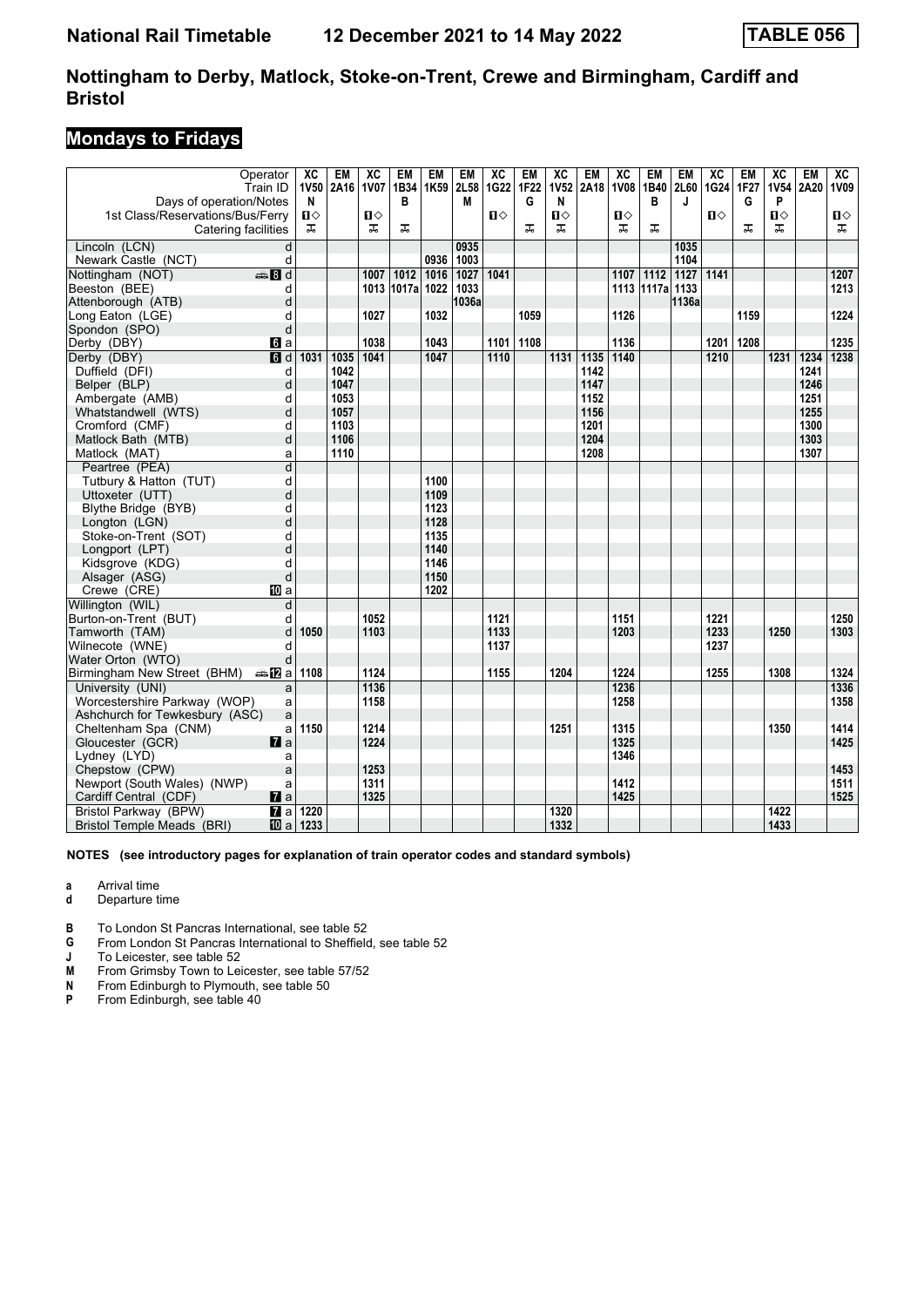# National Rail Timetable 12 December 2021 to 14 May 2022 TABLE 056

## Nottingham to Derby, Matlock, Stoke-on-Trent, Crewe and Birmingham, Cardiff and Bristol

### Mondays to Fridays

| Operator | | XC | EM | XC | EM | EM | EM | XC | EM | XC | EM | XC | EM | EM | XC | EM | XC | EM | XC |
|---|---|---|---|---|---|---|---|---|---|---|---|---|---|---|---|---|---|---|---|
| Train ID | | 1V50 | 2A16 | 1V07 | 1B34 | 1K59 | 2L58 | 1G22 | 1F22 | 1V52 | 2A18 | 1V08 | 1B40 | 2L60 | 1G24 | 1F27 | 1V54 | 2A20 | 1V09 |
| Days of operation/Notes | | N | | | B | | M | | G | N | | | B | J | | G | P | | |
| 1st Class/Reservations/Bus/Ferry | | ■◇ | | ■◇ | | | | ■◇ | | ■◇ | | ■◇ | | | ■◇ | | ■◇ | | ■◇ |
| Catering facilities | | ⊼ | | ⊼ | ⊼ | | | | ⊼ | ⊼ | | ⊼ | ⊼ | | | ⊼ | ⊼ | | ⊼ |
| Lincoln (LCN) | d | | | | | | 0935 | | | | | | | 1035 | | | | | |
| Newark Castle (NCT) | d | | | | | 0936 | 1003 | | | | | | | 1104 | | | | | |
| Nottingham (NOT) | 🚌 8 d | | | 1007 | 1012 | 1016 | 1027 | 1041 | | | | 1107 | 1112 | 1127 | 1141 | | | | 1207 |
| Beeston (BEE) | d | | | 1013 | 1017a | 1022 | 1033 | | | | | 1113 | 1117a | 1133 | | | | | 1213 |
| Attenborough (ATB) | d | | | | | | 1036a | | | | | | | 1136a | | | | | |
| Long Eaton (LGE) | d | | | 1027 | | 1032 | | | 1059 | | | 1126 | | | | 1159 | | | 1224 |
| Spondon (SPO) | d | | | | | | | | | | | | | | | | | | |
| Derby (DBY) | 6 a | | | 1038 | | 1043 | | 1101 | 1108 | | | 1136 | | | 1201 | 1208 | | | 1235 |
| Derby (DBY) | 6 d | 1031 | 1035 | 1041 | | 1047 | | 1110 | | 1131 | 1135 | 1140 | | | 1210 | | 1231 | 1234 | 1238 |
| Duffield (DFI) | d | | 1042 | | | | | | | | 1142 | | | | | | | 1241 | |
| Belper (BLP) | d | | 1047 | | | | | | | | 1147 | | | | | | | 1246 | |
| Ambergate (AMB) | d | | 1053 | | | | | | | | 1152 | | | | | | | 1251 | |
| Whatstandwell (WTS) | d | | 1057 | | | | | | | | 1156 | | | | | | | 1255 | |
| Cromford (CMF) | d | | 1103 | | | | | | | | 1201 | | | | | | | 1300 | |
| Matlock Bath (MTB) | d | | 1106 | | | | | | | | 1204 | | | | | | | 1303 | |
| Matlock (MAT) | a | | 1110 | | | | | | | | 1208 | | | | | | | 1307 | |
| Peartree (PEA) | d | | | | | | | | | | | | | | | | | | |
| Tutbury & Hatton (TUT) | d | | | | | 1100 | | | | | | | | | | | | | |
| Uttoxeter (UTT) | d | | | | | 1109 | | | | | | | | | | | | | |
| Blythe Bridge (BYB) | d | | | | | 1123 | | | | | | | | | | | | | |
| Longton (LGN) | d | | | | | 1128 | | | | | | | | | | | | | |
| Stoke-on-Trent (SOT) | d | | | | | 1135 | | | | | | | | | | | | | |
| Longport (LPT) | d | | | | | 1140 | | | | | | | | | | | | | |
| Kidsgrove (KDG) | d | | | | | 1146 | | | | | | | | | | | | | |
| Alsager (ASG) | d | | | | | 1150 | | | | | | | | | | | | | |
| Crewe (CRE) | 10 a | | | | | 1202 | | | | | | | | | | | | | |
| Willington (WIL) | d | | | | | | | | | | | | | | | | | | |
| Burton-on-Trent (BUT) | d | | | 1052 | | | | 1121 | | | | 1151 | | | 1221 | | | | 1250 |
| Tamworth (TAM) | d | 1050 | | 1103 | | | | 1133 | | | | 1203 | | | 1233 | | 1250 | | 1303 |
| Wilnecote (WNE) | d | | | | | | | 1137 | | | | | | | 1237 | | | | |
| Water Orton (WTO) | d | | | | | | | | | | | | | | | | | | |
| Birmingham New Street (BHM) | 🚌 12 a | 1108 | | 1124 | | | | 1155 | | 1204 | | 1224 | | | 1255 | | 1308 | | 1324 |
| University (UNI) | a | | | 1136 | | | | | | | | 1236 | | | | | | | 1336 |
| Worcestershire Parkway (WOP) | a | | | 1158 | | | | | | | | 1258 | | | | | | | 1358 |
| Ashchurch for Tewkesbury (ASC) | a | | | | | | | | | | | | | | | | | | |
| Cheltenham Spa (CNM) | a | 1150 | | 1214 | | | | | | 1251 | | 1315 | | | | | 1350 | | 1414 |
| Gloucester (GCR) | 7 a | | | 1224 | | | | | | | | 1325 | | | | | | | 1425 |
| Lydney (LYD) | a | | | | | | | | | | | 1346 | | | | | | | |
| Chepstow (CPW) | a | | | 1253 | | | | | | | | | | | | | | | 1453 |
| Newport (South Wales) (NWP) | a | | | 1311 | | | | | | | | 1412 | | | | | | | 1511 |
| Cardiff Central (CDF) | 7 a | | | 1325 | | | | | | | | 1425 | | | | | | | 1525 |
| Bristol Parkway (BPW) | 7 a | 1220 | | | | | | | | 1320 | | | | | | | 1422 | | |
| Bristol Temple Meads (BRI) | 10 a | 1233 | | | | | | | | 1332 | | | | | | | 1433 | | |

**NOTES (see introductory pages for explanation of train operator codes and standard symbols)**

**a** Arrival time
**d** Departure time

**B** To London St Pancras International, see table 52
**G** From London St Pancras International to Sheffield, see table 52
**J** To Leicester, see table 52
**M** From Grimsby Town to Leicester, see table 57/52
**N** From Edinburgh to Plymouth, see table 50
**P** From Edinburgh, see table 40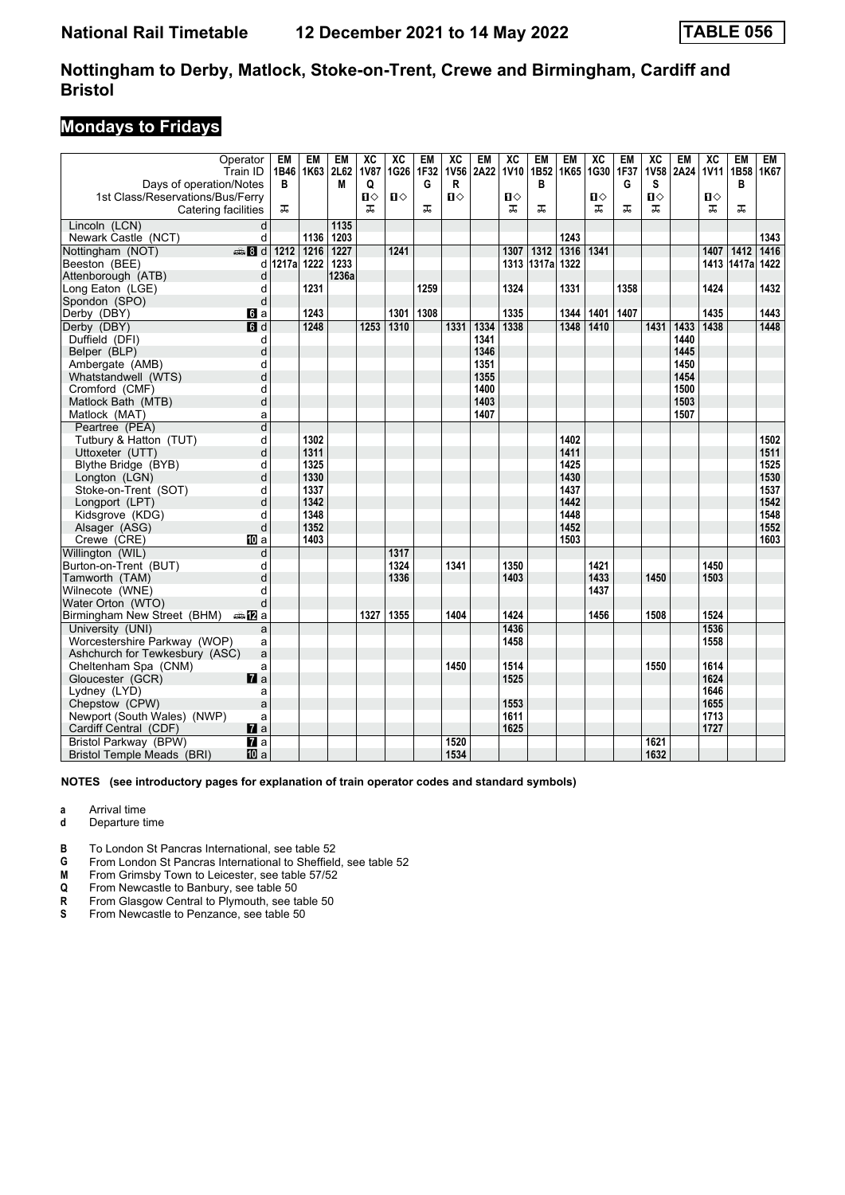# National Rail Timetable 12 December 2021 to 14 May 2022 TABLE 056

## Nottingham to Derby, Matlock, Stoke-on-Trent, Crewe and Birmingham, Cardiff and Bristol

### Mondays to Fridays

| Operator | | EM | EM | EM | XC | XC | EM | XC | EM | XC | EM | EM | XC | EM | XC | EM | XC | EM | EM |
|---|---|---|---|---|---|---|---|---|---|---|---|---|---|---|---|---|---|---|---|
| Train ID | | 1B46 | 1K63 | 2L62 | 1V87 | 1G26 | 1F32 | 1V56 | 2A22 | 1V10 | 1B52 | 1K65 | 1G30 | 1F37 | 1V58 | 2A24 | 1V11 | 1B58 | 1K67 |
| Days of operation/Notes | | B | | M | Q | | G | R | | | B | | | G | S | | | B | |
| 1st Class/Reservations/Bus/Ferry | | | | | ■◇ | ■◇ | | ■◇ | | ■◇ | | | ■◇ | | ■◇ | | ■◇ | | |
| Catering facilities | | ⊼ | | | ⊼ | | ⊼ | | | ⊼ | ⊼ | | ⊼ | ⊼ | ⊼ | | ⊼ | ⊼ | |
| Lincoln (LCN) | d | | | 1135 | | | | | | | | | | | | | | | |
| Newark Castle (NCT) | d | | 1136 | 1203 | | | | | | | | 1243 | | | | | | | 1343 |
| Nottingham (NOT) | 8 d | 1212 | 1216 | 1227 | | 1241 | | | | 1307 | 1312 | 1316 | 1341 | | | | 1407 | 1412 | 1416 |
| Beeston (BEE) | d | 1217a | 1222 | 1233 | | | | | | 1313 | 1317a | 1322 | | | | | 1413 | 1417a | 1422 |
| Attenborough (ATB) | d | | | 1236a | | | | | | | | | | | | | | | |
| Long Eaton (LGE) | d | | 1231 | | | | 1259 | | | 1324 | | 1331 | | 1358 | | | 1424 | | 1432 |
| Spondon (SPO) | d | | | | | | | | | | | | | | | | | | |
| Derby (DBY) | 6 a | | 1243 | | | 1301 | 1308 | | | 1335 | | 1344 | 1401 | 1407 | | | 1435 | | 1443 |
| Derby (DBY) | 6 d | | 1248 | | 1253 | 1310 | | 1331 | 1334 | 1338 | | 1348 | 1410 | | 1431 | 1433 | 1438 | | 1448 |
| Duffield (DFI) | d | | | | | | | | 1341 | | | | | | | 1440 | | | |
| Belper (BLP) | d | | | | | | | | 1346 | | | | | | | 1445 | | | |
| Ambergate (AMB) | d | | | | | | | | 1351 | | | | | | | 1450 | | | |
| Whatstandwell (WTS) | d | | | | | | | | 1355 | | | | | | | 1454 | | | |
| Cromford (CMF) | d | | | | | | | | 1400 | | | | | | | 1500 | | | |
| Matlock Bath (MTB) | d | | | | | | | | 1403 | | | | | | | 1503 | | | |
| Matlock (MAT) | a | | | | | | | | 1407 | | | | | | | 1507 | | | |
| Peartree (PEA) | d | | | | | | | | | | | | | | | | | | |
| Tutbury & Hatton (TUT) | d | | 1302 | | | | | | | | | 1402 | | | | | | | 1502 |
| Uttoxeter (UTT) | d | | 1311 | | | | | | | | | 1411 | | | | | | | 1511 |
| Blythe Bridge (BYB) | d | | 1325 | | | | | | | | | 1425 | | | | | | | 1525 |
| Longton (LGN) | d | | 1330 | | | | | | | | | 1430 | | | | | | | 1530 |
| Stoke-on-Trent (SOT) | d | | 1337 | | | | | | | | | 1437 | | | | | | | 1537 |
| Longport (LPT) | d | | 1342 | | | | | | | | | 1442 | | | | | | | 1542 |
| Kidsgrove (KDG) | d | | 1348 | | | | | | | | | 1448 | | | | | | | 1548 |
| Alsager (ASG) | d | | 1352 | | | | | | | | | 1452 | | | | | | | 1552 |
| Crewe (CRE) | 10 a | | 1403 | | | | | | | | | 1503 | | | | | | | 1603 |
| Willington (WIL) | d | | | | | 1317 | | | | | | | | | | | | | |
| Burton-on-Trent (BUT) | d | | | | | 1324 | | 1341 | | 1350 | | | 1421 | | | | 1450 | | |
| Tamworth (TAM) | d | | | | | 1336 | | | | 1403 | | | 1433 | | 1450 | | 1503 | | |
| Wilnecote (WNE) | d | | | | | | | | | | | | 1437 | | | | | | |
| Water Orton (WTO) | d | | | | | | | | | | | | | | | | | | |
| Birmingham New Street (BHM) | 12 a | | | | 1327 | 1355 | | 1404 | | 1424 | | | 1456 | | 1508 | | 1524 | | |
| University (UNI) | a | | | | | | | | | 1436 | | | | | | | 1536 | | |
| Worcestershire Parkway (WOP) | a | | | | | | | | | 1458 | | | | | | | 1558 | | |
| Ashchurch for Tewkesbury (ASC) | a | | | | | | | | | | | | | | | | | | |
| Cheltenham Spa (CNM) | a | | | | | | | 1450 | | 1514 | | | | | 1550 | | 1614 | | |
| Gloucester (GCR) | 7 a | | | | | | | | | 1525 | | | | | | | 1624 | | |
| Lydney (LYD) | a | | | | | | | | | | | | | | | | 1646 | | |
| Chepstow (CPW) | a | | | | | | | | | 1553 | | | | | | | 1655 | | |
| Newport (South Wales) (NWP) | a | | | | | | | | | 1611 | | | | | | | 1713 | | |
| Cardiff Central (CDF) | 7 a | | | | | | | | | 1625 | | | | | | | 1727 | | |
| Bristol Parkway (BPW) | 7 a | | | | | | | 1520 | | | | | | | 1621 | | | | |
| Bristol Temple Meads (BRI) | 10 a | | | | | | | 1534 | | | | | | | 1632 | | | | |

**NOTES (see introductory pages for explanation of train operator codes and standard symbols)**

- **a** Arrival time
- **d** Departure time

- **B** To London St Pancras International, see table 52
- **G** From London St Pancras International to Sheffield, see table 52
- **M** From Grimsby Town to Leicester, see table 57/52
- **Q** From Newcastle to Banbury, see table 50
- **R** From Glasgow Central to Plymouth, see table 50
- **S** From Newcastle to Penzance, see table 50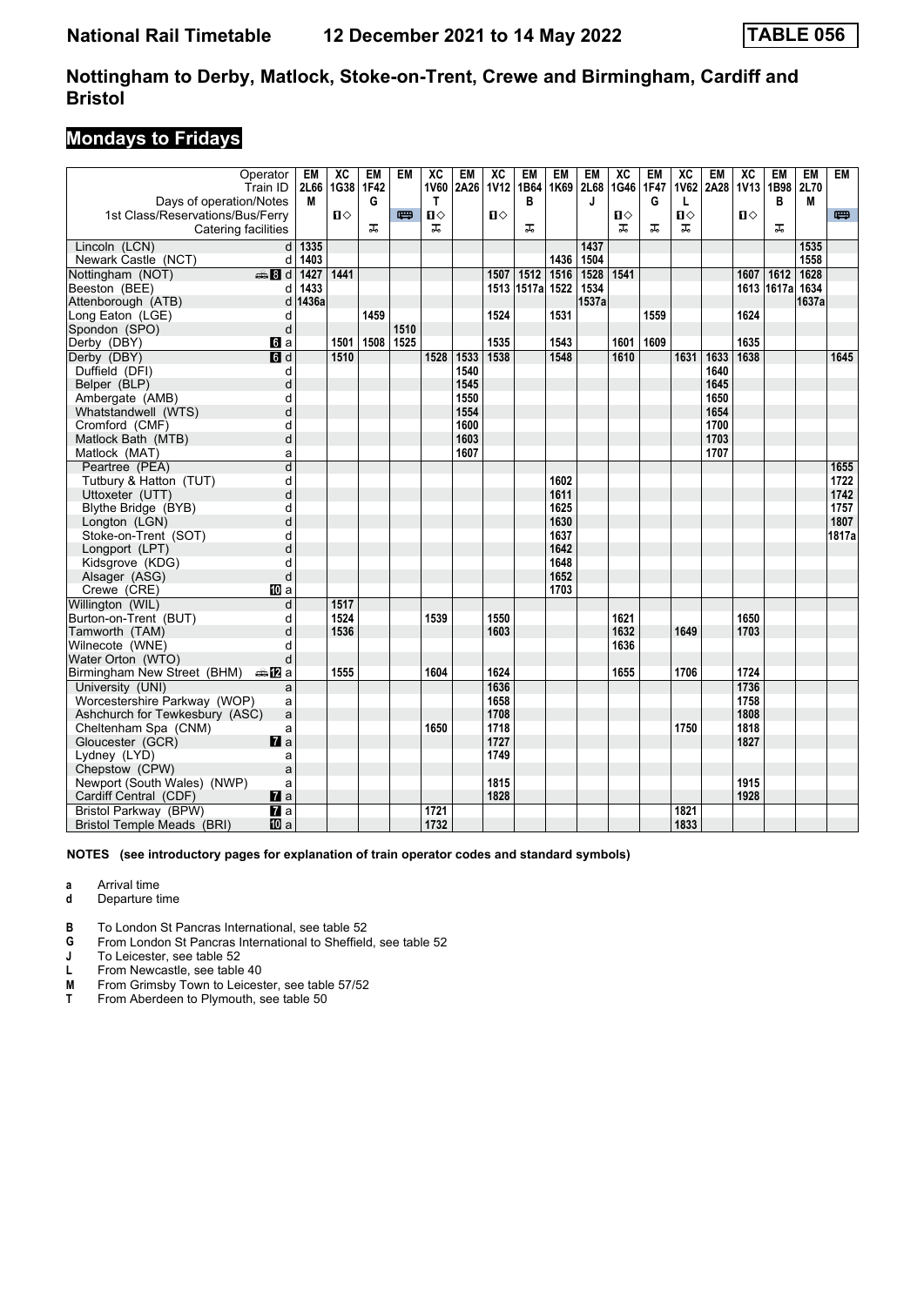# National Rail Timetable 12 December 2021 to 14 May 2022 TABLE 056

## Nottingham to Derby, Matlock, Stoke-on-Trent, Crewe and Birmingham, Cardiff and Bristol

### Mondays to Fridays

| Operator | | EM | XC | EM | EM | XC | EM | XC | EM | EM | EM | XC | EM | XC | EM | XC | EM | EM | EM |
|---|---|---|---|---|---|---|---|---|---|---|---|---|---|---|---|---|---|---|---|
| Train ID | | 2L66 | 1G38 | 1F42 | | 1V60 | 2A26 | 1V12 | 1B64 | 1K69 | 2L68 | 1G46 | 1F47 | 1V62 | 2A28 | 1V13 | 1B98 | 2L70 | |
| Days of operation/Notes | | M | | G | | T | | | B | | J | | G | L | | | B | M | |
| 1st Class/Reservations/Bus/Ferry | | | 1◇ | | 🚌 | 1◇ | | 1◇ | | | | 1◇ | | 1◇ | | 1◇ | | | 🚌 |
| Catering facilities | | | | ⊼ | | ⊼ | | | ⊼ | | | ⊼ | ⊼ | ⊼ | | | ⊼ | | |
| Lincoln (LCN) | d | 1335 | | | | | | | | | 1437 | | | | | | | 1535 | |
| Newark Castle (NCT) | d | 1403 | | | | | | | | 1436 | 1504 | | | | | | | 1558 | |
| Nottingham (NOT) 🚌 8 | d | 1427 | 1441 | | | | | 1507 | 1512 | 1516 | 1528 | 1541 | | | | 1607 | 1612 | 1628 | |
| Beeston (BEE) | d | 1433 | | | | | | 1513 | 1517a | 1522 | 1534 | | | | | 1613 | 1617a | 1634 | |
| Attenborough (ATB) | d | 1436a | | | | | | | | | 1537a | | | | | | | 1637a | |
| Long Eaton (LGE) | d | | | 1459 | | | | 1524 | | 1531 | | | 1559 | | | 1624 | | | |
| Spondon (SPO) | d | | | | 1510 | | | | | | | | | | | | | | |
| Derby (DBY) 6 | a | | 1501 | 1508 | 1525 | | | 1535 | | 1543 | | 1601 | 1609 | | | 1635 | | | |
| Derby (DBY) 6 | d | | 1510 | | | 1528 | 1533 | 1538 | | 1548 | | 1610 | | 1631 | 1633 | 1638 | | | 1645 |
| Duffield (DFI) | d | | | | | | 1540 | | | | | | | | 1640 | | | | |
| Belper (BLP) | d | | | | | | 1545 | | | | | | | | 1645 | | | | |
| Ambergate (AMB) | d | | | | | | 1550 | | | | | | | | 1650 | | | | |
| Whatstandwell (WTS) | d | | | | | | 1554 | | | | | | | | 1654 | | | | |
| Cromford (CMF) | d | | | | | | 1600 | | | | | | | | 1700 | | | | |
| Matlock Bath (MTB) | d | | | | | | 1603 | | | | | | | | 1703 | | | | |
| Matlock (MAT) | a | | | | | | 1607 | | | | | | | | 1707 | | | | |
| Peartree (PEA) | d | | | | | | | | | | | | | | | | | | 1655 |
| Tutbury & Hatton (TUT) | d | | | | | | | | | 1602 | | | | | | | | | 1722 |
| Uttoxeter (UTT) | d | | | | | | | | | 1611 | | | | | | | | | 1742 |
| Blythe Bridge (BYB) | d | | | | | | | | | 1625 | | | | | | | | | 1757 |
| Longton (LGN) | d | | | | | | | | | 1630 | | | | | | | | | 1807 |
| Stoke-on-Trent (SOT) | d | | | | | | | | | 1637 | | | | | | | | | 1817a |
| Longport (LPT) | d | | | | | | | | | 1642 | | | | | | | | | |
| Kidsgrove (KDG) | d | | | | | | | | | 1648 | | | | | | | | | |
| Alsager (ASG) | d | | | | | | | | | 1652 | | | | | | | | | |
| Crewe (CRE) 10 | a | | | | | | | | | 1703 | | | | | | | | | |
| Willington (WIL) | d | | 1517 | | | | | | | | | | | | | | | | |
| Burton-on-Trent (BUT) | d | | 1524 | | | 1539 | | 1550 | | | | 1621 | | | | 1650 | | | |
| Tamworth (TAM) | d | | 1536 | | | | | 1603 | | | | 1632 | | 1649 | | 1703 | | | |
| Wilnecote (WNE) | d | | | | | | | | | | | 1636 | | | | | | | |
| Water Orton (WTO) | d | | | | | | | | | | | | | | | | | | |
| Birmingham New Street (BHM) 🚌 12 | a | | 1555 | | | 1604 | | 1624 | | | | 1655 | | 1706 | | 1724 | | | |
| University (UNI) | a | | | | | | | 1636 | | | | | | | | 1736 | | | |
| Worcestershire Parkway (WOP) | a | | | | | | | 1658 | | | | | | | | 1758 | | | |
| Ashchurch for Tewkesbury (ASC) | a | | | | | | | 1708 | | | | | | | | 1808 | | | |
| Cheltenham Spa (CNM) | a | | | | | 1650 | | 1718 | | | | | | 1750 | | 1818 | | | |
| Gloucester (GCR) 7 | a | | | | | | | 1727 | | | | | | | | 1827 | | | |
| Lydney (LYD) | a | | | | | | | 1749 | | | | | | | | | | | |
| Chepstow (CPW) | a | | | | | | | | | | | | | | | | | | |
| Newport (South Wales) (NWP) | a | | | | | | | 1815 | | | | | | | | 1915 | | | |
| Cardiff Central (CDF) 7 | a | | | | | | | 1828 | | | | | | | | 1928 | | | |
| Bristol Parkway (BPW) 7 | a | | | | | 1721 | | | | | | | | 1821 | | | | | |
| Bristol Temple Meads (BRI) 10 | a | | | | | 1732 | | | | | | | | 1833 | | | | | |

**NOTES (see introductory pages for explanation of train operator codes and standard symbols)**

**a** Arrival time
**d** Departure time

**B** To London St Pancras International, see table 52
**G** From London St Pancras International to Sheffield, see table 52
**J** To Leicester, see table 52
**L** From Newcastle, see table 40
**M** From Grimsby Town to Leicester, see table 57/52
**T** From Aberdeen to Plymouth, see table 50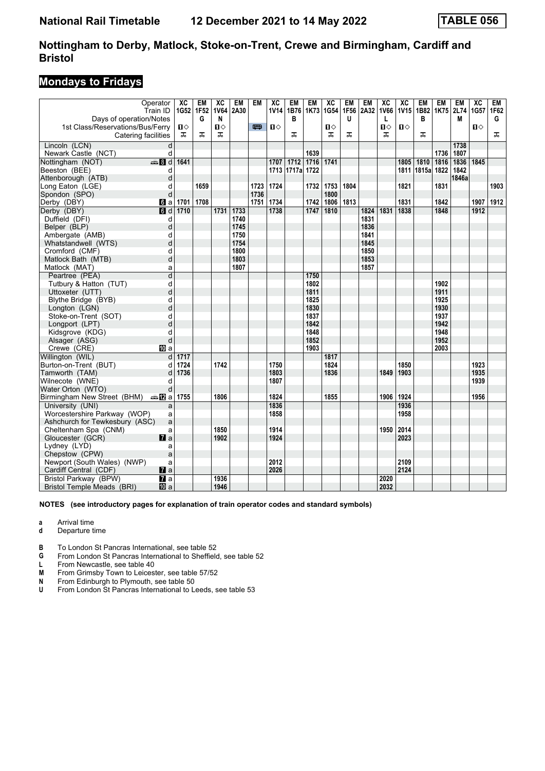# National Rail Timetable 12 December 2021 to 14 May 2022 TABLE 056

## Nottingham to Derby, Matlock, Stoke-on-Trent, Crewe and Birmingham, Cardiff and Bristol

### Mondays to Fridays

| Operator | | XC | EM | XC | EM | EM | XC | EM | EM | XC | EM | EM | XC | XC | EM | EM | EM | XC | EM |
|---|---|---|---|---|---|---|---|---|---|---|---|---|---|---|---|---|---|---|---|
| Train ID | | 1G52 | 1F52 | 1V64 | 2A30 | | 1V14 | 1B76 | 1K73 | 1G54 | 1F56 | 2A32 | 1V66 | 1V15 | 1B82 | 1K75 | 2L74 | 1G57 | 1F62 |
| Days of operation/Notes | | | G | N | | | | B | | | U | | L | | B | | M | | G |
| 1st Class/Reservations/Bus/Ferry | | ■◇ | | ■◇ | | 🚌 | ■◇ | | | ■◇ | | | ■◇ | ■◇ | | | | ■◇ | |
| Catering facilities | | ⊼ | ⊼ | ⊼ | | | | ⊼ | | ⊼ | ⊼ | | ⊼ | | ⊼ | | | | ⊼ |
| Lincoln (LCN) | d | | | | | | | | | | | | | | | | 1738 | | |
| Newark Castle (NCT) | d | | | | | | | | 1639 | | | | | | | 1736 | 1807 | | |
| Nottingham (NOT) | 🚌 8 d | 1641 | | | | | 1707 | 1712 | 1716 | 1741 | | | | 1805 | 1810 | 1816 | 1836 | 1845 | |
| Beeston (BEE) | d | | | | | | 1713 | 1717a | 1722 | | | | | 1811 | 1815a | 1822 | 1842 | | |
| Attenborough (ATB) | d | | | | | | | | | | | | | | | | 1846a | | |
| Long Eaton (LGE) | d | | 1659 | | | 1723 | 1724 | | 1732 | 1753 | 1804 | | | 1821 | | 1831 | | | 1903 |
| Spondon (SPO) | d | | | | | 1736 | | | | 1800 | | | | | | | | | |
| Derby (DBY) | 6 a | 1701 | 1708 | | | 1751 | 1734 | | 1742 | 1806 | 1813 | | | 1831 | | 1842 | | 1907 | 1912 |
| Derby (DBY) | 6 d | 1710 | | 1731 | 1733 | | 1738 | | 1747 | 1810 | | 1824 | 1831 | 1838 | | 1848 | | 1912 | |
| Duffield (DFI) | d | | | | 1740 | | | | | | | 1831 | | | | | | | |
| Belper (BLP) | d | | | | 1745 | | | | | | | 1836 | | | | | | | |
| Ambergate (AMB) | d | | | | 1750 | | | | | | | 1841 | | | | | | | |
| Whatstandwell (WTS) | d | | | | 1754 | | | | | | | 1845 | | | | | | | |
| Cromford (CMF) | d | | | | 1800 | | | | | | | 1850 | | | | | | | |
| Matlock Bath (MTB) | d | | | | 1803 | | | | | | | 1853 | | | | | | | |
| Matlock (MAT) | a | | | | 1807 | | | | | | | 1857 | | | | | | | |
| Peartree (PEA) | d | | | | | | | | 1750 | | | | | | | | | | |
| Tutbury & Hatton (TUT) | d | | | | | | | | 1802 | | | | | | | 1902 | | | |
| Uttoxeter (UTT) | d | | | | | | | | 1811 | | | | | | | 1911 | | | |
| Blythe Bridge (BYB) | d | | | | | | | | 1825 | | | | | | | 1925 | | | |
| Longton (LGN) | d | | | | | | | | 1830 | | | | | | | 1930 | | | |
| Stoke-on-Trent (SOT) | d | | | | | | | | 1837 | | | | | | | 1937 | | | |
| Longport (LPT) | d | | | | | | | | 1842 | | | | | | | 1942 | | | |
| Kidsgrove (KDG) | d | | | | | | | | 1848 | | | | | | | 1948 | | | |
| Alsager (ASG) | d | | | | | | | | 1852 | | | | | | | 1952 | | | |
| Crewe (CRE) | 10 a | | | | | | | | 1903 | | | | | | | 2003 | | | |
| Willington (WIL) | d | 1717 | | | | | | | | 1817 | | | | | | | | | |
| Burton-on-Trent (BUT) | d | 1724 | | 1742 | | | 1750 | | | 1824 | | | | 1850 | | | | 1923 | |
| Tamworth (TAM) | d | 1736 | | | | | 1803 | | | 1836 | | | 1849 | 1903 | | | | 1935 | |
| Wilnecote (WNE) | d | | | | | | 1807 | | | | | | | | | | | 1939 | |
| Water Orton (WTO) | d | | | | | | | | | | | | | | | | | | |
| Birmingham New Street (BHM) | 🚌 12 a | 1755 | | 1806 | | | 1824 | | | 1855 | | | 1906 | 1924 | | | | 1956 | |
| University (UNI) | a | | | | | | 1836 | | | | | | | 1936 | | | | | |
| Worcestershire Parkway (WOP) | a | | | | | | 1858 | | | | | | | 1958 | | | | | |
| Ashchurch for Tewkesbury (ASC) | a | | | | | | | | | | | | | | | | | | |
| Cheltenham Spa (CNM) | a | | | 1850 | | | 1914 | | | | | | 1950 | 2014 | | | | | |
| Gloucester (GCR) | 7 a | | | 1902 | | | 1924 | | | | | | | 2023 | | | | | |
| Lydney (LYD) | a | | | | | | | | | | | | | | | | | | |
| Chepstow (CPW) | a | | | | | | | | | | | | | | | | | | |
| Newport (South Wales) (NWP) | a | | | | | | 2012 | | | | | | | 2109 | | | | | |
| Cardiff Central (CDF) | 7 a | | | | | | 2026 | | | | | | | 2124 | | | | | |
| Bristol Parkway (BPW) | 7 a | | | 1936 | | | | | | | | | 2020 | | | | | | |
| Bristol Temple Meads (BRI) | 10 a | | | 1946 | | | | | | | | | 2032 | | | | | | |

**NOTES (see introductory pages for explanation of train operator codes and standard symbols)**

**a** Arrival time
**d** Departure time

**B** To London St Pancras International, see table 52
**G** From London St Pancras International to Sheffield, see table 52
**L** From Newcastle, see table 40
**M** From Grimsby Town to Leicester, see table 57/52
**N** From Edinburgh to Plymouth, see table 50
**U** From London St Pancras International to Leeds, see table 53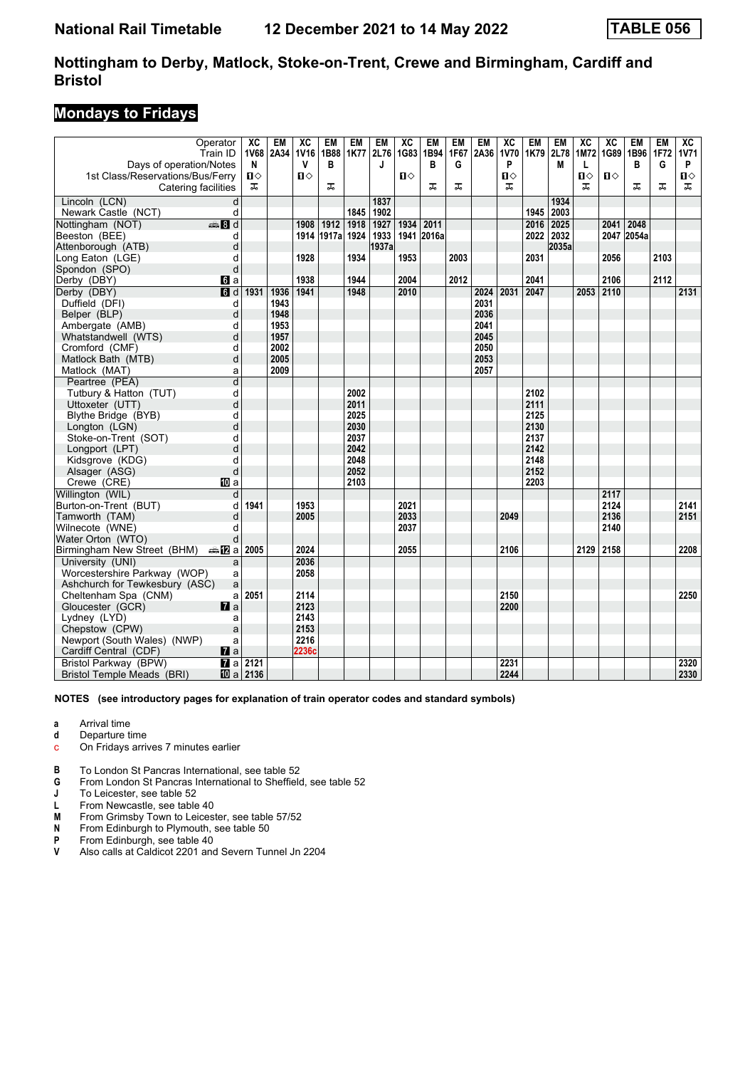# National Rail Timetable 12 December 2021 to 14 May 2022 TABLE 056

## Nottingham to Derby, Matlock, Stoke-on-Trent, Crewe and Birmingham, Cardiff and Bristol

### Mondays to Fridays

| Operator | | XC | EM | XC | EM | EM | EM | XC | EM | EM | EM | XC | EM | EM | XC | XC | EM | EM | XC |
|---|---|---|---|---|---|---|---|---|---|---|---|---|---|---|---|---|---|---|---|
| Train ID | | 1V68 | 2A34 | 1V16 | 1B88 | 1K77 | 2L76 | 1G83 | 1B94 | 1F67 | 2A36 | 1V70 | 1K79 | 2L78 | 1M72 | 1G89 | 1B96 | 1F72 | 1V71 |
| Days of operation/Notes | | N | | V | B | | J | | B | G | | P | | M | L | | B | G | P |
| 1st Class/Reservations/Bus/Ferry | | ■◇ | | ■◇ | | | | ■◇ | | | | ■◇ | | | ■◇ | ■◇ | | | ■◇ |
| Catering facilities | | ⚹ | | | ⚹ | | | | ⚹ | ⚹ | | ⚹ | | | ⚹ | | ⚹ | ⚹ | ⚹ |
| Lincoln (LCN) | d | | | | | | 1837 | | | | | | | 1934 | | | | | |
| Newark Castle (NCT) | d | | | | | 1845 | 1902 | | | | | | 1945 | 2003 | | | | | |
| Nottingham (NOT) | 8 d | | | 1908 | 1912 | 1918 | 1927 | 1934 | 2011 | | | | 2016 | 2025 | | 2041 | 2048 | | |
| Beeston (BEE) | d | | | 1914 | 1917a | 1924 | 1933 | 1941 | 2016a | | | | 2022 | 2032 | | 2047 | 2054a | | |
| Attenborough (ATB) | d | | | | | | 1937a | | | | | | | 2035a | | | | | |
| Long Eaton (LGE) | d | | | 1928 | | 1934 | | 1953 | | 2003 | | | 2031 | | | 2056 | | 2103 | |
| Spondon (SPO) | d | | | | | | | | | | | | | | | | | | |
| Derby (DBY) | 6 a | | | 1938 | | 1944 | | 2004 | | 2012 | | | 2041 | | | 2106 | | 2112 | |
| Derby (DBY) | 6 d | 1931 | 1936 | 1941 | | 1948 | | 2010 | | | 2024 | 2031 | 2047 | | 2053 | 2110 | | | 2131 |
| Duffield (DFI) | d | | 1943 | | | | | | | | 2031 | | | | | | | | |
| Belper (BLP) | d | | 1948 | | | | | | | | 2036 | | | | | | | | |
| Ambergate (AMB) | d | | 1953 | | | | | | | | 2041 | | | | | | | | |
| Whatstandwell (WTS) | d | | 1957 | | | | | | | | 2045 | | | | | | | | |
| Cromford (CMF) | d | | 2002 | | | | | | | | 2050 | | | | | | | | |
| Matlock Bath (MTB) | d | | 2005 | | | | | | | | 2053 | | | | | | | | |
| Matlock (MAT) | a | | 2009 | | | | | | | | 2057 | | | | | | | | |
| Peartree (PEA) | d | | | | | | | | | | | | | | | | | | |
| Tutbury & Hatton (TUT) | d | | | | | 2002 | | | | | | | 2102 | | | | | | |
| Uttoxeter (UTT) | d | | | | | 2011 | | | | | | | 2111 | | | | | | |
| Blythe Bridge (BYB) | d | | | | | 2025 | | | | | | | 2125 | | | | | | |
| Longton (LGN) | d | | | | | 2030 | | | | | | | 2130 | | | | | | |
| Stoke-on-Trent (SOT) | d | | | | | 2037 | | | | | | | 2137 | | | | | | |
| Longport (LPT) | d | | | | | 2042 | | | | | | | 2142 | | | | | | |
| Kidsgrove (KDG) | d | | | | | 2048 | | | | | | | 2148 | | | | | | |
| Alsager (ASG) | d | | | | | 2052 | | | | | | | 2152 | | | | | | |
| Crewe (CRE) | 10 a | | | | | 2103 | | | | | | | 2203 | | | | | | |
| Willington (WIL) | d | | | | | | | | | | | | | | | 2117 | | | |
| Burton-on-Trent (BUT) | d | 1941 | | 1953 | | | | 2021 | | | | | | | | 2124 | | | 2141 |
| Tamworth (TAM) | d | | | 2005 | | | | 2033 | | | | 2049 | | | | 2136 | | | 2151 |
| Wilnecote (WNE) | d | | | | | | | 2037 | | | | | | | | 2140 | | | |
| Water Orton (WTO) | d | | | | | | | | | | | | | | | | | | |
| Birmingham New Street (BHM) | 12 a | 2005 | | 2024 | | | | 2055 | | | | 2106 | | | 2129 | 2158 | | | 2208 |
| University (UNI) | a | | | 2036 | | | | | | | | | | | | | | | |
| Worcestershire Parkway (WOP) | a | | | 2058 | | | | | | | | | | | | | | | |
| Ashchurch for Tewkesbury (ASC) | a | | | | | | | | | | | | | | | | | | |
| Cheltenham Spa (CNM) | a | 2051 | | 2114 | | | | | | | | 2150 | | | | | | | 2250 |
| Gloucester (GCR) | 7 a | | | 2123 | | | | | | | | 2200 | | | | | | | |
| Lydney (LYD) | a | | | 2143 | | | | | | | | | | | | | | | |
| Chepstow (CPW) | a | | | 2153 | | | | | | | | | | | | | | | |
| Newport (South Wales) (NWP) | a | | | 2216 | | | | | | | | | | | | | | | |
| Cardiff Central (CDF) | 7 a | | | 2236c | | | | | | | | | | | | | | | |
| Bristol Parkway (BPW) | 7 a | 2121 | | | | | | | | | | 2231 | | | | | | | 2320 |
| Bristol Temple Meads (BRI) | 10 a | 2136 | | | | | | | | | | 2244 | | | | | | | 2330 |

**NOTES (see introductory pages for explanation of train operator codes and standard symbols)**

- **a** Arrival time
- **d** Departure time
- **c** On Fridays arrives 7 minutes earlier

- **B** To London St Pancras International, see table 52
- **G** From London St Pancras International to Sheffield, see table 52
- **J** To Leicester, see table 52
- **L** From Newcastle, see table 40
- **M** From Grimsby Town to Leicester, see table 57/52
- **N** From Edinburgh to Plymouth, see table 50
- **P** From Edinburgh, see table 40
- **V** Also calls at Caldicot 2201 and Severn Tunnel Jn 2204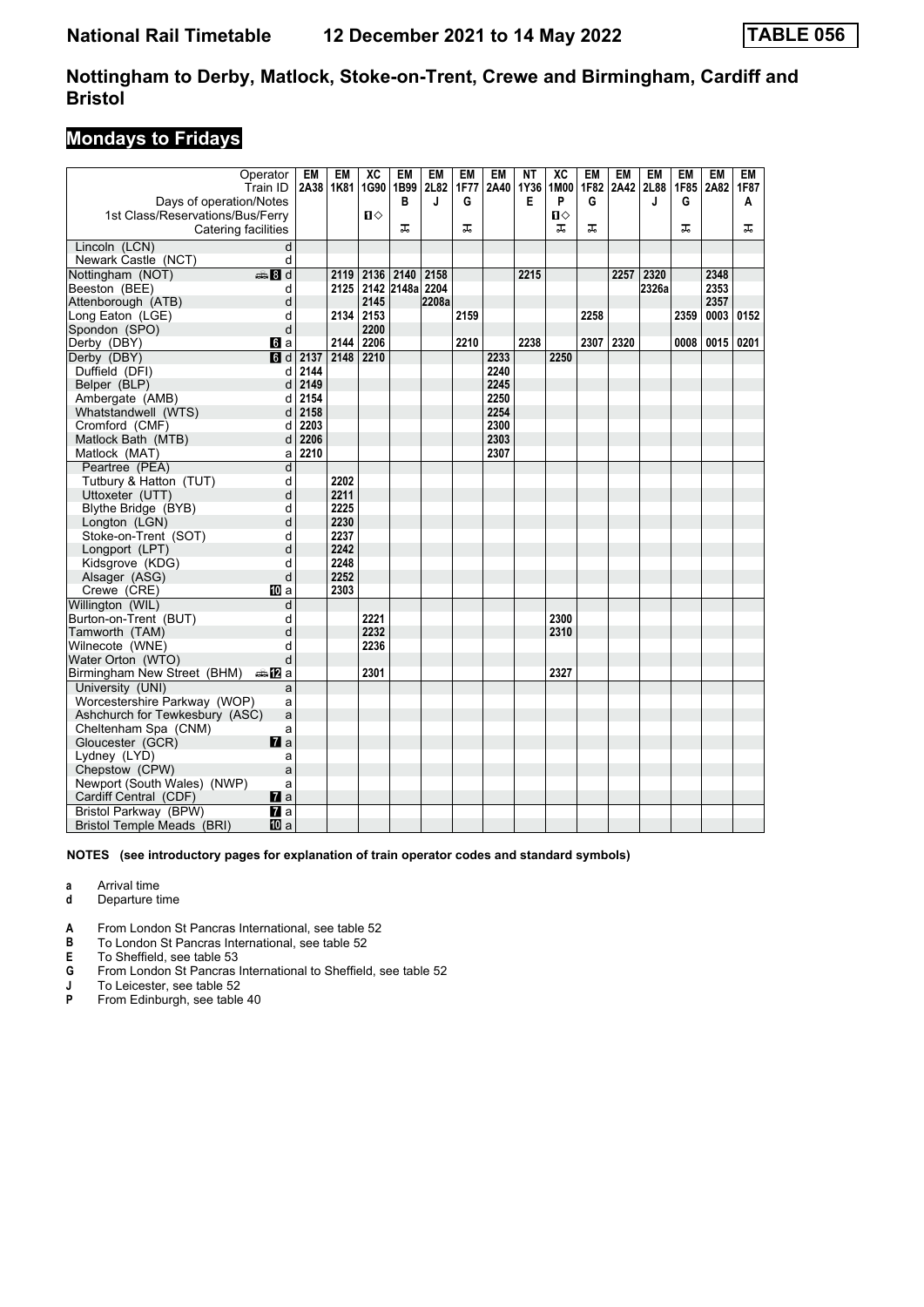# National Rail Timetable 12 December 2021 to 14 May 2022 TABLE 056

## Nottingham to Derby, Matlock, Stoke-on-Trent, Crewe and Birmingham, Cardiff and Bristol

## Mondays to Fridays

| Operator | | EM | EM | XC | EM | EM | EM | EM | NT | XC | EM | EM | EM | EM | EM | EM |
|---|---|---|---|---|---|---|---|---|---|---|---|---|---|---|---|---|
| Train ID | | 2A38 | 1K81 | 1G90 | 1B99 | 2L82 | 1F77 | 2A40 | 1Y36 | 1M00 | 1F82 | 2A42 | 2L88 | 1F85 | 2A82 | 1F87 |
| Days of operation/Notes | | | | | B | J | G | | E | P | G | | J | G | | A |
| 1st Class/Reservations/Bus/Ferry | | | | 1◇ | | | | | | 1◇ | | | | | | |
| Catering facilities | | | | | 🛒 | | 🛒 | | | 🛒 | 🛒 | | | 🛒 | | 🛒 |
| Lincoln (LCN) | d | | | | | | | | | | | | | | | |
| Newark Castle (NCT) | d | | | | | | | | | | | | | | | |
| Nottingham (NOT) | 8 d | | 2119 | 2136 | 2140 | 2158 | | | 2215 | | | 2257 | 2320 | | 2348 | |
| Beeston (BEE) | d | | 2125 | 2142 | 2148a | 2204 | | | | | | | 2326a | | 2353 | |
| Attenborough (ATB) | d | | | 2145 | | 2208a | | | | | | | | | 2357 | |
| Long Eaton (LGE) | d | | 2134 | 2153 | | | 2159 | | | | 2258 | | | 2359 | 0003 | 0152 |
| Spondon (SPO) | d | | | 2200 | | | | | | | | | | | | |
| Derby (DBY) | 6 a | | 2144 | 2206 | | | 2210 | | 2238 | | 2307 | 2320 | | 0008 | 0015 | 0201 |
| Derby (DBY) | 6 d | 2137 | 2148 | 2210 | | | | 2233 | | 2250 | | | | | | |
| Duffield (DFI) | d | 2144 | | | | | | 2240 | | | | | | | | |
| Belper (BLP) | d | 2149 | | | | | | 2245 | | | | | | | | |
| Ambergate (AMB) | d | 2154 | | | | | | 2250 | | | | | | | | |
| Whatstandwell (WTS) | d | 2158 | | | | | | 2254 | | | | | | | | |
| Cromford (CMF) | d | 2203 | | | | | | 2300 | | | | | | | | |
| Matlock Bath (MTB) | d | 2206 | | | | | | 2303 | | | | | | | | |
| Matlock (MAT) | a | 2210 | | | | | | 2307 | | | | | | | | |
| Peartree (PEA) | d | | | | | | | | | | | | | | | |
| Tutbury & Hatton (TUT) | d | | 2202 | | | | | | | | | | | | | |
| Uttoxeter (UTT) | d | | 2211 | | | | | | | | | | | | | |
| Blythe Bridge (BYB) | d | | 2225 | | | | | | | | | | | | | |
| Longton (LGN) | d | | 2230 | | | | | | | | | | | | | |
| Stoke-on-Trent (SOT) | d | | 2237 | | | | | | | | | | | | | |
| Longport (LPT) | d | | 2242 | | | | | | | | | | | | | |
| Kidsgrove (KDG) | d | | 2248 | | | | | | | | | | | | | |
| Alsager (ASG) | d | | 2252 | | | | | | | | | | | | | |
| Crewe (CRE) | 10 a | | 2303 | | | | | | | | | | | | | |
| Willington (WIL) | d | | | | | | | | | | | | | | | |
| Burton-on-Trent (BUT) | d | | | 2221 | | | | | | 2300 | | | | | | |
| Tamworth (TAM) | d | | | 2232 | | | | | | 2310 | | | | | | |
| Wilnecote (WNE) | d | | | 2236 | | | | | | | | | | | | |
| Water Orton (WTO) | d | | | | | | | | | | | | | | | |
| Birmingham New Street (BHM) | 12 a | | | 2301 | | | | | | 2327 | | | | | | |
| University (UNI) | a | | | | | | | | | | | | | | | |
| Worcestershire Parkway (WOP) | a | | | | | | | | | | | | | | | |
| Ashchurch for Tewkesbury (ASC) | a | | | | | | | | | | | | | | | |
| Cheltenham Spa (CNM) | a | | | | | | | | | | | | | | | |
| Gloucester (GCR) | 7 a | | | | | | | | | | | | | | | |
| Lydney (LYD) | a | | | | | | | | | | | | | | | |
| Chepstow (CPW) | a | | | | | | | | | | | | | | | |
| Newport (South Wales) (NWP) | a | | | | | | | | | | | | | | | |
| Cardiff Central (CDF) | 7 a | | | | | | | | | | | | | | | |
| Bristol Parkway (BPW) | 7 a | | | | | | | | | | | | | | | |
| Bristol Temple Meads (BRI) | 10 a | | | | | | | | | | | | | | | |

**NOTES (see introductory pages for explanation of train operator codes and standard symbols)**

- **a** Arrival time
- **d** Departure time

- **A** From London St Pancras International, see table 52
- **B** To London St Pancras International, see table 52
- **E** To Sheffield, see table 53
- **G** From London St Pancras International to Sheffield, see table 52
- **J** To Leicester, see table 52
- **P** From Edinburgh, see table 40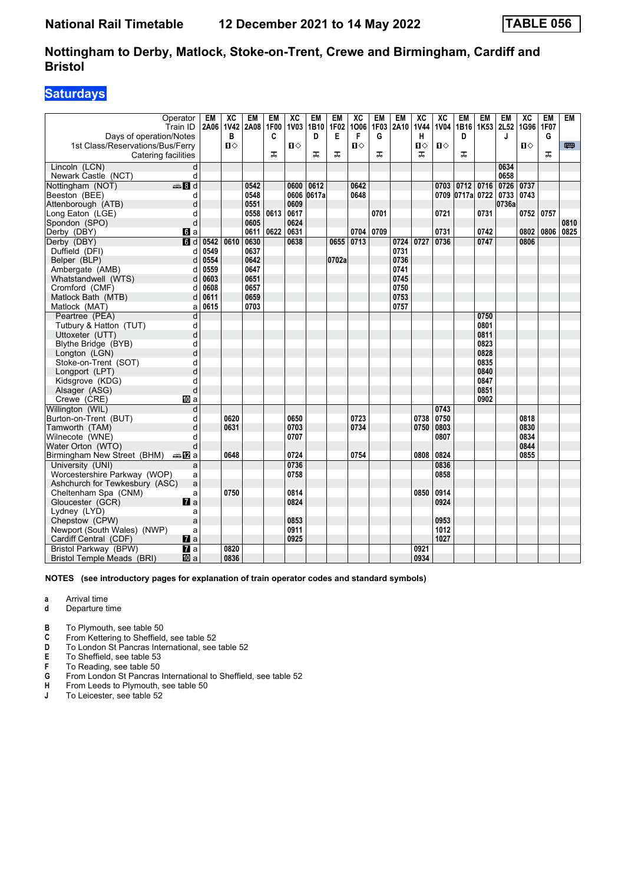# National Rail Timetable 12 December 2021 to 14 May 2022 TABLE 056

## Nottingham to Derby, Matlock, Stoke-on-Trent, Crewe and Birmingham, Cardiff and Bristol

### Saturdays

| Operator | | EM | XC | EM | EM | XC | EM | EM | XC | EM | EM | XC | XC | EM | EM | EM | XC | EM | EM |
|---|---|---|---|---|---|---|---|---|---|---|---|---|---|---|---|---|---|---|---|
| Train ID | | 2A06 | 1V42 | 2A08 | 1F00 | 1V03 | 1B10 | 1F02 | 1O06 | 1F03 | 2A10 | 1V44 | 1V04 | 1B16 | 1K53 | 2L52 | 1G96 | 1F07 | |
| Days of operation/Notes | | | B | | C | | D | E | F | G | | H | | D | | J | | G | |
| 1st Class/Reservations/Bus/Ferry | | | ■◇ | | | ■◇ | | | ■◇ | | | ■◇ | ■◇ | | | | ■◇ | | 🚌 |
| Catering facilities | | | | | ✠ | | ✠ | ✠ | | ✠ | | ✠ | | ✠ | | | | ✠ | |
| Lincoln (LCN) | d | | | | | | | | | | | | | | | 0634 | | | |
| Newark Castle (NCT) | d | | | | | | | | | | | | | | | 0658 | | | |
| Nottingham (NOT) | 🚌 8 d | | | 0542 | | 0600 | 0612 | | 0642 | | | | 0703 | 0712 | 0716 | 0726 | 0737 | | |
| Beeston (BEE) | d | | | 0548 | | 0606 | 0617a | | 0648 | | | | 0709 | 0717a | 0722 | 0733 | 0743 | | |
| Attenborough (ATB) | d | | | 0551 | | 0609 | | | | | | | | | | 0736a | | | |
| Long Eaton (LGE) | d | | | 0558 | 0613 | 0617 | | | | 0701 | | | 0721 | | 0731 | | 0752 | 0757 | |
| Spondon (SPO) | d | | | 0605 | | 0624 | | | | | | | | | | | | | 0810 |
| Derby (DBY) | 6 a | | | 0611 | 0622 | 0631 | | | 0704 | 0709 | | | 0731 | | 0742 | | 0802 | 0806 | 0825 |
| Derby (DBY) | 6 d | 0542 | 0610 | 0630 | | 0638 | | 0655 | 0713 | | 0724 | 0727 | 0736 | | 0747 | | 0806 | | |
| Duffield (DFI) | d | 0549 | | 0637 | | | | | | | 0731 | | | | | | | | |
| Belper (BLP) | d | 0554 | | 0642 | | | | 0702a | | | 0736 | | | | | | | | |
| Ambergate (AMB) | d | 0559 | | 0647 | | | | | | | 0741 | | | | | | | | |
| Whatstandwell (WTS) | d | 0603 | | 0651 | | | | | | | 0745 | | | | | | | | |
| Cromford (CMF) | d | 0608 | | 0657 | | | | | | | 0750 | | | | | | | | |
| Matlock Bath (MTB) | d | 0611 | | 0659 | | | | | | | 0753 | | | | | | | | |
| Matlock (MAT) | a | 0615 | | 0703 | | | | | | | 0757 | | | | | | | | |
| Peartree (PEA) | d | | | | | | | | | | | | | | 0750 | | | | |
| Tutbury & Hatton (TUT) | d | | | | | | | | | | | | | | 0801 | | | | |
| Uttoxeter (UTT) | d | | | | | | | | | | | | | | 0811 | | | | |
| Blythe Bridge (BYB) | d | | | | | | | | | | | | | | 0823 | | | | |
| Longton (LGN) | d | | | | | | | | | | | | | | 0828 | | | | |
| Stoke-on-Trent (SOT) | d | | | | | | | | | | | | | | 0835 | | | | |
| Longport (LPT) | d | | | | | | | | | | | | | | 0840 | | | | |
| Kidsgrove (KDG) | d | | | | | | | | | | | | | | 0847 | | | | |
| Alsager (ASG) | d | | | | | | | | | | | | | | 0851 | | | | |
| Crewe (CRE) | 10 a | | | | | | | | | | | | | | 0902 | | | | |
| Willington (WIL) | d | | | | | | | | | | | | 0743 | | | | | | |
| Burton-on-Trent (BUT) | d | | 0620 | | | 0650 | | | 0723 | | | 0738 | 0750 | | | | 0818 | | |
| Tamworth (TAM) | d | | 0631 | | | 0703 | | | 0734 | | | 0750 | 0803 | | | | 0830 | | |
| Wilnecote (WNE) | d | | | | | 0707 | | | | | | | 0807 | | | | 0834 | | |
| Water Orton (WTO) | d | | | | | | | | | | | | | | | | 0844 | | |
| Birmingham New Street (BHM) | 🚌 12 a | | 0648 | | | 0724 | | | 0754 | | | 0808 | 0824 | | | | 0855 | | |
| University (UNI) | a | | | | | 0736 | | | | | | | 0836 | | | | | | |
| Worcestershire Parkway (WOP) | a | | | | | 0758 | | | | | | | 0858 | | | | | | |
| Ashchurch for Tewkesbury (ASC) | a | | | | | | | | | | | | | | | | | | |
| Cheltenham Spa (CNM) | a | | 0750 | | | 0814 | | | | | | 0850 | 0914 | | | | | | |
| Gloucester (GCR) | 7 a | | | | | 0824 | | | | | | | 0924 | | | | | | |
| Lydney (LYD) | a | | | | | | | | | | | | | | | | | | |
| Chepstow (CPW) | a | | | | | 0853 | | | | | | | 0953 | | | | | | |
| Newport (South Wales) (NWP) | a | | | | | 0911 | | | | | | | 1012 | | | | | | |
| Cardiff Central (CDF) | 7 a | | | | | 0925 | | | | | | | 1027 | | | | | | |
| Bristol Parkway (BPW) | 7 a | | 0820 | | | | | | | | | 0921 | | | | | | | |
| Bristol Temple Meads (BRI) | 10 a | | 0836 | | | | | | | | | 0934 | | | | | | | |

**NOTES (see introductory pages for explanation of train operator codes and standard symbols)**

- **a** Arrival time
- **d** Departure time

- **B** To Plymouth, see table 50
- **C** From Kettering to Sheffield, see table 52
- **D** To London St Pancras International, see table 52
- **E** To Sheffield, see table 53
- **F** To Reading, see table 50
- **G** From London St Pancras International to Sheffield, see table 52
- **H** From Leeds to Plymouth, see table 50
- **J** To Leicester, see table 52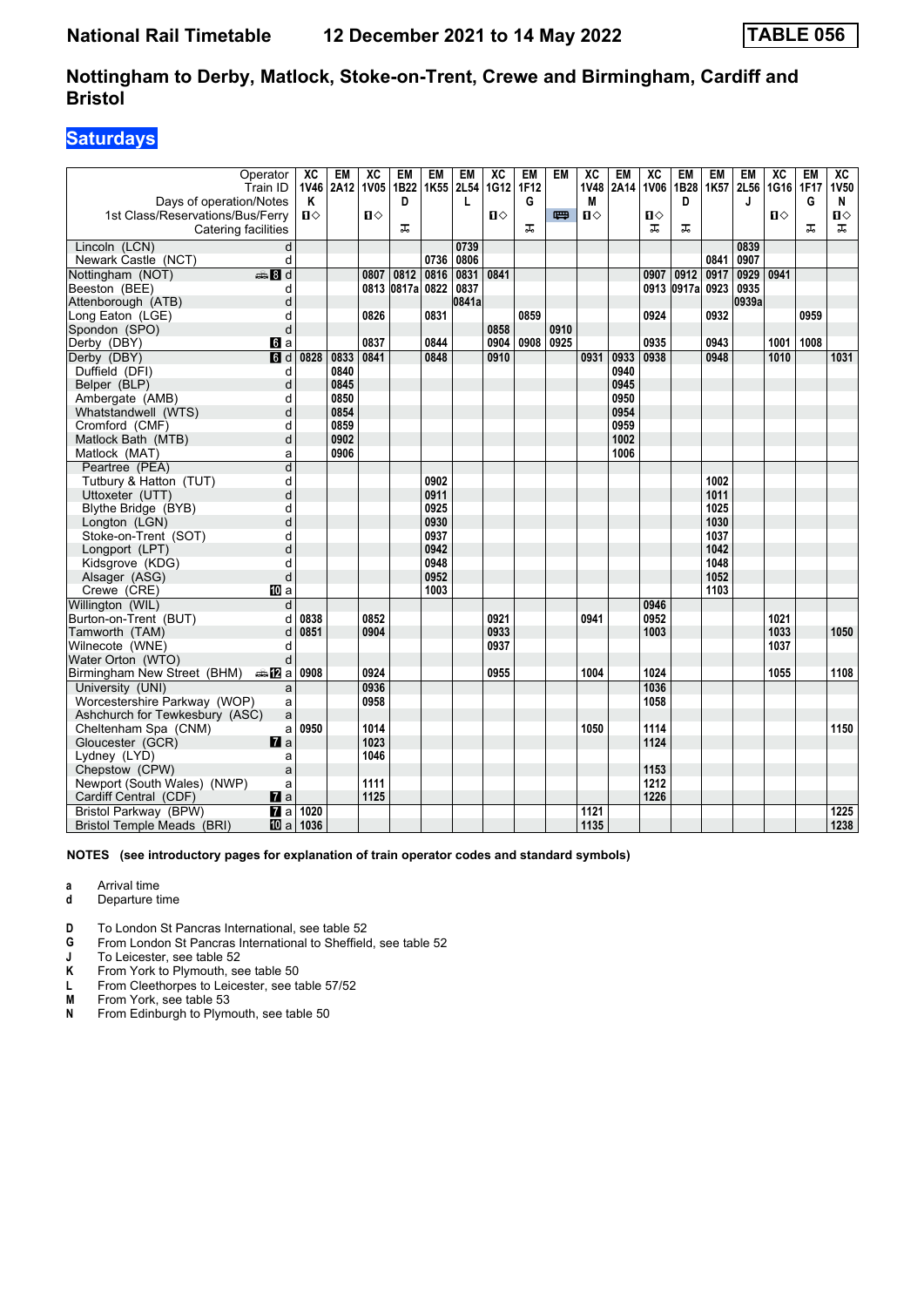# National Rail Timetable 12 December 2021 to 14 May 2022 TABLE 056

## Nottingham to Derby, Matlock, Stoke-on-Trent, Crewe and Birmingham, Cardiff and Bristol

### Saturdays

| Operator | | XC | EM | XC | EM | EM | EM | XC | EM | EM | XC | EM | XC | EM | EM | EM | XC | EM | XC |
|---|---|---|---|---|---|---|---|---|---|---|---|---|---|---|---|---|---|---|---|
| Train ID | | 1V46 | 2A12 | 1V05 | 1B22 | 1K55 | 2L54 | 1G12 | 1F12 | | 1V48 | 2A14 | 1V06 | 1B28 | 1K57 | 2L56 | 1G16 | 1F17 | 1V50 |
| Days of operation/Notes | | K | | | D | | L | | G | | M | | | D | | J | | G | N |
| 1st Class/Reservations/Bus/Ferry | | ■◇ | | ■◇ | | | | ■◇ | | 🚌 | ■◇ | | ■◇ | | | | ■◇ | | ■◇ |
| Catering facilities | | | | | ☕ | | | | ☕ | | | | ☕ | ☕ | | | | ☕ | ☕ |
| Lincoln (LCN) | d | | | | | | 0739 | | | | | | | | | 0839 | | | |
| Newark Castle (NCT) | d | | | | | 0736 | 0806 | | | | | | | | 0841 | 0907 | | | |
| Nottingham (NOT) | 🚌 8 d | | | 0807 | 0812 | 0816 | 0831 | 0841 | | | | | 0907 | 0912 | 0917 | 0929 | 0941 | | |
| Beeston (BEE) | d | | | 0813 | 0817a | 0822 | 0837 | | | | | | 0913 | 0917a | 0923 | 0935 | | | |
| Attenborough (ATB) | d | | | | | | 0841a | | | | | | | | | 0939a | | | |
| Long Eaton (LGE) | d | | | 0826 | | 0831 | | | 0859 | | | | 0924 | | 0932 | | | 0959 | |
| Spondon (SPO) | d | | | | | | | 0858 | | 0910 | | | | | | | | | |
| Derby (DBY) | 6 a | | | 0837 | | 0844 | | 0904 | 0908 | 0925 | | | 0935 | | 0943 | | 1001 | 1008 | |
| Derby (DBY) | 6 d | 0828 | 0833 | 0841 | | 0848 | | 0910 | | | 0931 | 0933 | 0938 | | 0948 | | 1010 | | 1031 |
| Duffield (DFI) | d | | 0840 | | | | | | | | | 0940 | | | | | | | |
| Belper (BLP) | d | | 0845 | | | | | | | | | 0945 | | | | | | | |
| Ambergate (AMB) | d | | 0850 | | | | | | | | | 0950 | | | | | | | |
| Whatstandwell (WTS) | d | | 0854 | | | | | | | | | 0954 | | | | | | | |
| Cromford (CMF) | d | | 0859 | | | | | | | | | 0959 | | | | | | | |
| Matlock Bath (MTB) | d | | 0902 | | | | | | | | | 1002 | | | | | | | |
| Matlock (MAT) | a | | 0906 | | | | | | | | | 1006 | | | | | | | |
| Peartree (PEA) | d | | | | | | | | | | | | | | | | | | |
| Tutbury & Hatton (TUT) | d | | | | | 0902 | | | | | | | | | 1002 | | | | |
| Uttoxeter (UTT) | d | | | | | 0911 | | | | | | | | | 1011 | | | | |
| Blythe Bridge (BYB) | d | | | | | 0925 | | | | | | | | | 1025 | | | | |
| Longton (LGN) | d | | | | | 0930 | | | | | | | | | 1030 | | | | |
| Stoke-on-Trent (SOT) | d | | | | | 0937 | | | | | | | | | 1037 | | | | |
| Longport (LPT) | d | | | | | 0942 | | | | | | | | | 1042 | | | | |
| Kidsgrove (KDG) | d | | | | | 0948 | | | | | | | | | 1048 | | | | |
| Alsager (ASG) | d | | | | | 0952 | | | | | | | | | 1052 | | | | |
| Crewe (CRE) | 10 a | | | | | 1003 | | | | | | | | | 1103 | | | | |
| Willington (WIL) | d | | | | | | | | | | | | 0946 | | | | | | |
| Burton-on-Trent (BUT) | d | 0838 | | 0852 | | | | 0921 | | | 0941 | | 0952 | | | | 1021 | | |
| Tamworth (TAM) | d | 0851 | | 0904 | | | | 0933 | | | | | 1003 | | | | 1033 | | 1050 |
| Wilnecote (WNE) | d | | | | | | | 0937 | | | | | | | | | 1037 | | |
| Water Orton (WTO) | d | | | | | | | | | | | | | | | | | | |
| Birmingham New Street (BHM) | 🚌 12 a | 0908 | | 0924 | | | | 0955 | | | 1004 | | 1024 | | | | 1055 | | 1108 |
| University (UNI) | a | | | 0936 | | | | | | | | | 1036 | | | | | | |
| Worcestershire Parkway (WOP) | a | | | 0958 | | | | | | | | | 1058 | | | | | | |
| Ashchurch for Tewkesbury (ASC) | a | | | | | | | | | | | | | | | | | | |
| Cheltenham Spa (CNM) | a | 0950 | | 1014 | | | | | | | 1050 | | 1114 | | | | | | 1150 |
| Gloucester (GCR) | 7 a | | | 1023 | | | | | | | | | 1124 | | | | | | |
| Lydney (LYD) | a | | | 1046 | | | | | | | | | | | | | | | |
| Chepstow (CPW) | a | | | | | | | | | | | | 1153 | | | | | | |
| Newport (South Wales) (NWP) | a | | | 1111 | | | | | | | | | 1212 | | | | | | |
| Cardiff Central (CDF) | 7 a | | | 1125 | | | | | | | | | 1226 | | | | | | |
| Bristol Parkway (BPW) | 7 a | 1020 | | | | | | | | | 1121 | | | | | | | | 1225 |
| Bristol Temple Meads (BRI) | 10 a | 1036 | | | | | | | | | 1135 | | | | | | | | 1238 |

**NOTES (see introductory pages for explanation of train operator codes and standard symbols)**

- **a** Arrival time
- **d** Departure time

- **D** To London St Pancras International, see table 52
- **G** From London St Pancras International to Sheffield, see table 52
- **J** To Leicester, see table 52
- **K** From York to Plymouth, see table 50
- **L** From Cleethorpes to Leicester, see table 57/52
- **M** From York, see table 53
- **N** From Edinburgh to Plymouth, see table 50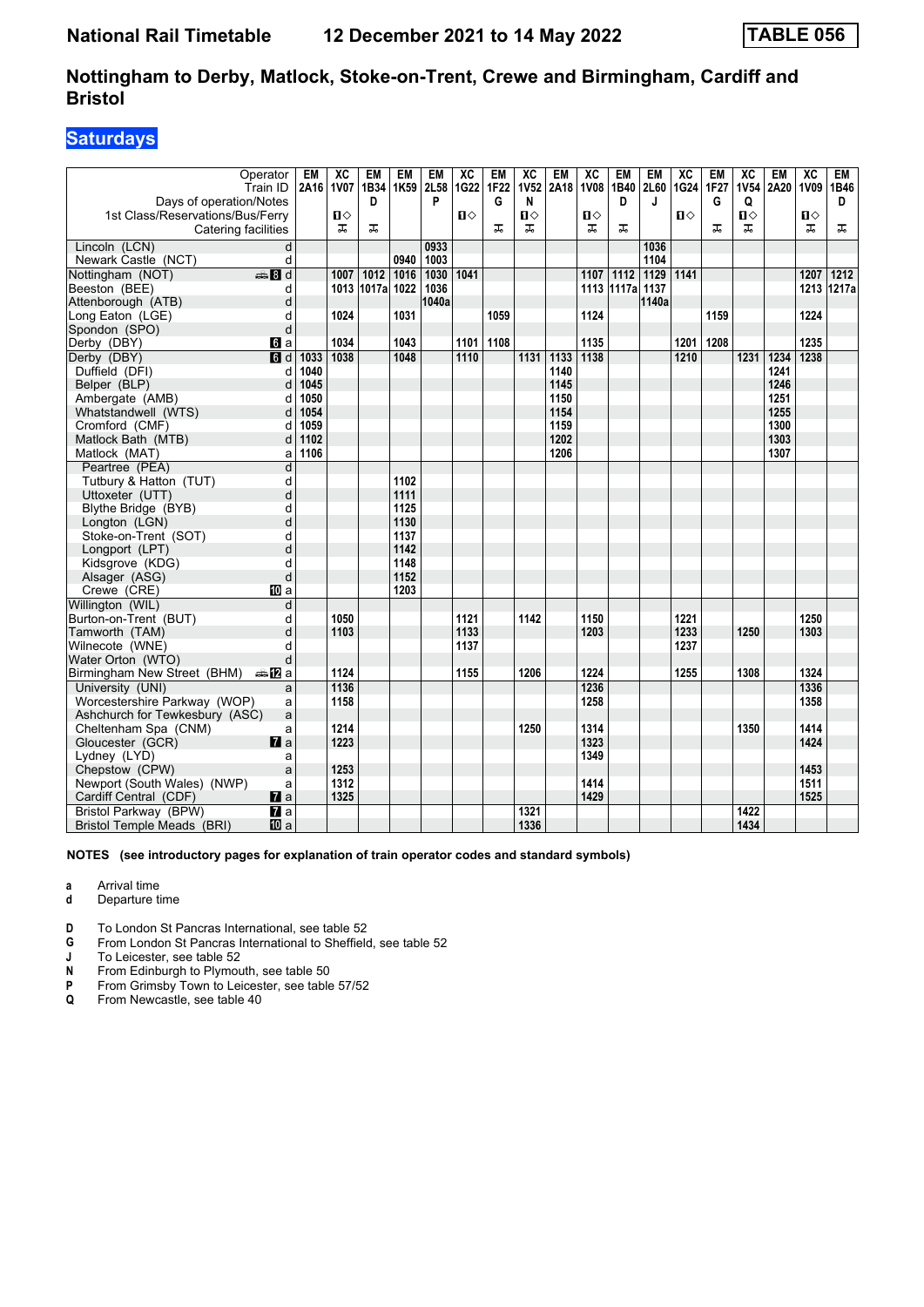# National Rail Timetable    12 December 2021 to 14 May 2022    TABLE 056

## Nottingham to Derby, Matlock, Stoke-on-Trent, Crewe and Birmingham, Cardiff and Bristol

### Saturdays

| Operator | | EM | XC | EM | EM | EM | XC | EM | XC | EM | XC | EM | EM | XC | EM | XC | EM | XC | EM |
|---|---|---|---|---|---|---|---|---|---|---|---|---|---|---|---|---|---|---|---|
| Train ID | | 2A16 | 1V07 | 1B34 | 1K59 | 2L58 | 1G22 | 1F22 | 1V52 | 2A18 | 1V08 | 1B40 | 2L60 | 1G24 | 1F27 | 1V54 | 2A20 | 1V09 | 1B46 |
| Days of operation/Notes | | | | D | | P | | G | N | | | D | J | | G | Q | | | D |
| 1st Class/Reservations/Bus/Ferry | | | 1◇ | | | | 1◇ | | 1◇ | | 1◇ | | | 1◇ | | 1◇ | | 1◇ | |
| Catering facilities | | | ⚻ | ⚻ | | | | ⚻ | ⚻ | | ⚻ | ⚻ | | | ⚻ | ⚻ | | ⚻ | ⚻ |
| Lincoln (LCN) | d | | | | | 0933 | | | | | | | 1036 | | | | | | |
| Newark Castle (NCT) | d | | | | 0940 | 1003 | | | | | | | 1104 | | | | | | |
| Nottingham (NOT) | 8 d | | 1007 | 1012 | 1016 | 1030 | 1041 | | | | 1107 | 1112 | 1129 | 1141 | | | | 1207 | 1212 |
| Beeston (BEE) | d | | 1013 | 1017a | 1022 | 1036 | | | | | 1113 | 1117a | 1137 | | | | | 1213 | 1217a |
| Attenborough (ATB) | d | | | | | 1040a | | | | | | | 1140a | | | | | | |
| Long Eaton (LGE) | d | | 1024 | | 1031 | | | 1059 | | | 1124 | | | | 1159 | | | 1224 | |
| Spondon (SPO) | d | | | | | | | | | | | | | | | | | | |
| Derby (DBY) | 6 a | | 1034 | | 1043 | | 1101 | 1108 | | | 1135 | | | 1201 | 1208 | | | 1235 | |
| Derby (DBY) | 6 d | 1033 | 1038 | | 1048 | | 1110 | | 1131 | 1133 | 1138 | | | 1210 | | 1231 | 1234 | 1238 | |
| Duffield (DFI) | d | 1040 | | | | | | | | 1140 | | | | | | | 1241 | | |
| Belper (BLP) | d | 1045 | | | | | | | | 1145 | | | | | | | 1246 | | |
| Ambergate (AMB) | d | 1050 | | | | | | | | 1150 | | | | | | | 1251 | | |
| Whatstandwell (WTS) | d | 1054 | | | | | | | | 1154 | | | | | | | 1255 | | |
| Cromford (CMF) | d | 1059 | | | | | | | | 1159 | | | | | | | 1300 | | |
| Matlock Bath (MTB) | d | 1102 | | | | | | | | 1202 | | | | | | | 1303 | | |
| Matlock (MAT) | a | 1106 | | | | | | | | 1206 | | | | | | | 1307 | | |
| Peartree (PEA) | d | | | | | | | | | | | | | | | | | | |
| Tutbury & Hatton (TUT) | d | | | | 1102 | | | | | | | | | | | | | | |
| Uttoxeter (UTT) | d | | | | 1111 | | | | | | | | | | | | | | |
| Blythe Bridge (BYB) | d | | | | 1125 | | | | | | | | | | | | | | |
| Longton (LGN) | d | | | | 1130 | | | | | | | | | | | | | | |
| Stoke-on-Trent (SOT) | d | | | | 1137 | | | | | | | | | | | | | | |
| Longport (LPT) | d | | | | 1142 | | | | | | | | | | | | | | |
| Kidsgrove (KDG) | d | | | | 1148 | | | | | | | | | | | | | | |
| Alsager (ASG) | d | | | | 1152 | | | | | | | | | | | | | | |
| Crewe (CRE) | 10 a | | | | 1203 | | | | | | | | | | | | | | |
| Willington (WIL) | d | | | | | | | | | | | | | | | | | | |
| Burton-on-Trent (BUT) | d | | 1050 | | | | 1121 | | 1142 | | 1150 | | | 1221 | | | | 1250 | |
| Tamworth (TAM) | d | | 1103 | | | | 1133 | | | | 1203 | | | 1233 | | 1250 | | 1303 | |
| Wilnecote (WNE) | d | | | | | | 1137 | | | | | | | 1237 | | | | | |
| Water Orton (WTO) | d | | | | | | | | | | | | | | | | | | |
| Birmingham New Street (BHM) | 12 a | | 1124 | | | | 1155 | | 1206 | | 1224 | | | 1255 | | 1308 | | 1324 | |
| University (UNI) | a | | 1136 | | | | | | | | 1236 | | | | | | | 1336 | |
| Worcestershire Parkway (WOP) | a | | 1158 | | | | | | | | 1258 | | | | | | | 1358 | |
| Ashchurch for Tewkesbury (ASC) | a | | | | | | | | | | | | | | | | | | |
| Cheltenham Spa (CNM) | a | | 1214 | | | | | | 1250 | | 1314 | | | | | 1350 | | 1414 | |
| Gloucester (GCR) | 7 a | | 1223 | | | | | | | | 1323 | | | | | | | 1424 | |
| Lydney (LYD) | a | | | | | | | | | | 1349 | | | | | | | | |
| Chepstow (CPW) | a | | 1253 | | | | | | | | | | | | | | | 1453 | |
| Newport (South Wales) (NWP) | a | | 1312 | | | | | | | | 1414 | | | | | | | 1511 | |
| Cardiff Central (CDF) | 7 a | | 1325 | | | | | | | | 1429 | | | | | | | 1525 | |
| Bristol Parkway (BPW) | 7 a | | | | | | | | 1321 | | | | | | | 1422 | | | |
| Bristol Temple Meads (BRI) | 10 a | | | | | | | | 1336 | | | | | | | 1434 | | | |

**NOTES (see introductory pages for explanation of train operator codes and standard symbols)**

- **a** Arrival time
- **d** Departure time

- **D** To London St Pancras International, see table 52
- **G** From London St Pancras International to Sheffield, see table 52
- **J** To Leicester, see table 52
- **N** From Edinburgh to Plymouth, see table 50
- **P** From Grimsby Town to Leicester, see table 57/52
- **Q** From Newcastle, see table 40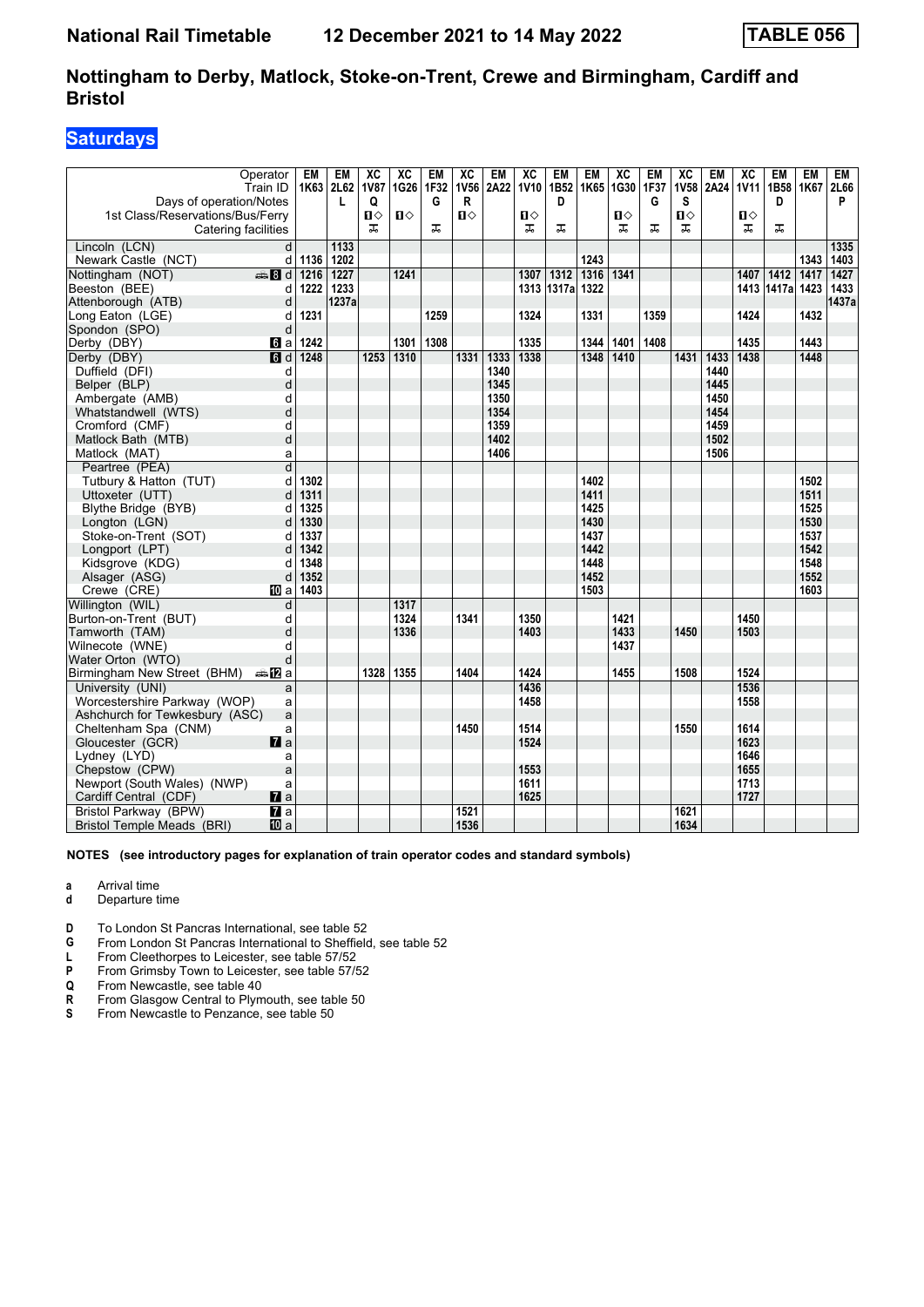# National Rail Timetable 12 December 2021 to 14 May 2022 TABLE 056

## Nottingham to Derby, Matlock, Stoke-on-Trent, Crewe and Birmingham, Cardiff and Bristol

### Saturdays

| Operator | | EM | EM | XC | XC | EM | XC | EM | XC | EM | EM | XC | EM | XC | EM | XC | EM | EM | EM |
|---|---|---|---|---|---|---|---|---|---|---|---|---|---|---|---|---|---|---|---|
| Train ID | | 1K63 | 2L62 | 1V87 | 1G26 | 1F32 | 1V56 | 2A22 | 1V10 | 1B52 | 1K65 | 1G30 | 1F37 | 1V58 | 2A24 | 1V11 | 1B58 | 1K67 | 2L66 |
| Days of operation/Notes | | | L | Q | | G | R | | | D | | | G | S | | | D | | P |
| 1st Class/Reservations/Bus/Ferry | | | | ◼◇ | ◼◇ | | ◼◇ | | ◼◇ | | | ◼◇ | | ◼◇ | | ◼◇ | | | |
| Catering facilities | | | | ⚹ | | ⚹ | | | ⚹ | ⚹ | | ⚹ | ⚹ | ⚹ | | ⚹ | ⚹ | | |
| Lincoln (LCN) | d | | 1133 | | | | | | | | | | | | | | | | 1335 |
| Newark Castle (NCT) | d | 1136 | 1202 | | | | | | | | 1243 | | | | | | | 1343 | 1403 |
| Nottingham (NOT) | d | 1216 | 1227 | | 1241 | | | | 1307 | 1312 | 1316 | 1341 | | | | 1407 | 1412 | 1417 | 1427 |
| Beeston (BEE) | d | 1222 | 1233 | | | | | | 1313 | 1317a | 1322 | | | | | 1413 | 1417a | 1423 | 1433 |
| Attenborough (ATB) | d | | 1237a | | | | | | | | | | | | | | | | 1437a |
| Long Eaton (LGE) | d | 1231 | | | | 1259 | | | 1324 | | 1331 | | 1359 | | | 1424 | | 1432 | |
| Spondon (SPO) | d | | | | | | | | | | | | | | | | | | |
| Derby (DBY) | a | 1242 | | | 1301 | 1308 | | | 1335 | | 1344 | 1401 | 1408 | | | 1435 | | 1443 | |
| Derby (DBY) | d | 1248 | | 1253 | 1310 | | 1331 | 1333 | 1338 | | 1348 | 1410 | | 1431 | 1433 | 1438 | | 1448 | |
| Duffield (DFI) | d | | | | | | | 1340 | | | | | | | 1440 | | | | |
| Belper (BLP) | d | | | | | | | 1345 | | | | | | | 1445 | | | | |
| Ambergate (AMB) | d | | | | | | | 1350 | | | | | | | 1450 | | | | |
| Whatstandwell (WTS) | d | | | | | | | 1354 | | | | | | | 1454 | | | | |
| Cromford (CMF) | d | | | | | | | 1359 | | | | | | | 1459 | | | | |
| Matlock Bath (MTB) | d | | | | | | | 1402 | | | | | | | 1502 | | | | |
| Matlock (MAT) | a | | | | | | | 1406 | | | | | | | 1506 | | | | |
| Peartree (PEA) | d | | | | | | | | | | | | | | | | | | |
| Tutbury & Hatton (TUT) | d | 1302 | | | | | | | | | 1402 | | | | | | | 1502 | |
| Uttoxeter (UTT) | d | 1311 | | | | | | | | | 1411 | | | | | | | 1511 | |
| Blythe Bridge (BYB) | d | 1325 | | | | | | | | | 1425 | | | | | | | 1525 | |
| Longton (LGN) | d | 1330 | | | | | | | | | 1430 | | | | | | | 1530 | |
| Stoke-on-Trent (SOT) | d | 1337 | | | | | | | | | 1437 | | | | | | | 1537 | |
| Longport (LPT) | d | 1342 | | | | | | | | | 1442 | | | | | | | 1542 | |
| Kidsgrove (KDG) | d | 1348 | | | | | | | | | 1448 | | | | | | | 1548 | |
| Alsager (ASG) | d | 1352 | | | | | | | | | 1452 | | | | | | | 1552 | |
| Crewe (CRE) | a | 1403 | | | | | | | | | 1503 | | | | | | | 1603 | |
| Willington (WIL) | d | | | | 1317 | | | | | | | | | | | | | | |
| Burton-on-Trent (BUT) | d | | | | 1324 | | 1341 | | 1350 | | | 1421 | | | | 1450 | | | |
| Tamworth (TAM) | d | | | | 1336 | | | | 1403 | | | 1433 | | 1450 | | 1503 | | | |
| Wilnecote (WNE) | d | | | | | | | | | | | 1437 | | | | | | | |
| Water Orton (WTO) | d | | | | | | | | | | | | | | | | | | |
| Birmingham New Street (BHM) | a | | | 1328 | 1355 | | 1404 | | 1424 | | | 1455 | | 1508 | | 1524 | | | |
| University (UNI) | a | | | | | | | | 1436 | | | | | | | 1536 | | | |
| Worcestershire Parkway (WOP) | a | | | | | | | | 1458 | | | | | | | 1558 | | | |
| Ashchurch for Tewkesbury (ASC) | a | | | | | | | | | | | | | | | | | | |
| Cheltenham Spa (CNM) | a | | | | | | 1450 | | 1514 | | | | | 1550 | | 1614 | | | |
| Gloucester (GCR) | a | | | | | | | | 1524 | | | | | | | 1623 | | | |
| Lydney (LYD) | a | | | | | | | | | | | | | | | 1646 | | | |
| Chepstow (CPW) | a | | | | | | | | 1553 | | | | | | | 1655 | | | |
| Newport (South Wales) (NWP) | a | | | | | | | | 1611 | | | | | | | 1713 | | | |
| Cardiff Central (CDF) | a | | | | | | | | 1625 | | | | | | | 1727 | | | |
| Bristol Parkway (BPW) | a | | | | | | 1521 | | | | | | | 1621 | | | | | |
| Bristol Temple Meads (BRI) | a | | | | | | 1536 | | | | | | | 1634 | | | | | |

**NOTES (see introductory pages for explanation of train operator codes and standard symbols)**

- **a** Arrival time
- **d** Departure time

- **D** To London St Pancras International, see table 52
- **G** From London St Pancras International to Sheffield, see table 52
- **L** From Cleethorpes to Leicester, see table 57/52
- **P** From Grimsby Town to Leicester, see table 57/52
- **Q** From Newcastle, see table 40
- **R** From Glasgow Central to Plymouth, see table 50
- **S** From Newcastle to Penzance, see table 50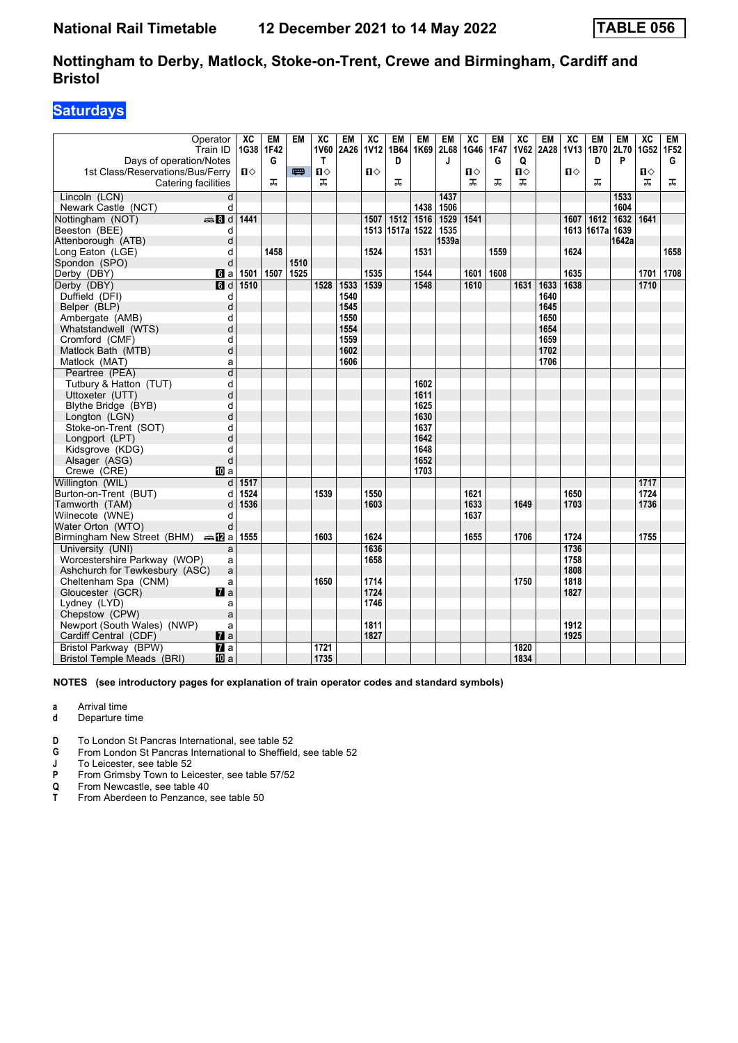# National Rail Timetable — 12 December 2021 to 14 May 2022 — TABLE 056

## Nottingham to Derby, Matlock, Stoke-on-Trent, Crewe and Birmingham, Cardiff and Bristol

### Saturdays

| Operator | | XC | EM | EM | XC | EM | XC | EM | EM | EM | XC | EM | XC | EM | XC | EM | EM | XC | EM |
|---|---|---|---|---|---|---|---|---|---|---|---|---|---|---|---|---|---|---|---|
| Train ID | | 1G38 | 1F42 | | 1V60 | 2A26 | 1V12 | 1B64 | 1K69 | 2L68 | 1G46 | 1F47 | 1V62 | 2A28 | 1V13 | 1B70 | 2L70 | 1G52 | 1F52 |
| Days of operation/Notes | | | G | | T | | | D | | J | | G | Q | | | D | P | | G |
| 1st Class/Reservations/Bus/Ferry | | ■◇ | | 🚌 | ■◇ | | ■◇ | | | | ■◇ | | ■◇ | | ■◇ | | | ■◇ | |
| Catering facilities | | | ⚒ | | ⚒ | | | ⚒ | | | ⚒ | ⚒ | ⚒ | | | ⚒ | | ⚒ | ⚒ |
| Lincoln (LCN) | d | | | | | | | | | 1437 | | | | | | | 1533 | | |
| Newark Castle (NCT) | d | | | | | | | | 1438 | 1506 | | | | | | | 1604 | | |
| Nottingham (NOT) 🚌 8 | d | 1441 | | | | | 1507 | 1512 | 1516 | 1529 | 1541 | | | | 1607 | 1612 | 1632 | 1641 | |
| Beeston (BEE) | d | | | | | | 1513 | 1517a | 1522 | 1535 | | | | | 1613 | 1617a | 1639 | | |
| Attenborough (ATB) | d | | | | | | | | | 1539a | | | | | | | 1642a | | |
| Long Eaton (LGE) | d | | 1458 | | | | 1524 | | 1531 | | | 1559 | | | 1624 | | | | 1658 |
| Spondon (SPO) | d | | | 1510 | | | | | | | | | | | | | | | |
| Derby (DBY) 6 | a | 1501 | 1507 | 1525 | | | 1535 | | 1544 | | 1601 | 1608 | | | 1635 | | | 1701 | 1708 |
| Derby (DBY) 6 | d | 1510 | | | 1528 | 1533 | 1539 | | 1548 | | 1610 | | 1631 | 1633 | 1638 | | | 1710 | |
| Duffield (DFI) | d | | | | | 1540 | | | | | | | | 1640 | | | | | |
| Belper (BLP) | d | | | | | 1545 | | | | | | | | 1645 | | | | | |
| Ambergate (AMB) | d | | | | | 1550 | | | | | | | | 1650 | | | | | |
| Whatstandwell (WTS) | d | | | | | 1554 | | | | | | | | 1654 | | | | | |
| Cromford (CMF) | d | | | | | 1559 | | | | | | | | 1659 | | | | | |
| Matlock Bath (MTB) | d | | | | | 1602 | | | | | | | | 1702 | | | | | |
| Matlock (MAT) | a | | | | | 1606 | | | | | | | | 1706 | | | | | |
| Peartree (PEA) | d | | | | | | | | | | | | | | | | | | |
| Tutbury & Hatton (TUT) | d | | | | | | | | 1602 | | | | | | | | | | |
| Uttoxeter (UTT) | d | | | | | | | | 1611 | | | | | | | | | | |
| Blythe Bridge (BYB) | d | | | | | | | | 1625 | | | | | | | | | | |
| Longton (LGN) | d | | | | | | | | 1630 | | | | | | | | | | |
| Stoke-on-Trent (SOT) | d | | | | | | | | 1637 | | | | | | | | | | |
| Longport (LPT) | d | | | | | | | | 1642 | | | | | | | | | | |
| Kidsgrove (KDG) | d | | | | | | | | 1648 | | | | | | | | | | |
| Alsager (ASG) | d | | | | | | | | 1652 | | | | | | | | | | |
| Crewe (CRE) 10 | a | | | | | | | | 1703 | | | | | | | | | | |
| Willington (WIL) | d | 1517 | | | | | | | | | | | | | | | | 1717 | |
| Burton-on-Trent (BUT) | d | 1524 | | | 1539 | | 1550 | | | | 1621 | | | | 1650 | | | 1724 | |
| Tamworth (TAM) | d | 1536 | | | | | 1603 | | | | 1633 | | 1649 | | 1703 | | | 1736 | |
| Wilnecote (WNE) | d | | | | | | | | | | 1637 | | | | | | | | |
| Water Orton (WTO) | d | | | | | | | | | | | | | | | | | | |
| Birmingham New Street (BHM) 🚌 12 | a | 1555 | | | 1603 | | 1624 | | | | 1655 | | 1706 | | 1724 | | | 1755 | |
| University (UNI) | a | | | | | | 1636 | | | | | | | | 1736 | | | | |
| Worcestershire Parkway (WOP) | a | | | | | | 1658 | | | | | | | | 1758 | | | | |
| Ashchurch for Tewkesbury (ASC) | a | | | | | | | | | | | | | | 1808 | | | | |
| Cheltenham Spa (CNM) | a | | | | 1650 | | 1714 | | | | | | 1750 | | 1818 | | | | |
| Gloucester (GCR) 7 | a | | | | | | 1724 | | | | | | | | 1827 | | | | |
| Lydney (LYD) | a | | | | | | 1746 | | | | | | | | | | | | |
| Chepstow (CPW) | a | | | | | | | | | | | | | | | | | | |
| Newport (South Wales) (NWP) | a | | | | | | 1811 | | | | | | | | 1912 | | | | |
| Cardiff Central (CDF) 7 | a | | | | | | 1827 | | | | | | | | 1925 | | | | |
| Bristol Parkway (BPW) 7 | a | | | | 1721 | | | | | | | | 1820 | | | | | | |
| Bristol Temple Meads (BRI) 10 | a | | | | 1735 | | | | | | | | 1834 | | | | | | |

**NOTES (see introductory pages for explanation of train operator codes and standard symbols)**

- **a** Arrival time
- **d** Departure time

- **D** To London St Pancras International, see table 52
- **G** From London St Pancras International to Sheffield, see table 52
- **J** To Leicester, see table 52
- **P** From Grimsby Town to Leicester, see table 57/52
- **Q** From Newcastle, see table 40
- **T** From Aberdeen to Penzance, see table 50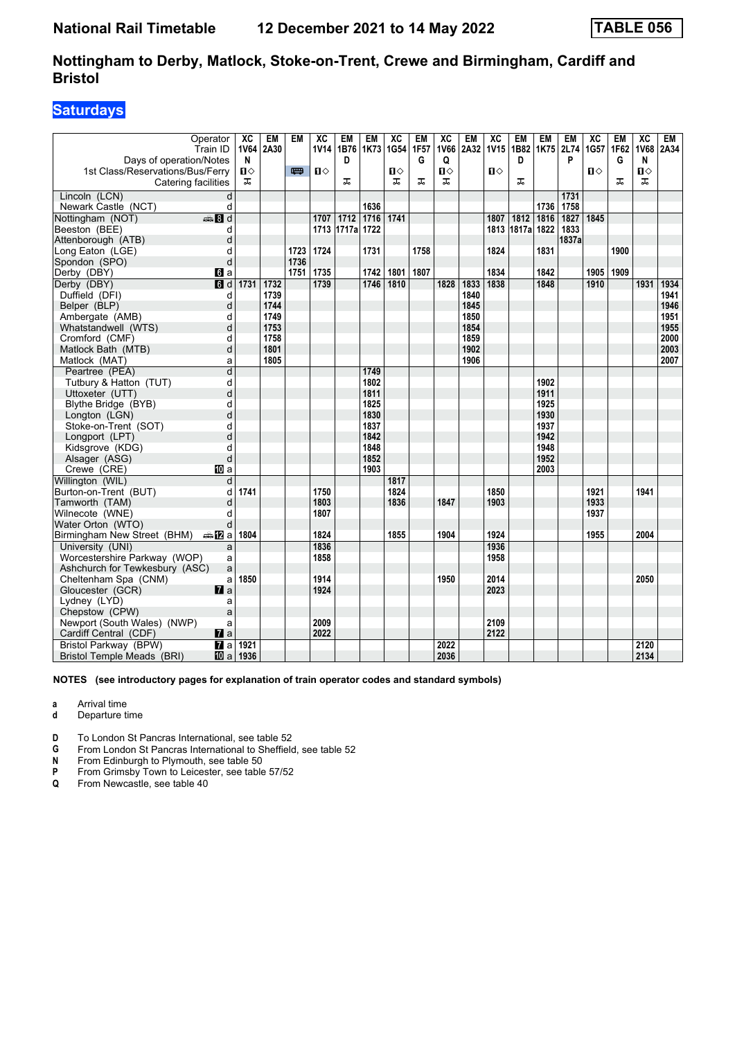# National Rail Timetable — 12 December 2021 to 14 May 2022 — TABLE 056

## Nottingham to Derby, Matlock, Stoke-on-Trent, Crewe and Birmingham, Cardiff and Bristol

### Saturdays

| Operator | | XC | EM | EM | XC | EM | EM | XC | EM | XC | EM | XC | EM | EM | EM | XC | EM | XC | EM |
|---|---|---|---|---|---|---|---|---|---|---|---|---|---|---|---|---|---|---|---|
| Train ID | | 1V64 | 2A30 | | 1V14 | 1B76 | 1K73 | 1G54 | 1F57 | 1V66 | 2A32 | 1V15 | 1B82 | 1K75 | 2L74 | 1G57 | 1F62 | 1V68 | 2A34 |
| Days of operation/Notes | | N | | | | D | | | G | Q | | | D | | P | | G | N | |
| 1st Class/Reservations/Bus/Ferry | | ■◇ | | 🚌 | ■◇ | | | ■◇ | | ■◇ | | ■◇ | | | | ■◇ | | ■◇ | |
| Catering facilities | | ⊼ | | | | ⊼ | | ⊼ | ⊼ | ⊼ | | | ⊼ | | | | ⊼ | ⊼ | |
| Lincoln (LCN) | d | | | | | | | | | | | | | | 1731 | | | | |
| Newark Castle (NCT) | d | | | | | | 1636 | | | | | | | 1736 | 1758 | | | | |
| Nottingham (NOT) | 🚌 8 d | | | | 1707 | 1712 | 1716 | 1741 | | | | 1807 | 1812 | 1816 | 1827 | 1845 | | | |
| Beeston (BEE) | d | | | | 1713 | 1717a | 1722 | | | | | 1813 | 1817a | 1822 | 1833 | | | | |
| Attenborough (ATB) | d | | | | | | | | | | | | | | 1837a | | | | |
| Long Eaton (LGE) | d | | | 1723 | 1724 | | 1731 | | 1758 | | | 1824 | | 1831 | | | 1900 | | |
| Spondon (SPO) | d | | | 1736 | | | | | | | | | | | | | | | |
| Derby (DBY) | 6 a | | | 1751 | 1735 | | 1742 | 1801 | 1807 | | | 1834 | | 1842 | | 1905 | 1909 | | |
| Derby (DBY) | 6 d | 1731 | 1732 | | 1739 | | 1746 | 1810 | | 1828 | 1833 | 1838 | | 1848 | | 1910 | | 1931 | 1934 |
| Duffield (DFI) | d | | 1739 | | | | | | | | 1840 | | | | | | | | 1941 |
| Belper (BLP) | d | | 1744 | | | | | | | | 1845 | | | | | | | | 1946 |
| Ambergate (AMB) | d | | 1749 | | | | | | | | 1850 | | | | | | | | 1951 |
| Whatstandwell (WTS) | d | | 1753 | | | | | | | | 1854 | | | | | | | | 1955 |
| Cromford (CMF) | d | | 1758 | | | | | | | | 1859 | | | | | | | | 2000 |
| Matlock Bath (MTB) | d | | 1801 | | | | | | | | 1902 | | | | | | | | 2003 |
| Matlock (MAT) | a | | 1805 | | | | | | | | 1906 | | | | | | | | 2007 |
| Peartree (PEA) | d | | | | | | 1749 | | | | | | | | | | | | |
| Tutbury & Hatton (TUT) | d | | | | | | 1802 | | | | | | | 1902 | | | | | |
| Uttoxeter (UTT) | d | | | | | | 1811 | | | | | | | 1911 | | | | | |
| Blythe Bridge (BYB) | d | | | | | | 1825 | | | | | | | 1925 | | | | | |
| Longton (LGN) | d | | | | | | 1830 | | | | | | | 1930 | | | | | |
| Stoke-on-Trent (SOT) | d | | | | | | 1837 | | | | | | | 1937 | | | | | |
| Longport (LPT) | d | | | | | | 1842 | | | | | | | 1942 | | | | | |
| Kidsgrove (KDG) | d | | | | | | 1848 | | | | | | | 1948 | | | | | |
| Alsager (ASG) | d | | | | | | 1852 | | | | | | | 1952 | | | | | |
| Crewe (CRE) | 10 a | | | | | | 1903 | | | | | | | 2003 | | | | | |
| Willington (WIL) | d | | | | | | | 1817 | | | | | | | | | | | |
| Burton-on-Trent (BUT) | d | 1741 | | | 1750 | | | 1824 | | | | 1850 | | | | 1921 | | 1941 | |
| Tamworth (TAM) | d | | | | 1803 | | | 1836 | | 1847 | | 1903 | | | | 1933 | | | |
| Wilnecote (WNE) | d | | | | 1807 | | | | | | | | | | | 1937 | | | |
| Water Orton (WTO) | d | | | | | | | | | | | | | | | | | | |
| Birmingham New Street (BHM) | 🚌 12 a | 1804 | | | 1824 | | | 1855 | | 1904 | | 1924 | | | | 1955 | | 2004 | |
| University (UNI) | a | | | | 1836 | | | | | | | 1936 | | | | | | | |
| Worcestershire Parkway (WOP) | a | | | | 1858 | | | | | | | 1958 | | | | | | | |
| Ashchurch for Tewkesbury (ASC) | a | | | | | | | | | | | | | | | | | | |
| Cheltenham Spa (CNM) | a | 1850 | | | 1914 | | | | | 1950 | | 2014 | | | | | | 2050 | |
| Gloucester (GCR) | 7 a | | | | 1924 | | | | | | | 2023 | | | | | | | |
| Lydney (LYD) | a | | | | | | | | | | | | | | | | | | |
| Chepstow (CPW) | a | | | | | | | | | | | | | | | | | | |
| Newport (South Wales) (NWP) | a | | | | 2009 | | | | | | | 2109 | | | | | | | |
| Cardiff Central (CDF) | 7 a | | | | 2022 | | | | | | | 2122 | | | | | | | |
| Bristol Parkway (BPW) | 7 a | 1921 | | | | | | | | 2022 | | | | | | | | 2120 | |
| Bristol Temple Meads (BRI) | 10 a | 1936 | | | | | | | | 2036 | | | | | | | | 2134 | |

**NOTES (see introductory pages for explanation of train operator codes and standard symbols)**

- **a** Arrival time
- **d** Departure time

- **D** To London St Pancras International, see table 52
- **G** From London St Pancras International to Sheffield, see table 52
- **N** From Edinburgh to Plymouth, see table 50
- **P** From Grimsby Town to Leicester, see table 57/52
- **Q** From Newcastle, see table 40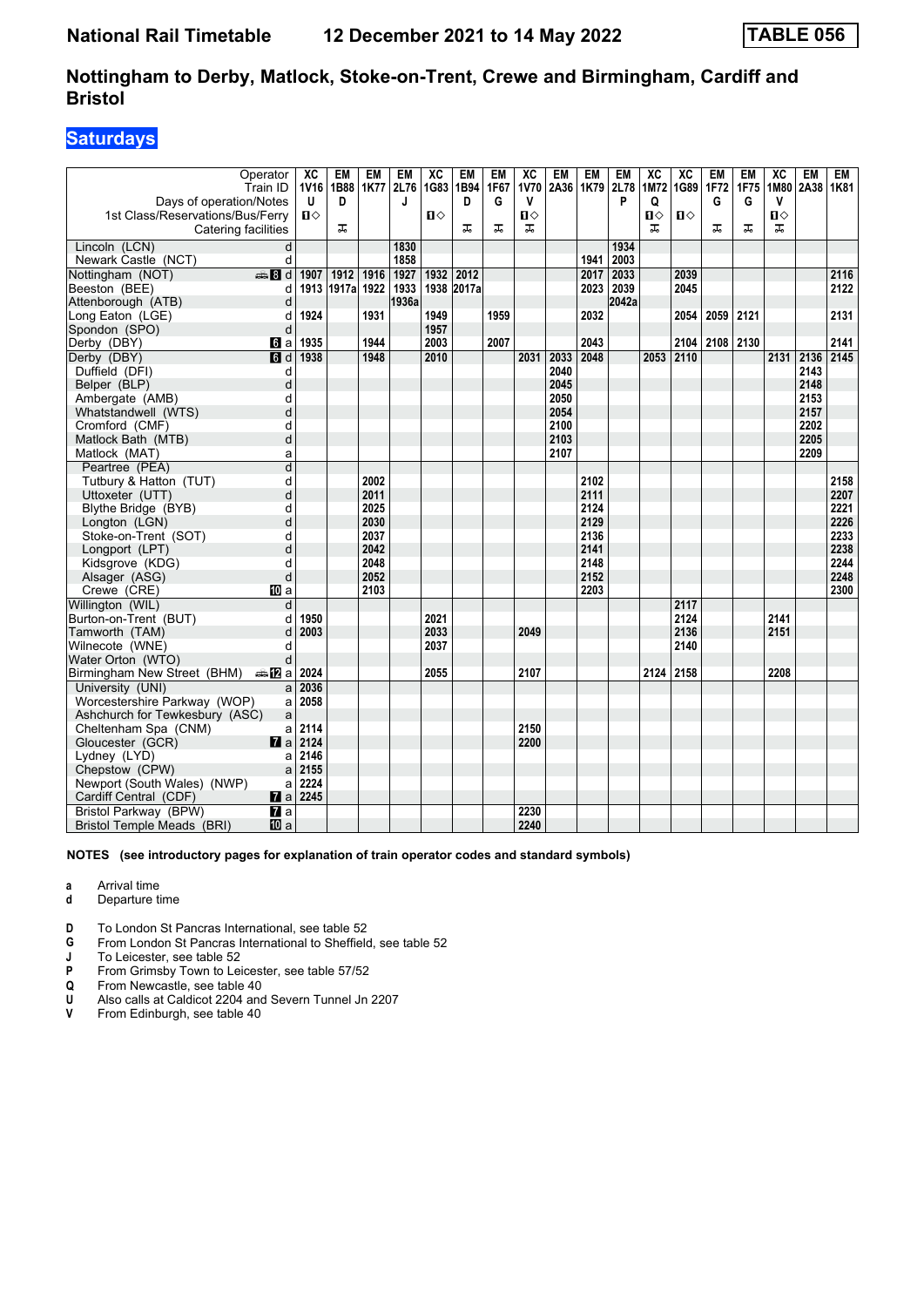# National Rail Timetable — 12 December 2021 to 14 May 2022 — TABLE 056

## Nottingham to Derby, Matlock, Stoke-on-Trent, Crewe and Birmingham, Cardiff and Bristol

### Saturdays

| Operator | | XC | EM | EM | EM | XC | EM | EM | XC | EM | EM | EM | XC | XC | EM | EM | XC | EM | EM |
|---|---|---|---|---|---|---|---|---|---|---|---|---|---|---|---|---|---|---|---|
| Train ID | | 1V16 | 1B88 | 1K77 | 2L76 | 1G83 | 1B94 | 1F67 | 1V70 | 2A36 | 1K79 | 2L78 | 1M72 | 1G89 | 1F72 | 1F75 | 1M80 | 2A38 | 1K81 |
| Days of operation/Notes | | U | D | | J | | D | G | V | | | P | Q | | G | G | V | | |
| 1st Class/Reservations/Bus/Ferry | | 1◇ | | | | 1◇ | | | 1◇ | | | | 1◇ | 1◇ | | | 1◇ | | |
| Catering facilities | | | ☕ | | | | ☕ | ☕ | ☕ | | | | ☕ | | ☕ | ☕ | ☕ | | |
| Lincoln (LCN) | d | | | | 1830 | | | | | | | 1934 | | | | | | | |
| Newark Castle (NCT) | d | | | | 1858 | | | | | | 1941 | 2003 | | | | | | | |
| Nottingham (NOT) | 8 d | 1907 | 1912 | 1916 | 1927 | 1932 | 2012 | | | | 2017 | 2033 | | 2039 | | | | | 2116 |
| Beeston (BEE) | d | 1913 | 1917a | 1922 | 1933 | 1938 | 2017a | | | | 2023 | 2039 | | 2045 | | | | | 2122 |
| Attenborough (ATB) | d | | | | 1936a | | | | | | | 2042a | | | | | | | |
| Long Eaton (LGE) | d | 1924 | | 1931 | | 1949 | | 1959 | | | 2032 | | | 2054 | 2059 | 2121 | | | 2131 |
| Spondon (SPO) | d | | | | | 1957 | | | | | | | | | | | | | |
| Derby (DBY) | 6 a | 1935 | | 1944 | | 2003 | | 2007 | | | 2043 | | | 2104 | 2108 | 2130 | | | 2141 |
| Derby (DBY) | 6 d | 1938 | | 1948 | | 2010 | | | 2031 | 2033 | 2048 | | 2053 | 2110 | | | 2131 | 2136 | 2145 |
| Duffield (DFI) | d | | | | | | | | | 2040 | | | | | | | | 2143 | |
| Belper (BLP) | d | | | | | | | | | 2045 | | | | | | | | 2148 | |
| Ambergate (AMB) | d | | | | | | | | | 2050 | | | | | | | | 2153 | |
| Whatstandwell (WTS) | d | | | | | | | | | 2054 | | | | | | | | 2157 | |
| Cromford (CMF) | d | | | | | | | | | 2100 | | | | | | | | 2202 | |
| Matlock Bath (MTB) | d | | | | | | | | | 2103 | | | | | | | | 2205 | |
| Matlock (MAT) | a | | | | | | | | | 2107 | | | | | | | | 2209 | |
| Peartree (PEA) | d | | | | | | | | | | | | | | | | | | |
| Tutbury & Hatton (TUT) | d | | | 2002 | | | | | | | 2102 | | | | | | | | 2158 |
| Uttoxeter (UTT) | d | | | 2011 | | | | | | | 2111 | | | | | | | | 2207 |
| Blythe Bridge (BYB) | d | | | 2025 | | | | | | | 2124 | | | | | | | | 2221 |
| Longton (LGN) | d | | | 2030 | | | | | | | 2129 | | | | | | | | 2226 |
| Stoke-on-Trent (SOT) | d | | | 2037 | | | | | | | 2136 | | | | | | | | 2233 |
| Longport (LPT) | d | | | 2042 | | | | | | | 2141 | | | | | | | | 2238 |
| Kidsgrove (KDG) | d | | | 2048 | | | | | | | 2148 | | | | | | | | 2244 |
| Alsager (ASG) | d | | | 2052 | | | | | | | 2152 | | | | | | | | 2248 |
| Crewe (CRE) | 10 a | | | 2103 | | | | | | | 2203 | | | | | | | | 2300 |
| Willington (WIL) | d | | | | | | | | | | | | | 2117 | | | | | |
| Burton-on-Trent (BUT) | d | 1950 | | | | 2021 | | | | | | | | 2124 | | | 2141 | | |
| Tamworth (TAM) | d | 2003 | | | | 2033 | | | 2049 | | | | | 2136 | | | 2151 | | |
| Wilnecote (WNE) | d | | | | | 2037 | | | | | | | | 2140 | | | | | |
| Water Orton (WTO) | d | | | | | | | | | | | | | | | | | | |
| Birmingham New Street (BHM) | 12 a | 2024 | | | | 2055 | | | 2107 | | | | 2124 | 2158 | | | 2208 | | |
| University (UNI) | a | 2036 | | | | | | | | | | | | | | | | | |
| Worcestershire Parkway (WOP) | a | 2058 | | | | | | | | | | | | | | | | | |
| Ashchurch for Tewkesbury (ASC) | a | | | | | | | | | | | | | | | | | | |
| Cheltenham Spa (CNM) | a | 2114 | | | | | | | 2150 | | | | | | | | | | |
| Gloucester (GCR) | 7 a | 2124 | | | | | | | 2200 | | | | | | | | | | |
| Lydney (LYD) | a | 2146 | | | | | | | | | | | | | | | | | |
| Chepstow (CPW) | a | 2155 | | | | | | | | | | | | | | | | | |
| Newport (South Wales) (NWP) | a | 2224 | | | | | | | | | | | | | | | | | |
| Cardiff Central (CDF) | 7 a | 2245 | | | | | | | | | | | | | | | | | |
| Bristol Parkway (BPW) | 7 a | | | | | | | | 2230 | | | | | | | | | | |
| Bristol Temple Meads (BRI) | 10 a | | | | | | | | 2240 | | | | | | | | | | |

**NOTES (see introductory pages for explanation of train operator codes and standard symbols)**

- **a** Arrival time
- **d** Departure time

- **D** To London St Pancras International, see table 52
- **G** From London St Pancras International to Sheffield, see table 52
- **J** To Leicester, see table 52
- **P** From Grimsby Town to Leicester, see table 57/52
- **Q** From Newcastle, see table 40
- **U** Also calls at Caldicot 2204 and Severn Tunnel Jn 2207
- **V** From Edinburgh, see table 40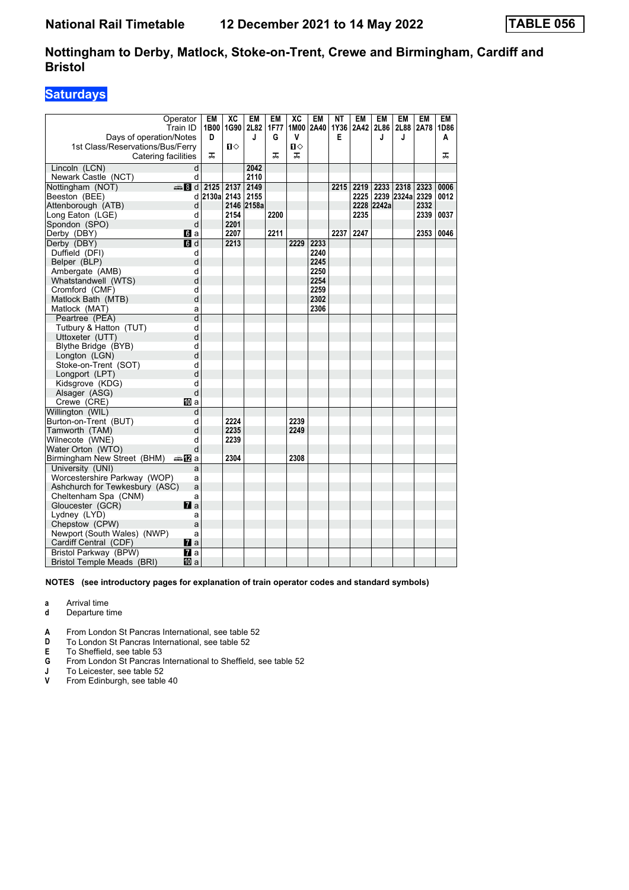# National Rail Timetable 12 December 2021 to 14 May 2022 TABLE 056

## Nottingham to Derby, Matlock, Stoke-on-Trent, Crewe and Birmingham, Cardiff and Bristol

### Saturdays

| Operator | | EM | XC | EM | EM | XC | EM | NT | EM | EM | EM | EM | EM |
|---|---|---|---|---|---|---|---|---|---|---|---|---|---|
| Train ID | | 1B00 | 1G90 | 2L82 | 1F77 | 1M00 | 2A40 | 1Y36 | 2A42 | 2L86 | 2L88 | 2A78 | 1D86 |
| Days of operation/Notes | | D | | J | G | V | | E | | J | J | | A |
| 1st Class/Reservations/Bus/Ferry | | | ■◇ | | | ■◇ | | | | | | | |
| Catering facilities | | ✠ | | | ✠ | ✠ | | | | | | | ✠ |
| Lincoln (LCN) | d | | | 2042 | | | | | | | | | |
| Newark Castle (NCT) | d | | | 2110 | | | | | | | | | |
| Nottingham (NOT) | 8 d | 2125 | 2137 | 2149 | | | | 2215 | 2219 | 2233 | 2318 | 2323 | 0006 |
| Beeston (BEE) | d | 2130a | 2143 | 2155 | | | | | 2225 | 2239 | 2324a | 2329 | 0012 |
| Attenborough (ATB) | d | | 2146 | 2158a | | | | | 2228 | 2242a | | 2332 | |
| Long Eaton (LGE) | d | | 2154 | | 2200 | | | | 2235 | | | 2339 | 0037 |
| Spondon (SPO) | d | | 2201 | | | | | | | | | | |
| Derby (DBY) | 6 a | | 2207 | | 2211 | | | 2237 | 2247 | | | 2353 | 0046 |
| Derby (DBY) | 6 d | | 2213 | | | 2229 | 2233 | | | | | | |
| Duffield (DFI) | d | | | | | | 2240 | | | | | | |
| Belper (BLP) | d | | | | | | 2245 | | | | | | |
| Ambergate (AMB) | d | | | | | | 2250 | | | | | | |
| Whatstandwell (WTS) | d | | | | | | 2254 | | | | | | |
| Cromford (CMF) | d | | | | | | 2259 | | | | | | |
| Matlock Bath (MTB) | d | | | | | | 2302 | | | | | | |
| Matlock (MAT) | a | | | | | | 2306 | | | | | | |
| Peartree (PEA) | d | | | | | | | | | | | | |
| Tutbury & Hatton (TUT) | d | | | | | | | | | | | | |
| Uttoxeter (UTT) | d | | | | | | | | | | | | |
| Blythe Bridge (BYB) | d | | | | | | | | | | | | |
| Longton (LGN) | d | | | | | | | | | | | | |
| Stoke-on-Trent (SOT) | d | | | | | | | | | | | | |
| Longport (LPT) | d | | | | | | | | | | | | |
| Kidsgrove (KDG) | d | | | | | | | | | | | | |
| Alsager (ASG) | d | | | | | | | | | | | | |
| Crewe (CRE) | 10 a | | | | | | | | | | | | |
| Willington (WIL) | d | | | | | | | | | | | | |
| Burton-on-Trent (BUT) | d | | 2224 | | | 2239 | | | | | | | |
| Tamworth (TAM) | d | | 2235 | | | 2249 | | | | | | | |
| Wilnecote (WNE) | d | | 2239 | | | | | | | | | | |
| Water Orton (WTO) | d | | | | | | | | | | | | |
| Birmingham New Street (BHM) | 12 a | | 2304 | | | 2308 | | | | | | | |
| University (UNI) | a | | | | | | | | | | | | |
| Worcestershire Parkway (WOP) | a | | | | | | | | | | | | |
| Ashchurch for Tewkesbury (ASC) | a | | | | | | | | | | | | |
| Cheltenham Spa (CNM) | a | | | | | | | | | | | | |
| Gloucester (GCR) | 7 a | | | | | | | | | | | | |
| Lydney (LYD) | a | | | | | | | | | | | | |
| Chepstow (CPW) | a | | | | | | | | | | | | |
| Newport (South Wales) (NWP) | a | | | | | | | | | | | | |
| Cardiff Central (CDF) | 7 a | | | | | | | | | | | | |
| Bristol Parkway (BPW) | 7 a | | | | | | | | | | | | |
| Bristol Temple Meads (BRI) | 10 a | | | | | | | | | | | | |

**NOTES (see introductory pages for explanation of train operator codes and standard symbols)**

- **a** Arrival time
- **d** Departure time

- **A** From London St Pancras International, see table 52
- **D** To London St Pancras International, see table 52
- **E** To Sheffield, see table 53
- **G** From London St Pancras International to Sheffield, see table 52
- **J** To Leicester, see table 52
- **V** From Edinburgh, see table 40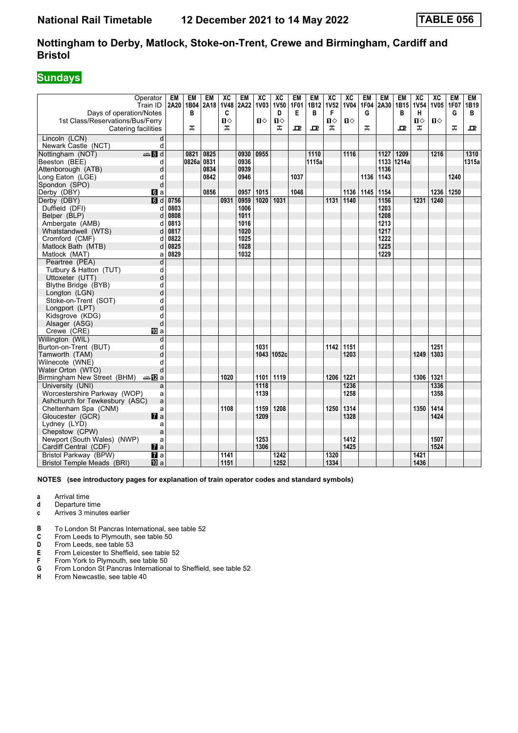# National Rail Timetable 12 December 2021 to 14 May 2022 TABLE 056

## Nottingham to Derby, Matlock, Stoke-on-Trent, Crewe and Birmingham, Cardiff and Bristol

### Sundays

| Operator | EM | EM | EM | XC | EM | XC | XC | EM | EM | XC | XC | EM | EM | EM | XC | XC | EM | EM |
|---|---|---|---|---|---|---|---|---|---|---|---|---|---|---|---|---|---|---|
| Train ID | 2A20 | 1B04 | 2A18 | 1V48 | 2A22 | 1V03 | 1V50 | 1F01 | 1B12 | 1V52 | 1V04 | 1F04 | 2A30 | 1B15 | 1V54 | 1V05 | 1F07 | 1B19 |
| Days of operation/Notes | | B | | C | | | D | E | B | F | | G | | B | H | | G | B |
| 1st Class/Reservations/Bus/Ferry | | | | ■◇ | | ■◇ | ■◇ | | | ■◇ | ■◇ | | | | ■◇ | ■◇ | | |
| Catering facilities | | T | | T | | | T | R | R | T | | T | | R | T | | T | R |
| Lincoln (LCN) d | | | | | | | | | | | | | | | | | | |
| Newark Castle (NCT) d | | | | | | | | | | | | | | | | | | |
| Nottingham (NOT) d | | 0821 | 0825 | | 0930 | 0955 | | | 1110 | | 1116 | | 1127 | 1209 | | 1216 | | 1310 |
| Beeston (BEE) d | | 0826a | 0831 | | 0936 | | | | 1115a | | | | 1133 | 1214a | | | | 1315a |
| Attenborough (ATB) d | | | 0834 | | 0939 | | | | | | | | 1136 | | | | | |
| Long Eaton (LGE) d | | | 0842 | | 0946 | | | 1037 | | | | 1136 | 1143 | | | | 1240 | |
| Spondon (SPO) d | | | | | | | | | | | | | | | | | | |
| Derby (DBY) a | | | 0856 | | 0957 | 1015 | | 1048 | | | 1136 | 1145 | 1154 | | | 1236 | 1250 | |
| Derby (DBY) d | 0756 | | | 0931 | 0959 | 1020 | 1031 | | | 1131 | 1140 | | 1156 | | 1231 | 1240 | | |
| Duffield (DFI) d | 0803 | | | | 1006 | | | | | | | | 1203 | | | | | |
| Belper (BLP) d | 0808 | | | | 1011 | | | | | | | | 1208 | | | | | |
| Ambergate (AMB) d | 0813 | | | | 1016 | | | | | | | | 1213 | | | | | |
| Whatstandwell (WTS) d | 0817 | | | | 1020 | | | | | | | | 1217 | | | | | |
| Cromford (CMF) d | 0822 | | | | 1025 | | | | | | | | 1222 | | | | | |
| Matlock Bath (MTB) d | 0825 | | | | 1028 | | | | | | | | 1225 | | | | | |
| Matlock (MAT) a | 0829 | | | | 1032 | | | | | | | | 1229 | | | | | |
| Peartree (PEA) d | | | | | | | | | | | | | | | | | | |
| Tutbury & Hatton (TUT) d | | | | | | | | | | | | | | | | | | |
| Uttoxeter (UTT) d | | | | | | | | | | | | | | | | | | |
| Blythe Bridge (BYB) d | | | | | | | | | | | | | | | | | | |
| Longton (LGN) d | | | | | | | | | | | | | | | | | | |
| Stoke-on-Trent (SOT) d | | | | | | | | | | | | | | | | | | |
| Longport (LPT) d | | | | | | | | | | | | | | | | | | |
| Kidsgrove (KDG) d | | | | | | | | | | | | | | | | | | |
| Alsager (ASG) d | | | | | | | | | | | | | | | | | | |
| Crewe (CRE) a | | | | | | | | | | | | | | | | | | |
| Willington (WIL) d | | | | | | | | | | | | | | | | | | |
| Burton-on-Trent (BUT) d | | | | | | 1031 | | | | 1142 | 1151 | | | | | 1251 | | |
| Tamworth (TAM) d | | | | | | 1043 | 1052c | | | | 1203 | | | | 1249 | 1303 | | |
| Wilnecote (WNE) d | | | | | | | | | | | | | | | | | | |
| Water Orton (WTO) d | | | | | | | | | | | | | | | | | | |
| Birmingham New Street (BHM) a | | | | 1020 | | 1101 | 1119 | | | 1206 | 1221 | | | | 1306 | 1321 | | |
| University (UNI) a | | | | | | 1118 | | | | | 1236 | | | | | 1336 | | |
| Worcestershire Parkway (WOP) a | | | | | | 1139 | | | | | 1258 | | | | | 1358 | | |
| Ashchurch for Tewkesbury (ASC) a | | | | | | | | | | | | | | | | | | |
| Cheltenham Spa (CNM) a | | | | 1108 | | 1159 | 1208 | | | 1250 | 1314 | | | | 1350 | 1414 | | |
| Gloucester (GCR) a | | | | | | 1209 | | | | | 1328 | | | | | 1424 | | |
| Lydney (LYD) a | | | | | | | | | | | | | | | | | | |
| Chepstow (CPW) a | | | | | | | | | | | | | | | | | | |
| Newport (South Wales) (NWP) a | | | | | | 1253 | | | | | 1412 | | | | | 1507 | | |
| Cardiff Central (CDF) a | | | | | | 1306 | | | | | 1425 | | | | | 1524 | | |
| Bristol Parkway (BPW) a | | | | 1141 | | | 1242 | | | 1320 | | | | | 1421 | | | |
| Bristol Temple Meads (BRI) a | | | | 1151 | | | 1252 | | | 1334 | | | | | 1436 | | | |

**NOTES (see introductory pages for explanation of train operator codes and standard symbols)**

- **a** Arrival time
- **d** Departure time
- **c** Arrives 3 minutes earlier

- **B** To London St Pancras International, see table 52
- **C** From Leeds to Plymouth, see table 50
- **D** From Leeds, see table 53
- **E** From Leicester to Sheffield, see table 52
- **F** From York to Plymouth, see table 50
- **G** From London St Pancras International to Sheffield, see table 52
- **H** From Newcastle, see table 40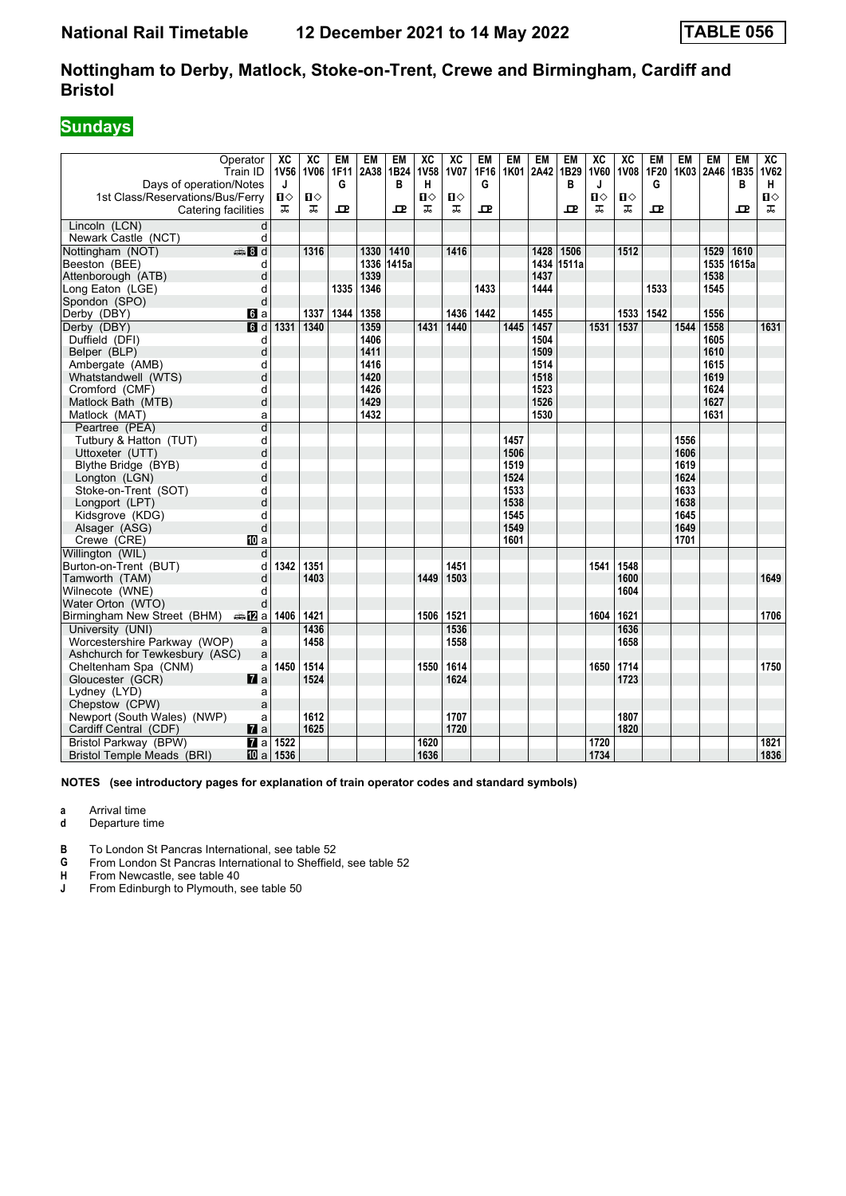# National Rail Timetable    12 December 2021 to 14 May 2022    TABLE 056

## Nottingham to Derby, Matlock, Stoke-on-Trent, Crewe and Birmingham, Cardiff and Bristol

### Sundays

| Operator | | XC | XC | EM | EM | EM | XC | XC | EM | EM | EM | EM | XC | XC | EM | EM | EM | EM | XC |
|---|---|---|---|---|---|---|---|---|---|---|---|---|---|---|---|---|---|---|---|
| Train ID | | 1V56 | 1V06 | 1F11 | 2A38 | 1B24 | 1V58 | 1V07 | 1F16 | 1K01 | 2A42 | 1B29 | 1V60 | 1V08 | 1F20 | 1K03 | 2A46 | 1B35 | 1V62 |
| Days of operation/Notes | | J | | G | | B | H | | G | | | B | J | | G | | | B | H |
| 1st Class/Reservations/Bus/Ferry | | 1◇ | 1◇ | | | | 1◇ | 1◇ | | | | | 1◇ | 1◇ | | | | | 1◇ |
| Catering facilities | | ⚹ | ⚹ | ⊡ | | ⊡ | ⚹ | ⚹ | ⊡ | | | ⊡ | ⚹ | ⚹ | ⊡ | | | ⊡ | ⚹ |
| Lincoln (LCN) | d | | | | | | | | | | | | | | | | | | |
| Newark Castle (NCT) | d | | | | | | | | | | | | | | | | | | |
| Nottingham (NOT) | 8 d | | 1316 | | 1330 | 1410 | | 1416 | | | 1428 | 1506 | | 1512 | | | 1529 | 1610 | |
| Beeston (BEE) | d | | | | 1336 | 1415a | | | | | 1434 | 1511a | | | | | 1535 | 1615a | |
| Attenborough (ATB) | d | | | | 1339 | | | | | | 1437 | | | | | | 1538 | | |
| Long Eaton (LGE) | d | | | 1335 | 1346 | | | | 1433 | | 1444 | | | | 1533 | | 1545 | | |
| Spondon (SPO) | d | | | | | | | | | | | | | | | | | | |
| Derby (DBY) | 6 a | | 1337 | 1344 | 1358 | | | 1436 | 1442 | | 1455 | | | 1533 | 1542 | | 1556 | | |
| Derby (DBY) | 6 d | 1331 | 1340 | | 1359 | | 1431 | 1440 | | 1445 | 1457 | | 1531 | 1537 | | 1544 | 1558 | | 1631 |
| Duffield (DFI) | d | | | | 1406 | | | | | | 1504 | | | | | | 1605 | | |
| Belper (BLP) | d | | | | 1411 | | | | | | 1509 | | | | | | 1610 | | |
| Ambergate (AMB) | d | | | | 1416 | | | | | | 1514 | | | | | | 1615 | | |
| Whatstandwell (WTS) | d | | | | 1420 | | | | | | 1518 | | | | | | 1619 | | |
| Cromford (CMF) | d | | | | 1426 | | | | | | 1523 | | | | | | 1624 | | |
| Matlock Bath (MTB) | d | | | | 1429 | | | | | | 1526 | | | | | | 1627 | | |
| Matlock (MAT) | a | | | | 1432 | | | | | | 1530 | | | | | | 1631 | | |
| Peartree (PEA) | d | | | | | | | | | | | | | | | | | | |
| Tutbury & Hatton (TUT) | d | | | | | | | | | 1457 | | | | | | 1556 | | | |
| Uttoxeter (UTT) | d | | | | | | | | | 1506 | | | | | | 1606 | | | |
| Blythe Bridge (BYB) | d | | | | | | | | | 1519 | | | | | | 1619 | | | |
| Longton (LGN) | d | | | | | | | | | 1524 | | | | | | 1624 | | | |
| Stoke-on-Trent (SOT) | d | | | | | | | | | 1533 | | | | | | 1633 | | | |
| Longport (LPT) | d | | | | | | | | | 1538 | | | | | | 1638 | | | |
| Kidsgrove (KDG) | d | | | | | | | | | 1545 | | | | | | 1645 | | | |
| Alsager (ASG) | d | | | | | | | | | 1549 | | | | | | 1649 | | | |
| Crewe (CRE) | 10 a | | | | | | | | | 1601 | | | | | | 1701 | | | |
| Willington (WIL) | d | | | | | | | | | | | | | | | | | | |
| Burton-on-Trent (BUT) | d | 1342 | 1351 | | | | | 1451 | | | | | 1541 | 1548 | | | | | |
| Tamworth (TAM) | d | | 1403 | | | | 1449 | 1503 | | | | | | 1600 | | | | | 1649 |
| Wilnecote (WNE) | d | | | | | | | | | | | | | 1604 | | | | | |
| Water Orton (WTO) | d | | | | | | | | | | | | | | | | | | |
| Birmingham New Street (BHM) | 12 a | 1406 | 1421 | | | | 1506 | 1521 | | | | | 1604 | 1621 | | | | | 1706 |
| University (UNI) | a | | 1436 | | | | | 1536 | | | | | | 1636 | | | | | |
| Worcestershire Parkway (WOP) | a | | 1458 | | | | | 1558 | | | | | | 1658 | | | | | |
| Ashchurch for Tewkesbury (ASC) | a | | | | | | | | | | | | | | | | | | |
| Cheltenham Spa (CNM) | a | 1450 | 1514 | | | | 1550 | 1614 | | | | | 1650 | 1714 | | | | | 1750 |
| Gloucester (GCR) | 7 a | | 1524 | | | | | 1624 | | | | | | 1723 | | | | | |
| Lydney (LYD) | a | | | | | | | | | | | | | | | | | | |
| Chepstow (CPW) | a | | | | | | | | | | | | | | | | | | |
| Newport (South Wales) (NWP) | a | | 1612 | | | | | 1707 | | | | | | 1807 | | | | | |
| Cardiff Central (CDF) | 7 a | | 1625 | | | | | 1720 | | | | | | 1820 | | | | | |
| Bristol Parkway (BPW) | 7 a | 1522 | | | | | 1620 | | | | | | 1720 | | | | | | 1821 |
| Bristol Temple Meads (BRI) | 10 a | 1536 | | | | | 1636 | | | | | | 1734 | | | | | | 1836 |

**NOTES (see introductory pages for explanation of train operator codes and standard symbols)**

**a** Arrival time
**d** Departure time

**B** To London St Pancras International, see table 52
**G** From London St Pancras International to Sheffield, see table 52
**H** From Newcastle, see table 40
**J** From Edinburgh to Plymouth, see table 50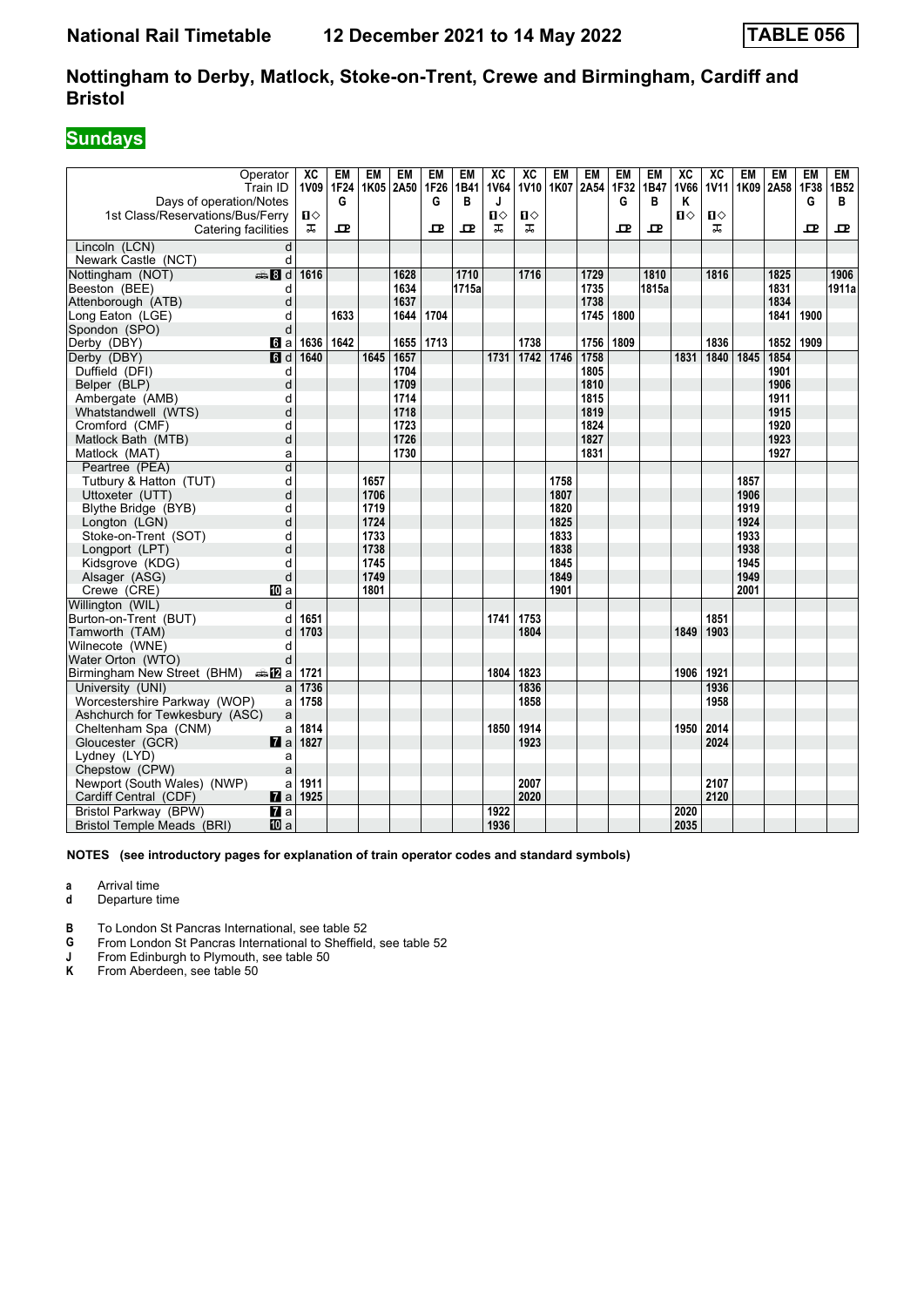**National Rail Timetable** **12 December 2021 to 14 May 2022** **TABLE 056**

## Nottingham to Derby, Matlock, Stoke-on-Trent, Crewe and Birmingham, Cardiff and Bristol

### Sundays

| Operator | | XC | EM | EM | EM | EM | EM | XC | XC | EM | EM | EM | EM | XC | XC | EM | EM | EM | EM |
|---|---|---|---|---|---|---|---|---|---|---|---|---|---|---|---|---|---|---|---|
| Train ID | | 1V09 | 1F24 | 1K05 | 2A50 | 1F26 | 1B41 | 1V64 | 1V10 | 1K07 | 2A54 | 1F32 | 1B47 | 1V66 | 1V11 | 1K09 | 2A58 | 1F38 | 1B52 |
| Days of operation/Notes | | | G | | | G | B | J | | | | G | B | K | | | | G | B |
| 1st Class/Reservations/Bus/Ferry | | ■◇ | | | | | | ■◇ | ■◇ | | | | | ■◇ | ■◇ | | | | |
| Catering facilities | | ⚏ | ☕ | | | ☕ | ☕ | ⚏ | ⚏ | | | ☕ | ☕ | | ⚏ | | | ☕ | ☕ |
| Lincoln (LCN) | d | | | | | | | | | | | | | | | | | | |
| Newark Castle (NCT) | d | | | | | | | | | | | | | | | | | | |
| Nottingham (NOT) | 🚌 8 d | 1616 | | | 1628 | | 1710 | | 1716 | | 1729 | | 1810 | | 1816 | | 1825 | | 1906 |
| Beeston (BEE) | d | | | | 1634 | | 1715a | | | | 1735 | | 1815a | | | | 1831 | | 1911a |
| Attenborough (ATB) | d | | | | 1637 | | | | | | 1738 | | | | | | 1834 | | |
| Long Eaton (LGE) | d | | 1633 | | 1644 | 1704 | | | | | 1745 | 1800 | | | | | 1841 | 1900 | |
| Spondon (SPO) | d | | | | | | | | | | | | | | | | | | |
| Derby (DBY) | 6 a | 1636 | 1642 | | 1655 | 1713 | | | 1738 | | 1756 | 1809 | | | 1836 | | 1852 | 1909 | |
| Derby (DBY) | 6 d | 1640 | | 1645 | 1657 | | | 1731 | 1742 | 1746 | 1758 | | | 1831 | 1840 | 1845 | 1854 | | |
| Duffield (DFI) | d | | | | 1704 | | | | | | 1805 | | | | | | 1901 | | |
| Belper (BLP) | d | | | | 1709 | | | | | | 1810 | | | | | | 1906 | | |
| Ambergate (AMB) | d | | | | 1714 | | | | | | 1815 | | | | | | 1911 | | |
| Whatstandwell (WTS) | d | | | | 1718 | | | | | | 1819 | | | | | | 1915 | | |
| Cromford (CMF) | d | | | | 1723 | | | | | | 1824 | | | | | | 1920 | | |
| Matlock Bath (MTB) | d | | | | 1726 | | | | | | 1827 | | | | | | 1923 | | |
| Matlock (MAT) | a | | | | 1730 | | | | | | 1831 | | | | | | 1927 | | |
| Peartree (PEA) | d | | | | | | | | | | | | | | | | | | |
| Tutbury & Hatton (TUT) | d | | | 1657 | | | | | | 1758 | | | | | | 1857 | | | |
| Uttoxeter (UTT) | d | | | 1706 | | | | | | 1807 | | | | | | 1906 | | | |
| Blythe Bridge (BYB) | d | | | 1719 | | | | | | 1820 | | | | | | 1919 | | | |
| Longton (LGN) | d | | | 1724 | | | | | | 1825 | | | | | | 1924 | | | |
| Stoke-on-Trent (SOT) | d | | | 1733 | | | | | | 1833 | | | | | | 1933 | | | |
| Longport (LPT) | d | | | 1738 | | | | | | 1838 | | | | | | 1938 | | | |
| Kidsgrove (KDG) | d | | | 1745 | | | | | | 1845 | | | | | | 1945 | | | |
| Alsager (ASG) | d | | | 1749 | | | | | | 1849 | | | | | | 1949 | | | |
| Crewe (CRE) | 10 a | | | 1801 | | | | | | 1901 | | | | | | 2001 | | | |
| Willington (WIL) | d | | | | | | | | | | | | | | | | | | |
| Burton-on-Trent (BUT) | d | 1651 | | | | | | 1741 | 1753 | | | | | | 1851 | | | | |
| Tamworth (TAM) | d | 1703 | | | | | | | 1804 | | | | | 1849 | 1903 | | | | |
| Wilnecote (WNE) | d | | | | | | | | | | | | | | | | | | |
| Water Orton (WTO) | d | | | | | | | | | | | | | | | | | | |
| Birmingham New Street (BHM) | 🚌 12 a | 1721 | | | | | | 1804 | 1823 | | | | | 1906 | 1921 | | | | |
| University (UNI) | a | 1736 | | | | | | | 1836 | | | | | | 1936 | | | | |
| Worcestershire Parkway (WOP) | a | 1758 | | | | | | | 1858 | | | | | | 1958 | | | | |
| Ashchurch for Tewkesbury (ASC) | a | | | | | | | | | | | | | | | | | | |
| Cheltenham Spa (CNM) | a | 1814 | | | | | | 1850 | 1914 | | | | | 1950 | 2014 | | | | |
| Gloucester (GCR) | 7 a | 1827 | | | | | | | 1923 | | | | | | 2024 | | | | |
| Lydney (LYD) | a | | | | | | | | | | | | | | | | | | |
| Chepstow (CPW) | a | | | | | | | | | | | | | | | | | | |
| Newport (South Wales) (NWP) | a | 1911 | | | | | | | 2007 | | | | | | 2107 | | | | |
| Cardiff Central (CDF) | 7 a | 1925 | | | | | | | 2020 | | | | | | 2120 | | | | |
| Bristol Parkway (BPW) | 7 a | | | | | | | 1922 | | | | | | 2020 | | | | | |
| Bristol Temple Meads (BRI) | 10 a | | | | | | | 1936 | | | | | | 2035 | | | | | |

**NOTES (see introductory pages for explanation of train operator codes and standard symbols)**

- **a** Arrival time
- **d** Departure time

- **B** To London St Pancras International, see table 52
- **G** From London St Pancras International to Sheffield, see table 52
- **J** From Edinburgh to Plymouth, see table 50
- **K** From Aberdeen, see table 50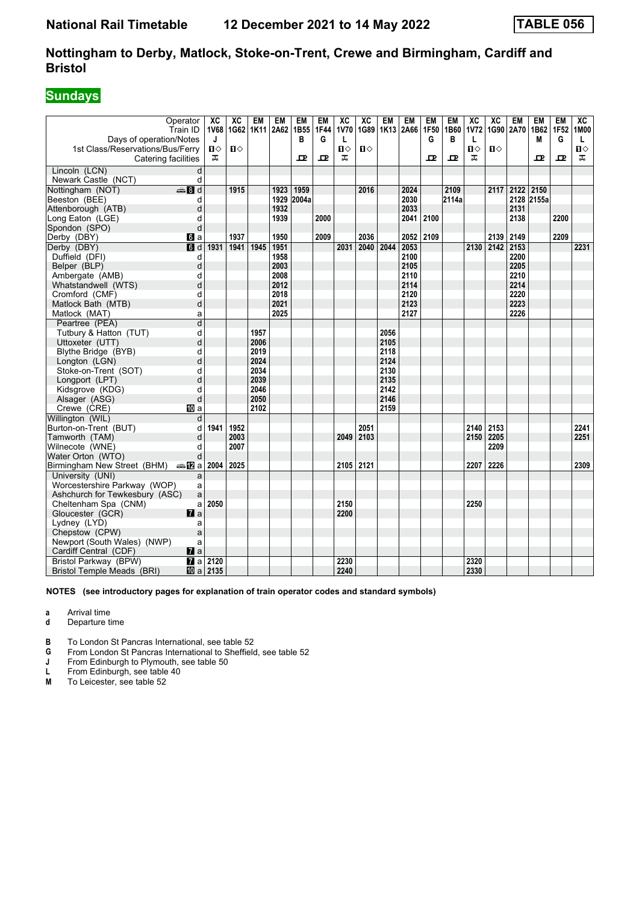# National Rail Timetable 12 December 2021 to 14 May 2022 TABLE 056

## Nottingham to Derby, Matlock, Stoke-on-Trent, Crewe and Birmingham, Cardiff and Bristol

### Sundays

| Operator | | XC | XC | EM | EM | EM | EM | XC | XC | EM | EM | EM | EM | XC | XC | EM | EM | EM | XC |
|---|---|---|---|---|---|---|---|---|---|---|---|---|---|---|---|---|---|---|---|
| Train ID | | 1V68 | 1G62 | 1K11 | 2A62 | 1B55 | 1F44 | 1V70 | 1G89 | 1K13 | 2A66 | 1F50 | 1B60 | 1V72 | 1G90 | 2A70 | 1B62 | 1F52 | 1M00 |
| Days of operation/Notes | | J | | | | B | G | L | | | | G | B | L | | | M | G | L |
| 1st Class/Reservations/Bus/Ferry | | ◇ | ◇ | | | | | ◇ | ◇ | | | | | ◇ | ◇ | | | | ◇ |
| Catering facilities | | ⊼ | | | | ꟾ | ꟾ | ⊼ | | | | ꟾ | ꟾ | ⊼ | | | ꟾ | ꟾ | ⊼ |
| Lincoln (LCN) | d | | | | | | | | | | | | | | | | | | |
| Newark Castle (NCT) | d | | | | | | | | | | | | | | | | | | |
| Nottingham (NOT) | d | | 1915 | | 1923 | 1959 | | | 2016 | | 2024 | | 2109 | | 2117 | 2122 | 2150 | | |
| Beeston (BEE) | d | | | | 1929 | 2004a | | | | | 2030 | | 2114a | | | 2128 | 2155a | | |
| Attenborough (ATB) | d | | | | 1932 | | | | | | 2033 | | | | | 2131 | | | |
| Long Eaton (LGE) | d | | | | 1939 | | 2000 | | | | 2041 | 2100 | | | | 2138 | | 2200 | |
| Spondon (SPO) | d | | | | | | | | | | | | | | | | | | |
| Derby (DBY) | a | | 1937 | | 1950 | | 2009 | | 2036 | | 2052 | 2109 | | | 2139 | 2149 | | 2209 | |
| Derby (DBY) | d | 1931 | 1941 | 1945 | 1951 | | | 2031 | 2040 | 2044 | 2053 | | | 2130 | 2142 | 2153 | | | 2231 |
| Duffield (DFI) | d | | | | 1958 | | | | | | 2100 | | | | | 2200 | | | |
| Belper (BLP) | d | | | | 2003 | | | | | | 2105 | | | | | 2205 | | | |
| Ambergate (AMB) | d | | | | 2008 | | | | | | 2110 | | | | | 2210 | | | |
| Whatstandwell (WTS) | d | | | | 2012 | | | | | | 2114 | | | | | 2214 | | | |
| Cromford (CMF) | d | | | | 2018 | | | | | | 2120 | | | | | 2220 | | | |
| Matlock Bath (MTB) | d | | | | 2021 | | | | | | 2123 | | | | | 2223 | | | |
| Matlock (MAT) | a | | | | 2025 | | | | | | 2127 | | | | | 2226 | | | |
| Peartree (PEA) | d | | | | | | | | | | | | | | | | | | |
| Tutbury & Hatton (TUT) | d | | | 1957 | | | | | | 2056 | | | | | | | | | |
| Uttoxeter (UTT) | d | | | 2006 | | | | | | 2105 | | | | | | | | | |
| Blythe Bridge (BYB) | d | | | 2019 | | | | | | 2118 | | | | | | | | | |
| Longton (LGN) | d | | | 2024 | | | | | | 2124 | | | | | | | | | |
| Stoke-on-Trent (SOT) | d | | | 2034 | | | | | | 2130 | | | | | | | | | |
| Longport (LPT) | d | | | 2039 | | | | | | 2135 | | | | | | | | | |
| Kidsgrove (KDG) | d | | | 2046 | | | | | | 2142 | | | | | | | | | |
| Alsager (ASG) | d | | | 2050 | | | | | | 2146 | | | | | | | | | |
| Crewe (CRE) | a | | | 2102 | | | | | | 2159 | | | | | | | | | |
| Willington (WIL) | d | | | | | | | | | | | | | | | | | | |
| Burton-on-Trent (BUT) | d | 1941 | 1952 | | | | | | 2051 | | | | | 2140 | 2153 | | | | 2241 |
| Tamworth (TAM) | d | | 2003 | | | | | 2049 | 2103 | | | | | 2150 | 2205 | | | | 2251 |
| Wilnecote (WNE) | d | | 2007 | | | | | | | | | | | | 2209 | | | | |
| Water Orton (WTO) | d | | | | | | | | | | | | | | | | | | |
| Birmingham New Street (BHM) | a | 2004 | 2025 | | | | | 2105 | 2121 | | | | | 2207 | 2226 | | | | 2309 |
| University (UNI) | a | | | | | | | | | | | | | | | | | | |
| Worcestershire Parkway (WOP) | a | | | | | | | | | | | | | | | | | | |
| Ashchurch for Tewkesbury (ASC) | a | | | | | | | | | | | | | | | | | | |
| Cheltenham Spa (CNM) | a | 2050 | | | | | | 2150 | | | | | | 2250 | | | | | |
| Gloucester (GCR) | a | | | | | | | 2200 | | | | | | | | | | | |
| Lydney (LYD) | a | | | | | | | | | | | | | | | | | | |
| Chepstow (CPW) | a | | | | | | | | | | | | | | | | | | |
| Newport (South Wales) (NWP) | a | | | | | | | | | | | | | | | | | | |
| Cardiff Central (CDF) | a | | | | | | | | | | | | | | | | | | |
| Bristol Parkway (BPW) | a | 2120 | | | | | | 2230 | | | | | | 2320 | | | | | |
| Bristol Temple Meads (BRI) | a | 2135 | | | | | | 2240 | | | | | | 2330 | | | | | |

**NOTES (see introductory pages for explanation of train operator codes and standard symbols)**

- **a** Arrival time
- **d** Departure time

- **B** To London St Pancras International, see table 52
- **G** From London St Pancras International to Sheffield, see table 52
- **J** From Edinburgh to Plymouth, see table 50
- **L** From Edinburgh, see table 40
- **M** To Leicester, see table 52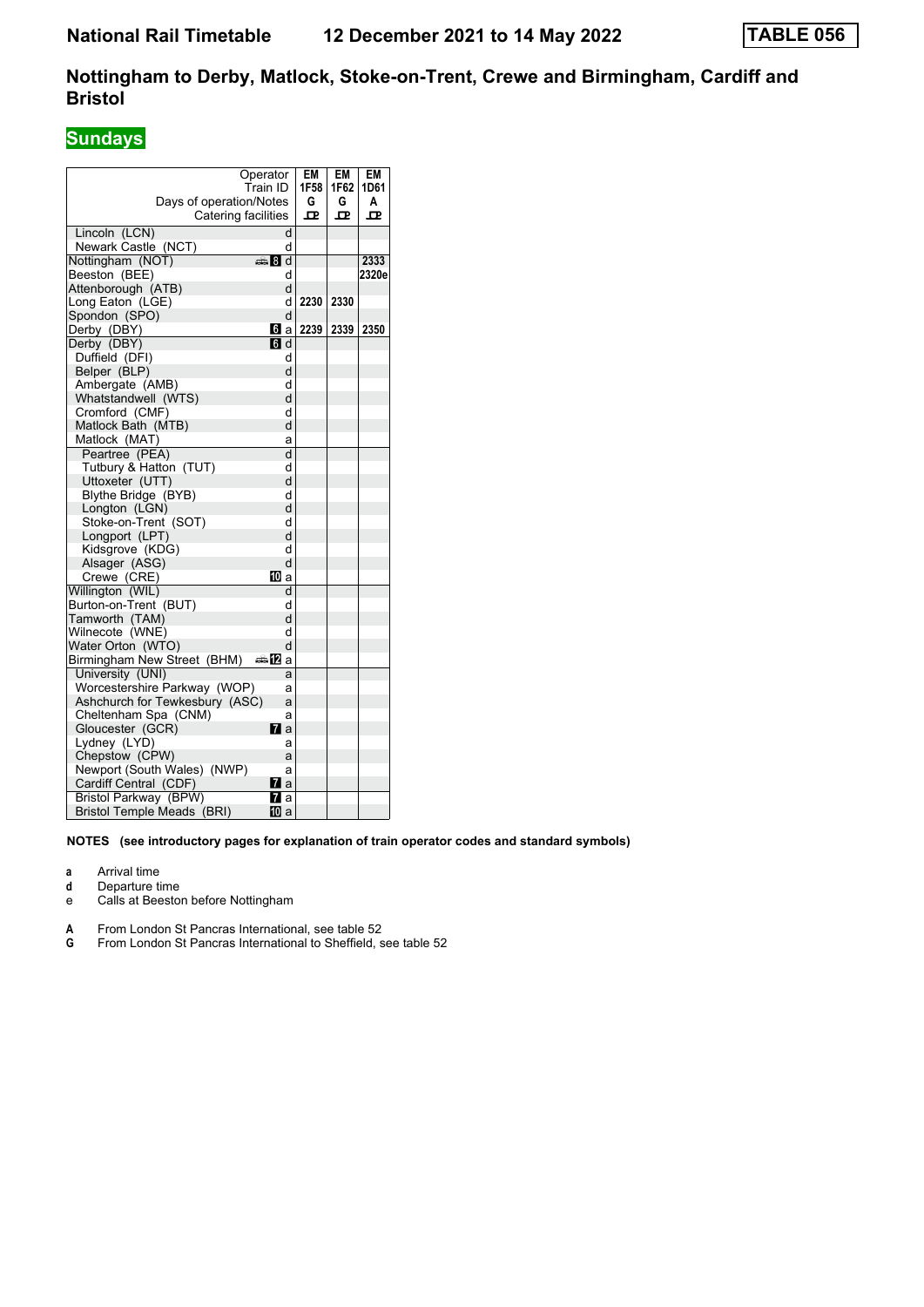# National Rail Timetable 12 December 2021 to 14 May 2022 TABLE 056

## Nottingham to Derby, Matlock, Stoke-on-Trent, Crewe and Birmingham, Cardiff and Bristol

### Sundays

| Operator | | EM | EM | EM |
|---|---|---|---|---|
| Train ID | | 1F58 | 1F62 | 1D61 |
| Days of operation/Notes | | G | G | A |
| Catering facilities | | ꟼ | ꟼ | ꟼ |
| Lincoln (LCN) | d | | | |
| Newark Castle (NCT) | d | | | |
| Nottingham (NOT) | 8 d | | | 2333 |
| Beeston (BEE) | d | | | 2320e |
| Attenborough (ATB) | d | | | |
| Long Eaton (LGE) | d | 2230 | 2330 | |
| Spondon (SPO) | d | | | |
| Derby (DBY) | 6 a | 2239 | 2339 | 2350 |
| Derby (DBY) | 6 d | | | |
| Duffield (DFI) | d | | | |
| Belper (BLP) | d | | | |
| Ambergate (AMB) | d | | | |
| Whatstandwell (WTS) | d | | | |
| Cromford (CMF) | d | | | |
| Matlock Bath (MTB) | d | | | |
| Matlock (MAT) | a | | | |
| Peartree (PEA) | d | | | |
| Tutbury & Hatton (TUT) | d | | | |
| Uttoxeter (UTT) | d | | | |
| Blythe Bridge (BYB) | d | | | |
| Longton (LGN) | d | | | |
| Stoke-on-Trent (SOT) | d | | | |
| Longport (LPT) | d | | | |
| Kidsgrove (KDG) | d | | | |
| Alsager (ASG) | d | | | |
| Crewe (CRE) | 10 a | | | |
| Willington (WIL) | d | | | |
| Burton-on-Trent (BUT) | d | | | |
| Tamworth (TAM) | d | | | |
| Wilnecote (WNE) | d | | | |
| Water Orton (WTO) | d | | | |
| Birmingham New Street (BHM) | 12 a | | | |
| University (UNI) | a | | | |
| Worcestershire Parkway (WOP) | a | | | |
| Ashchurch for Tewkesbury (ASC) | a | | | |
| Cheltenham Spa (CNM) | a | | | |
| Gloucester (GCR) | 7 a | | | |
| Lydney (LYD) | a | | | |
| Chepstow (CPW) | a | | | |
| Newport (South Wales) (NWP) | a | | | |
| Cardiff Central (CDF) | 7 a | | | |
| Bristol Parkway (BPW) | 7 a | | | |
| Bristol Temple Meads (BRI) | 10 a | | | |

**NOTES (see introductory pages for explanation of train operator codes and standard symbols)**

- **a** Arrival time
- **d** Departure time
- e Calls at Beeston before Nottingham

- **A** From London St Pancras International, see table 52
- **G** From London St Pancras International to Sheffield, see table 52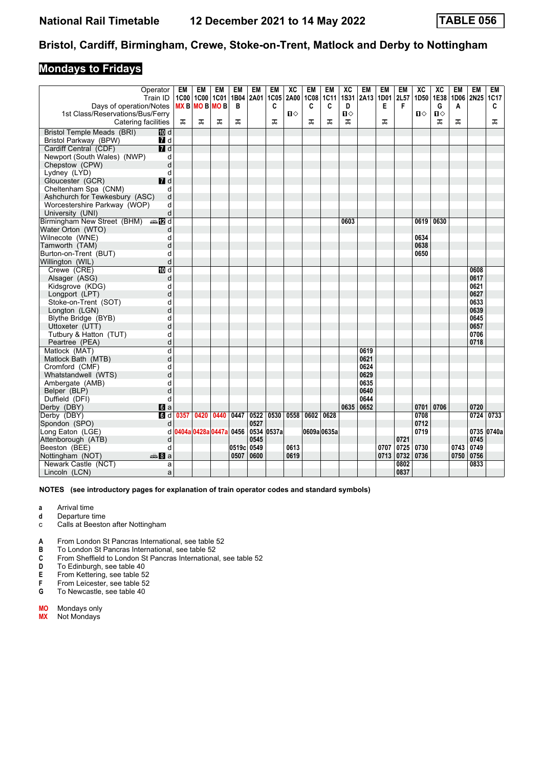# National Rail Timetable    12 December 2021 to 14 May 2022    TABLE 056

## Bristol, Cardiff, Birmingham, Crewe, Stoke-on-Trent, Matlock and Derby to Nottingham

### Mondays to Fridays

| Operator | | EM | EM | EM | EM | EM | EM | XC | EM | EM | XC | EM | EM | EM | XC | XC | EM | EM | EM |
|---|---|---|---|---|---|---|---|---|---|---|---|---|---|---|---|---|---|---|---|
| Train ID | | 1C00 | 1C00 | 1C01 | 1B04 | 2A01 | 1C05 | 2A00 | 1C08 | 1C11 | 1S31 | 2A13 | 1D01 | 2L57 | 1D50 | 1E38 | 1D06 | 2N25 | 1C17 |
| Days of operation/Notes | | MX B | MO B | MO B | B | | C | | C | C | D | | E | F | | G | A | | C |
| 1st Class/Reservations/Bus/Ferry | | | | | | | | ◇ | | | ◇ | | | | ◇ | ◇ | | | |
| Catering facilities | | | | | | | | | | | | | | | | | | | |
| Bristol Temple Meads (BRI) | d | | | | | | | | | | | | | | | | | | |
| Bristol Parkway (BPW) | d | | | | | | | | | | | | | | | | | | |
| Cardiff Central (CDF) | d | | | | | | | | | | | | | | | | | | |
| Newport (South Wales) (NWP) | d | | | | | | | | | | | | | | | | | | |
| Chepstow (CPW) | d | | | | | | | | | | | | | | | | | | |
| Lydney (LYD) | d | | | | | | | | | | | | | | | | | | |
| Gloucester (GCR) | d | | | | | | | | | | | | | | | | | | |
| Cheltenham Spa (CNM) | d | | | | | | | | | | | | | | | | | | |
| Ashchurch for Tewkesbury (ASC) | d | | | | | | | | | | | | | | | | | | |
| Worcestershire Parkway (WOP) | d | | | | | | | | | | | | | | | | | | |
| University (UNI) | d | | | | | | | | | | | | | | | | | | |
| Birmingham New Street (BHM) | d | | | | | | | | | | 0603 | | | | 0619 | 0630 | | | |
| Water Orton (WTO) | d | | | | | | | | | | | | | | | | | | |
| Wilnecote (WNE) | d | | | | | | | | | | | | | | 0634 | | | | |
| Tamworth (TAM) | d | | | | | | | | | | | | | | 0638 | | | | |
| Burton-on-Trent (BUT) | d | | | | | | | | | | | | | | 0650 | | | | |
| Willington (WIL) | d | | | | | | | | | | | | | | | | | | |
| Crewe (CRE) | d | | | | | | | | | | | | | | | | | 0608 | |
| Alsager (ASG) | d | | | | | | | | | | | | | | | | | 0617 | |
| Kidsgrove (KDG) | d | | | | | | | | | | | | | | | | | 0621 | |
| Longport (LPT) | d | | | | | | | | | | | | | | | | | 0627 | |
| Stoke-on-Trent (SOT) | d | | | | | | | | | | | | | | | | | 0633 | |
| Longton (LGN) | d | | | | | | | | | | | | | | | | | 0639 | |
| Blythe Bridge (BYB) | d | | | | | | | | | | | | | | | | | 0645 | |
| Uttoxeter (UTT) | d | | | | | | | | | | | | | | | | | 0657 | |
| Tutbury & Hatton (TUT) | d | | | | | | | | | | | | | | | | | 0706 | |
| Peartree (PEA) | d | | | | | | | | | | | | | | | | | 0718 | |
| Matlock (MAT) | d | | | | | | | | | | | 0619 | | | | | | | |
| Matlock Bath (MTB) | d | | | | | | | | | | | 0621 | | | | | | | |
| Cromford (CMF) | d | | | | | | | | | | | 0624 | | | | | | | |
| Whatstandwell (WTS) | d | | | | | | | | | | | 0629 | | | | | | | |
| Ambergate (AMB) | d | | | | | | | | | | | 0635 | | | | | | | |
| Belper (BLP) | d | | | | | | | | | | | 0640 | | | | | | | |
| Duffield (DFI) | d | | | | | | | | | | | 0644 | | | | | | | |
| Derby (DBY) | a | | | | | | | | | | 0635 | 0652 | | | 0701 | 0706 | | 0720 | |
| Derby (DBY) | d | 0357 | 0420 | 0440 | 0447 | 0522 | 0530 | 0558 | 0602 | 0628 | | | | | 0708 | | | 0724 | 0733 |
| Spondon (SPO) | d | | | | | 0527 | | | | | | | | | 0712 | | | | |
| Long Eaton (LGE) | d | 0404a | 0428a | 0447a | 0456 | 0534 | 0537a | | 0609a | 0635a | | | | | 0719 | | | 0735 | 0740a |
| Attenborough (ATB) | d | | | | | 0545 | | | | | | | | 0721 | | | | 0745 | |
| Beeston (BEE) | d | | | | 0519c | 0549 | | 0613 | | | | | 0707 | 0725 | 0730 | | 0743 | 0749 | |
| Nottingham (NOT) | a | | | | 0507 | 0600 | | 0619 | | | | | 0713 | 0732 | 0736 | | 0750 | 0756 | |
| Newark Castle (NCT) | a | | | | | | | | | | | | | 0802 | | | | 0833 | |
| Lincoln (LCN) | a | | | | | | | | | | | | | 0837 | | | | | |

**NOTES (see introductory pages for explanation of train operator codes and standard symbols)**

- **a** Arrival time
- **d** Departure time
- **c** Calls at Beeston after Nottingham

- **A** From London St Pancras International, see table 52
- **B** To London St Pancras International, see table 52
- **C** From Sheffield to London St Pancras International, see table 52
- **D** To Edinburgh, see table 40
- **E** From Kettering, see table 52
- **F** From Leicester, see table 52
- **G** To Newcastle, see table 40

- **MO** Mondays only
- **MX** Not Mondays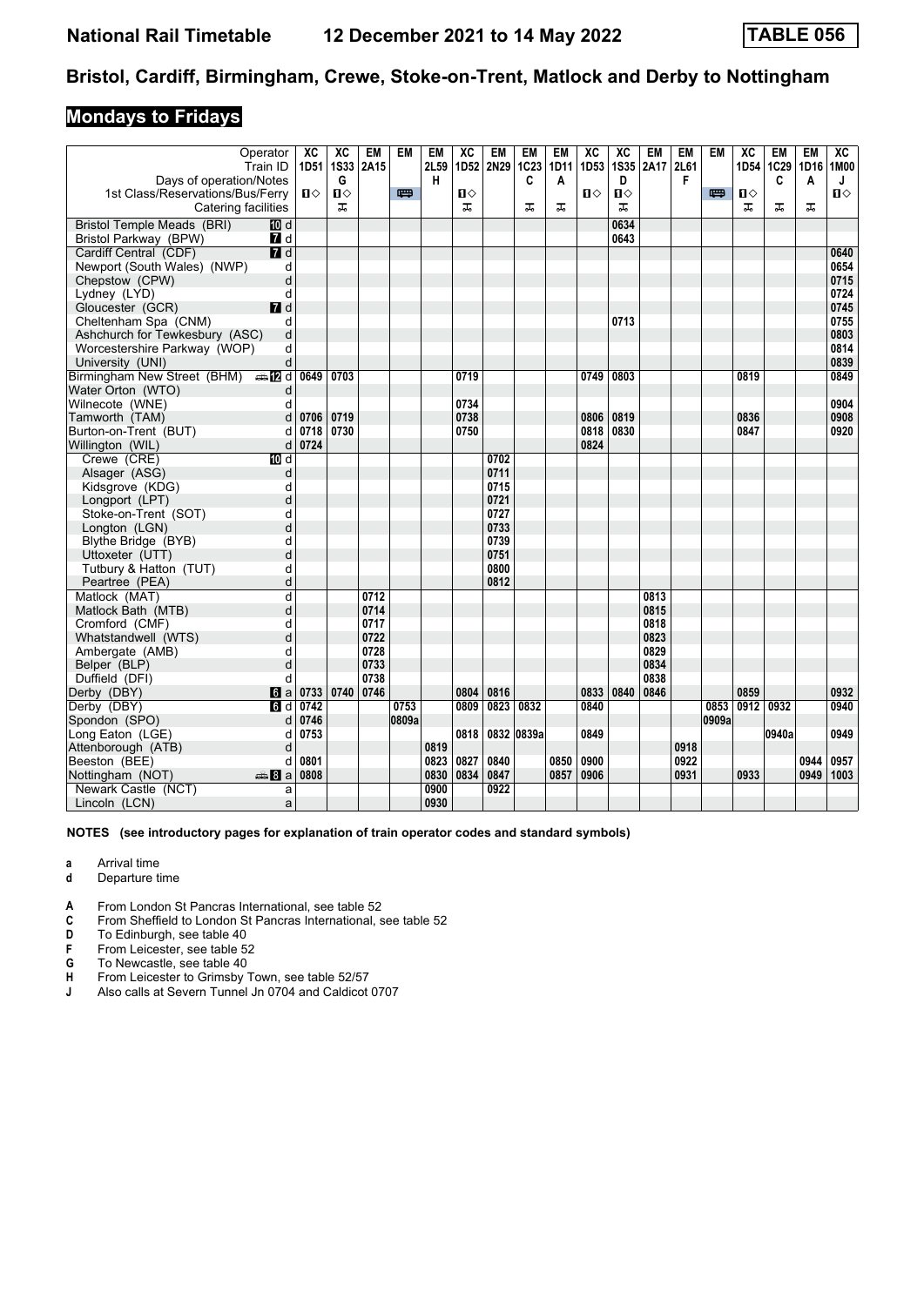# National Rail Timetable 12 December 2021 to 14 May 2022 TABLE 056

## Bristol, Cardiff, Birmingham, Crewe, Stoke-on-Trent, Matlock and Derby to Nottingham

### Mondays to Fridays

| Operator | | XC | XC | EM | EM | EM | XC | EM | EM | EM | XC | XC | EM | EM | EM | XC | EM | EM | XC |
|---|---|---|---|---|---|---|---|---|---|---|---|---|---|---|---|---|---|---|---|
| Train ID | | 1D51 | 1S33 | 2A15 | | 2L59 | 1D52 | 2N29 | 1C23 | 1D11 | 1D53 | 1S35 | 2A17 | 2L61 | | 1D54 | 1C29 | 1D16 | 1M00 |
| Days of operation/Notes | | | G | | | H | | | C | A | | D | | F | | | C | A | J |
| 1st Class/Reservations/Bus/Ferry | | ■◇ | ■◇ | | 🚌 | | ■◇ | | | | ■◇ | ■◇ | | | 🚌 | ■◇ | | | ■◇ |
| Catering facilities | | | ⚹ | | | | ⚹ | | ⚹ | ⚹ | | ⚹ | | | | ⚹ | ⚹ | ⚹ | |
| Bristol Temple Meads (BRI) | 10 d | | | | | | | | | | | 0634 | | | | | | | |
| Bristol Parkway (BPW) | 7 d | | | | | | | | | | | 0643 | | | | | | | |
| Cardiff Central (CDF) | 7 d | | | | | | | | | | | | | | | | | | 0640 |
| Newport (South Wales) (NWP) | d | | | | | | | | | | | | | | | | | | 0654 |
| Chepstow (CPW) | d | | | | | | | | | | | | | | | | | | 0715 |
| Lydney (LYD) | d | | | | | | | | | | | | | | | | | | 0724 |
| Gloucester (GCR) | 7 d | | | | | | | | | | | | | | | | | | 0745 |
| Cheltenham Spa (CNM) | d | | | | | | | | | | | 0713 | | | | | | | 0755 |
| Ashchurch for Tewkesbury (ASC) | d | | | | | | | | | | | | | | | | | | 0803 |
| Worcestershire Parkway (WOP) | d | | | | | | | | | | | | | | | | | | 0814 |
| University (UNI) | d | | | | | | | | | | | | | | | | | | 0839 |
| Birmingham New Street (BHM) | 🚌 12 d | 0649 | 0703 | | | | 0719 | | | | 0749 | 0803 | | | | 0819 | | | 0849 |
| Water Orton (WTO) | d | | | | | | | | | | | | | | | | | | |
| Wilnecote (WNE) | d | | | | | | 0734 | | | | | | | | | | | | 0904 |
| Tamworth (TAM) | d | 0706 | 0719 | | | | 0738 | | | | 0806 | 0819 | | | | 0836 | | | 0908 |
| Burton-on-Trent (BUT) | d | 0718 | 0730 | | | | 0750 | | | | 0818 | 0830 | | | | 0847 | | | 0920 |
| Willington (WIL) | d | 0724 | | | | | | | | | 0824 | | | | | | | | |
| Crewe (CRE) | 10 d | | | | | | | 0702 | | | | | | | | | | | |
| Alsager (ASG) | d | | | | | | | 0711 | | | | | | | | | | | |
| Kidsgrove (KDG) | d | | | | | | | 0715 | | | | | | | | | | | |
| Longport (LPT) | d | | | | | | | 0721 | | | | | | | | | | | |
| Stoke-on-Trent (SOT) | d | | | | | | | 0727 | | | | | | | | | | | |
| Longton (LGN) | d | | | | | | | 0733 | | | | | | | | | | | |
| Blythe Bridge (BYB) | d | | | | | | | 0739 | | | | | | | | | | | |
| Uttoxeter (UTT) | d | | | | | | | 0751 | | | | | | | | | | | |
| Tutbury & Hatton (TUT) | d | | | | | | | 0800 | | | | | | | | | | | |
| Peartree (PEA) | d | | | | | | | 0812 | | | | | | | | | | | |
| Matlock (MAT) | d | | | 0712 | | | | | | | | | 0813 | | | | | | |
| Matlock Bath (MTB) | d | | | 0714 | | | | | | | | | 0815 | | | | | | |
| Cromford (CMF) | d | | | 0717 | | | | | | | | | 0818 | | | | | | |
| Whatstandwell (WTS) | d | | | 0722 | | | | | | | | | 0823 | | | | | | |
| Ambergate (AMB) | d | | | 0728 | | | | | | | | | 0829 | | | | | | |
| Belper (BLP) | d | | | 0733 | | | | | | | | | 0834 | | | | | | |
| Duffield (DFI) | d | | | 0738 | | | | | | | | | 0838 | | | | | | |
| Derby (DBY) | 6 a | 0733 | 0740 | 0746 | | | 0804 | 0816 | | | 0833 | 0840 | 0846 | | | 0859 | | | 0932 |
| Derby (DBY) | 6 d | 0742 | | | 0753 | | 0809 | 0823 | 0832 | | 0840 | | | | 0853 | 0912 | 0932 | | 0940 |
| Spondon (SPO) | d | 0746 | | | 0809a | | | | | | | | | | 0909a | | | | |
| Long Eaton (LGE) | d | 0753 | | | | | 0818 | 0832 | 0839a | | 0849 | | | | | | 0940a | | 0949 |
| Attenborough (ATB) | d | | | | | 0819 | | | | | | | | 0918 | | | | | |
| Beeston (BEE) | d | 0801 | | | | 0823 | 0827 | 0840 | | 0850 | 0900 | | | 0922 | | | | 0944 | 0957 |
| Nottingham (NOT) | 🚌 8 a | 0808 | | | | 0830 | 0834 | 0847 | | 0857 | 0906 | | | 0931 | | 0933 | | 0949 | 1003 |
| Newark Castle (NCT) | a | | | | | 0900 | | 0922 | | | | | | | | | | | |
| Lincoln (LCN) | a | | | | | 0930 | | | | | | | | | | | | | |

**NOTES (see introductory pages for explanation of train operator codes and standard symbols)**

- **a** Arrival time
- **d** Departure time

- **A** From London St Pancras International, see table 52
- **C** From Sheffield to London St Pancras International, see table 52
- **D** To Edinburgh, see table 40
- **F** From Leicester, see table 52
- **G** To Newcastle, see table 40
- **H** From Leicester to Grimsby Town, see table 52/57
- **J** Also calls at Severn Tunnel Jn 0704 and Caldicot 0707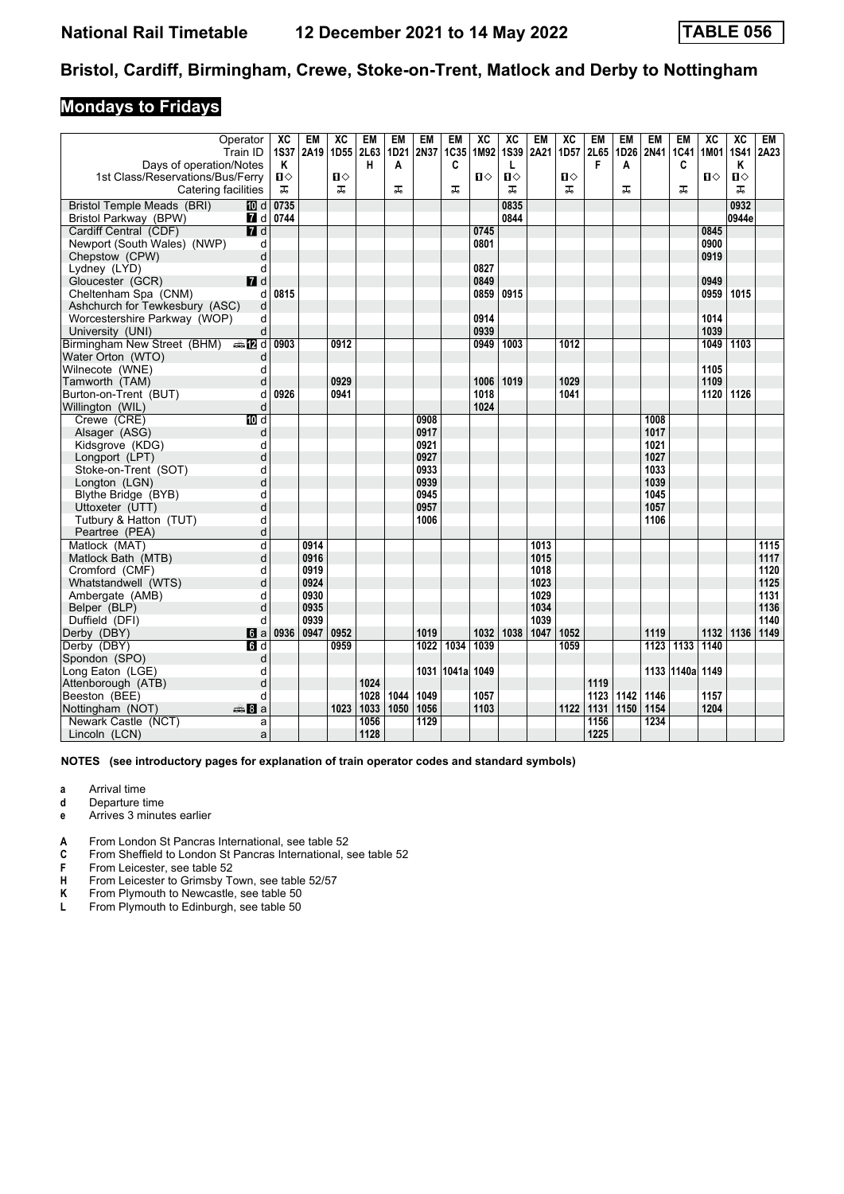# National Rail Timetable 12 December 2021 to 14 May 2022 TABLE 056

## Bristol, Cardiff, Birmingham, Crewe, Stoke-on-Trent, Matlock and Derby to Nottingham

### Mondays to Fridays

| Operator | | XC | EM | XC | EM | EM | EM | EM | XC | XC | EM | XC | EM | EM | EM | EM | XC | XC | EM |
|---|---|---|---|---|---|---|---|---|---|---|---|---|---|---|---|---|---|---|---|
| Train ID | | 1S37 | 2A19 | 1D55 | 2L63 | 1D21 | 2N37 | 1C35 | 1M92 | 1S39 | 2A21 | 1D57 | 2L65 | 1D26 | 2N41 | 1C41 | 1M01 | 1S41 | 2A23 |
| Days of operation/Notes | | K | | | H | A | | C | | L | | | F | A | | C | | K | |
| 1st Class/Reservations/Bus/Ferry | | ■◇ | | ■◇ | | | | | ■◇ | ■◇ | | ■◇ | | | | | ■◇ | ■◇ | |
| Catering facilities | | ⚹ | | ⚹ | | ⚹ | | ⚹ | | ⚹ | | ⚹ | | ⚹ | | ⚹ | | ⚹ | |
| Bristol Temple Meads (BRI) 10 | d | 0735 | | | | | | | | 0835 | | | | | | | | 0932 | |
| Bristol Parkway (BPW) 7 | d | 0744 | | | | | | | | 0844 | | | | | | | | 0944e | |
| Cardiff Central (CDF) 7 | d | | | | | | | | 0745 | | | | | | | | 0845 | | |
| Newport (South Wales) (NWP) | d | | | | | | | | 0801 | | | | | | | | 0900 | | |
| Chepstow (CPW) | d | | | | | | | | | | | | | | | | 0919 | | |
| Lydney (LYD) | d | | | | | | | | 0827 | | | | | | | | | | |
| Gloucester (GCR) 7 | d | | | | | | | | 0849 | | | | | | | | 0949 | | |
| Cheltenham Spa (CNM) | d | 0815 | | | | | | | 0859 | 0915 | | | | | | | 0959 | 1015 | |
| Ashchurch for Tewkesbury (ASC) | d | | | | | | | | | | | | | | | | | | |
| Worcestershire Parkway (WOP) | d | | | | | | | | 0914 | | | | | | | | 1014 | | |
| University (UNI) | d | | | | | | | | 0939 | | | | | | | | 1039 | | |
| Birmingham New Street (BHM) 12 | d | 0903 | | 0912 | | | | | 0949 | 1003 | | 1012 | | | | | 1049 | 1103 | |
| Water Orton (WTO) | d | | | | | | | | | | | | | | | | | | |
| Wilnecote (WNE) | d | | | | | | | | | | | | | | | | 1105 | | |
| Tamworth (TAM) | d | | | 0929 | | | | | 1006 | 1019 | | 1029 | | | | | 1109 | | |
| Burton-on-Trent (BUT) | d | 0926 | | 0941 | | | | | 1018 | | | 1041 | | | | | 1120 | 1126 | |
| Willington (WIL) | d | | | | | | | | 1024 | | | | | | | | | | |
| Crewe (CRE) 10 | d | | | | | | 0908 | | | | | | | | 1008 | | | | |
| Alsager (ASG) | d | | | | | | 0917 | | | | | | | | 1017 | | | | |
| Kidsgrove (KDG) | d | | | | | | 0921 | | | | | | | | 1021 | | | | |
| Longport (LPT) | d | | | | | | 0927 | | | | | | | | 1027 | | | | |
| Stoke-on-Trent (SOT) | d | | | | | | 0933 | | | | | | | | 1033 | | | | |
| Longton (LGN) | d | | | | | | 0939 | | | | | | | | 1039 | | | | |
| Blythe Bridge (BYB) | d | | | | | | 0945 | | | | | | | | 1045 | | | | |
| Uttoxeter (UTT) | d | | | | | | 0957 | | | | | | | | 1057 | | | | |
| Tutbury & Hatton (TUT) | d | | | | | | 1006 | | | | | | | | 1106 | | | | |
| Peartree (PEA) | d | | | | | | | | | | | | | | | | | | |
| Matlock (MAT) | d | | 0914 | | | | | | | | 1013 | | | | | | | | 1115 |
| Matlock Bath (MTB) | d | | 0916 | | | | | | | | 1015 | | | | | | | | 1117 |
| Cromford (CMF) | d | | 0919 | | | | | | | | 1018 | | | | | | | | 1120 |
| Whatstandwell (WTS) | d | | 0924 | | | | | | | | 1023 | | | | | | | | 1125 |
| Ambergate (AMB) | d | | 0930 | | | | | | | | 1029 | | | | | | | | 1131 |
| Belper (BLP) | d | | 0935 | | | | | | | | 1034 | | | | | | | | 1136 |
| Duffield (DFI) | d | | 0939 | | | | | | | | 1039 | | | | | | | | 1140 |
| Derby (DBY) 6 | a | 0936 | 0947 | 0952 | | | 1019 | | 1032 | 1038 | 1047 | 1052 | | | 1119 | | 1132 | 1136 | 1149 |
| Derby (DBY) 6 | d | | | 0959 | | | 1022 | 1034 | 1039 | | | 1059 | | | 1123 | 1133 | 1140 | | |
| Spondon (SPO) | d | | | | | | | | | | | | | | | | | | |
| Long Eaton (LGE) | d | | | | | | 1031 | 1041a | 1049 | | | | | | 1133 | 1140a | 1149 | | |
| Attenborough (ATB) | d | | | | 1024 | | | | | | | | 1119 | | | | | | |
| Beeston (BEE) | d | | | | 1028 | 1044 | 1049 | | 1057 | | | | 1123 | 1142 | 1146 | | 1157 | | |
| Nottingham (NOT) 8 | a | | | 1023 | 1033 | 1050 | 1056 | | 1103 | | | 1122 | 1131 | 1150 | 1154 | | 1204 | | |
| Newark Castle (NCT) | a | | | | 1056 | | 1129 | | | | | | 1156 | | 1234 | | | | |
| Lincoln (LCN) | a | | | | 1128 | | | | | | | | 1225 | | | | | | |

**NOTES (see introductory pages for explanation of train operator codes and standard symbols)**

- **a** Arrival time
- **d** Departure time
- **e** Arrives 3 minutes earlier

- **A** From London St Pancras International, see table 52
- **C** From Sheffield to London St Pancras International, see table 52
- **F** From Leicester, see table 52
- **H** From Leicester to Grimsby Town, see table 52/57
- **K** From Plymouth to Newcastle, see table 50
- **L** From Plymouth to Edinburgh, see table 50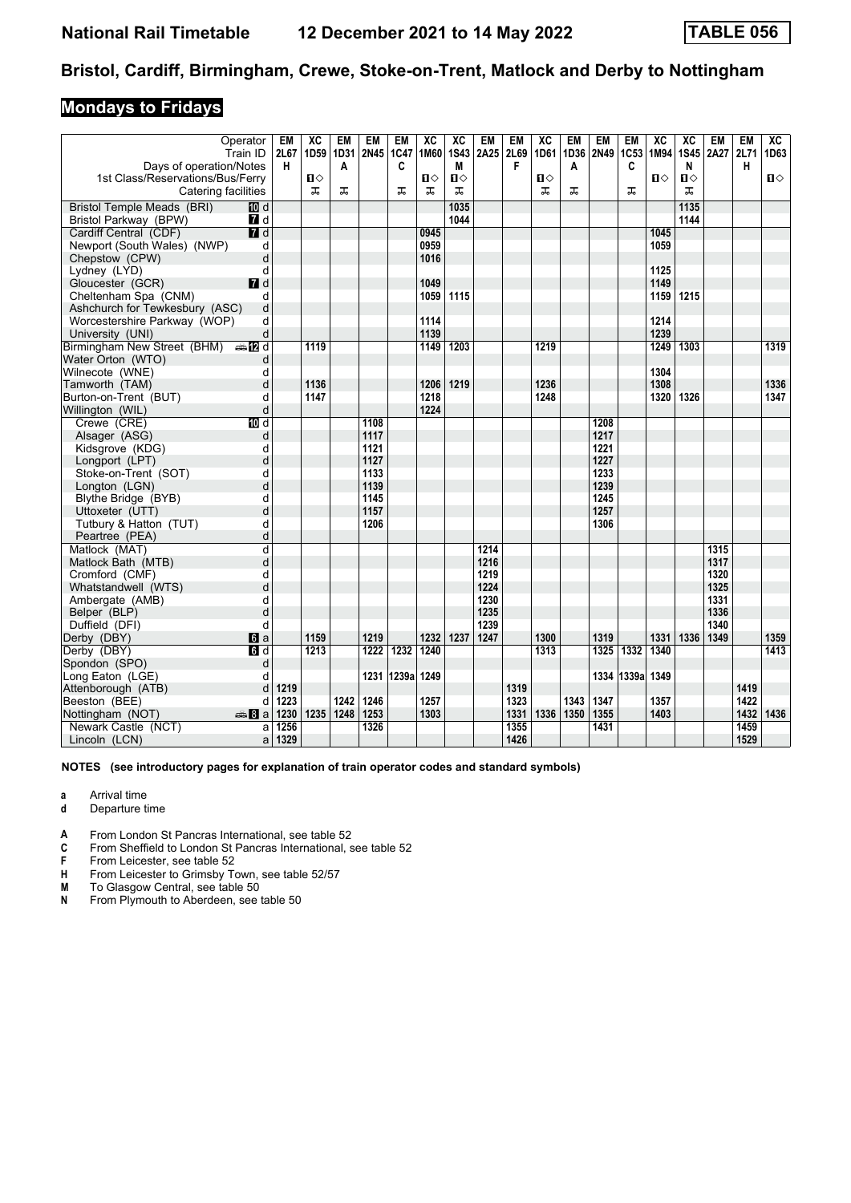# National Rail Timetable 12 December 2021 to 14 May 2022 TABLE 056

## Bristol, Cardiff, Birmingham, Crewe, Stoke-on-Trent, Matlock and Derby to Nottingham

### Mondays to Fridays

| Operator | | EM | XC | EM | EM | EM | XC | XC | EM | EM | XC | EM | EM | EM | XC | XC | EM | EM | XC |
|---|---|---|---|---|---|---|---|---|---|---|---|---|---|---|---|---|---|---|---|
| Train ID | | 2L67 | 1D59 | 1D31 | 2N45 | 1C47 | 1M60 | 1S43 | 2A25 | 2L69 | 1D61 | 1D36 | 2N49 | 1C53 | 1M94 | 1S45 | 2A27 | 2L71 | 1D63 |
| Days of operation/Notes | | H | | A | | C | | M | | F | | A | | C | | N | | H | |
| 1st Class/Reservations/Bus/Ferry | | | ■◇ | | | | ■◇ | ■◇ | | | ■◇ | | | | ■◇ | ■◇ | | | ■◇ |
| Catering facilities | | | ✠ | ✠ | | ✠ | ✠ | ✠ | | | ✠ | ✠ | | ✠ | | ✠ | | | |
| Bristol Temple Meads (BRI) | 10 d | | | | | | | 1035 | | | | | | | | 1135 | | | |
| Bristol Parkway (BPW) | 7 d | | | | | | | 1044 | | | | | | | | 1144 | | | |
| Cardiff Central (CDF) | 7 d | | | | | | 0945 | | | | | | | | 1045 | | | | |
| Newport (South Wales) (NWP) | d | | | | | | 0959 | | | | | | | | 1059 | | | | |
| Chepstow (CPW) | d | | | | | | 1016 | | | | | | | | | | | | |
| Lydney (LYD) | d | | | | | | | | | | | | | | 1125 | | | | |
| Gloucester (GCR) | 7 d | | | | | | 1049 | | | | | | | | 1149 | | | | |
| Cheltenham Spa (CNM) | d | | | | | | 1059 | 1115 | | | | | | | 1159 | 1215 | | | |
| Ashchurch for Tewkesbury (ASC) | d | | | | | | | | | | | | | | | | | | |
| Worcestershire Parkway (WOP) | d | | | | | | 1114 | | | | | | | | 1214 | | | | |
| University (UNI) | d | | | | | | 1139 | | | | | | | | 1239 | | | | |
| Birmingham New Street (BHM) | 12 d | | 1119 | | | | 1149 | 1203 | | | 1219 | | | | 1249 | 1303 | | | 1319 |
| Water Orton (WTO) | d | | | | | | | | | | | | | | | | | | |
| Wilnecote (WNE) | d | | | | | | | | | | | | | | 1304 | | | | |
| Tamworth (TAM) | d | | 1136 | | | | 1206 | 1219 | | | 1236 | | | | 1308 | | | | 1336 |
| Burton-on-Trent (BUT) | d | | 1147 | | | | 1218 | | | | 1248 | | | | 1320 | 1326 | | | 1347 |
| Willington (WIL) | d | | | | | | 1224 | | | | | | | | | | | | |
| Crewe (CRE) | 10 d | | | | 1108 | | | | | | | | 1208 | | | | | | |
| Alsager (ASG) | d | | | | 1117 | | | | | | | | 1217 | | | | | | |
| Kidsgrove (KDG) | d | | | | 1121 | | | | | | | | 1221 | | | | | | |
| Longport (LPT) | d | | | | 1127 | | | | | | | | 1227 | | | | | | |
| Stoke-on-Trent (SOT) | d | | | | 1133 | | | | | | | | 1233 | | | | | | |
| Longton (LGN) | d | | | | 1139 | | | | | | | | 1239 | | | | | | |
| Blythe Bridge (BYB) | d | | | | 1145 | | | | | | | | 1245 | | | | | | |
| Uttoxeter (UTT) | d | | | | 1157 | | | | | | | | 1257 | | | | | | |
| Tutbury & Hatton (TUT) | d | | | | 1206 | | | | | | | | 1306 | | | | | | |
| Peartree (PEA) | d | | | | | | | | | | | | | | | | | | |
| Matlock (MAT) | d | | | | | | | | 1214 | | | | | | | | 1315 | | |
| Matlock Bath (MTB) | d | | | | | | | | 1216 | | | | | | | | 1317 | | |
| Cromford (CMF) | d | | | | | | | | 1219 | | | | | | | | 1320 | | |
| Whatstandwell (WTS) | d | | | | | | | | 1224 | | | | | | | | 1325 | | |
| Ambergate (AMB) | d | | | | | | | | 1230 | | | | | | | | 1331 | | |
| Belper (BLP) | d | | | | | | | | 1235 | | | | | | | | 1336 | | |
| Duffield (DFI) | d | | | | | | | | 1239 | | | | | | | | 1340 | | |
| Derby (DBY) | 6 a | | 1159 | | 1219 | | 1232 | 1237 | 1247 | | 1300 | | 1319 | | 1331 | 1336 | 1349 | | 1359 |
| Derby (DBY) | 6 d | | 1213 | | 1222 | 1232 | 1240 | | | | 1313 | | 1325 | 1332 | 1340 | | | | 1413 |
| Spondon (SPO) | d | | | | | | | | | | | | | | | | | | |
| Long Eaton (LGE) | d | | | | 1231 | 1239a | 1249 | | | | | | 1334 | 1339a | 1349 | | | | |
| Attenborough (ATB) | d | 1219 | | | | | | | | 1319 | | | | | | | | 1419 | |
| Beeston (BEE) | d | 1223 | | 1242 | 1246 | | 1257 | | | 1323 | | 1343 | 1347 | | 1357 | | | 1422 | |
| Nottingham (NOT) | 8 a | 1230 | 1235 | 1248 | 1253 | | 1303 | | | 1331 | 1336 | 1350 | 1355 | | 1403 | | | 1432 | 1436 |
| Newark Castle (NCT) | a | 1256 | | | 1326 | | | | | 1355 | | | 1431 | | | | | 1459 | |
| Lincoln (LCN) | a | 1329 | | | | | | | | 1426 | | | | | | | | 1529 | |

**NOTES (see introductory pages for explanation of train operator codes and standard symbols)**

- **a** Arrival time
- **d** Departure time

- **A** From London St Pancras International, see table 52
- **C** From Sheffield to London St Pancras International, see table 52
- **F** From Leicester, see table 52
- **H** From Leicester to Grimsby Town, see table 52/57
- **M** To Glasgow Central, see table 50
- **N** From Plymouth to Aberdeen, see table 50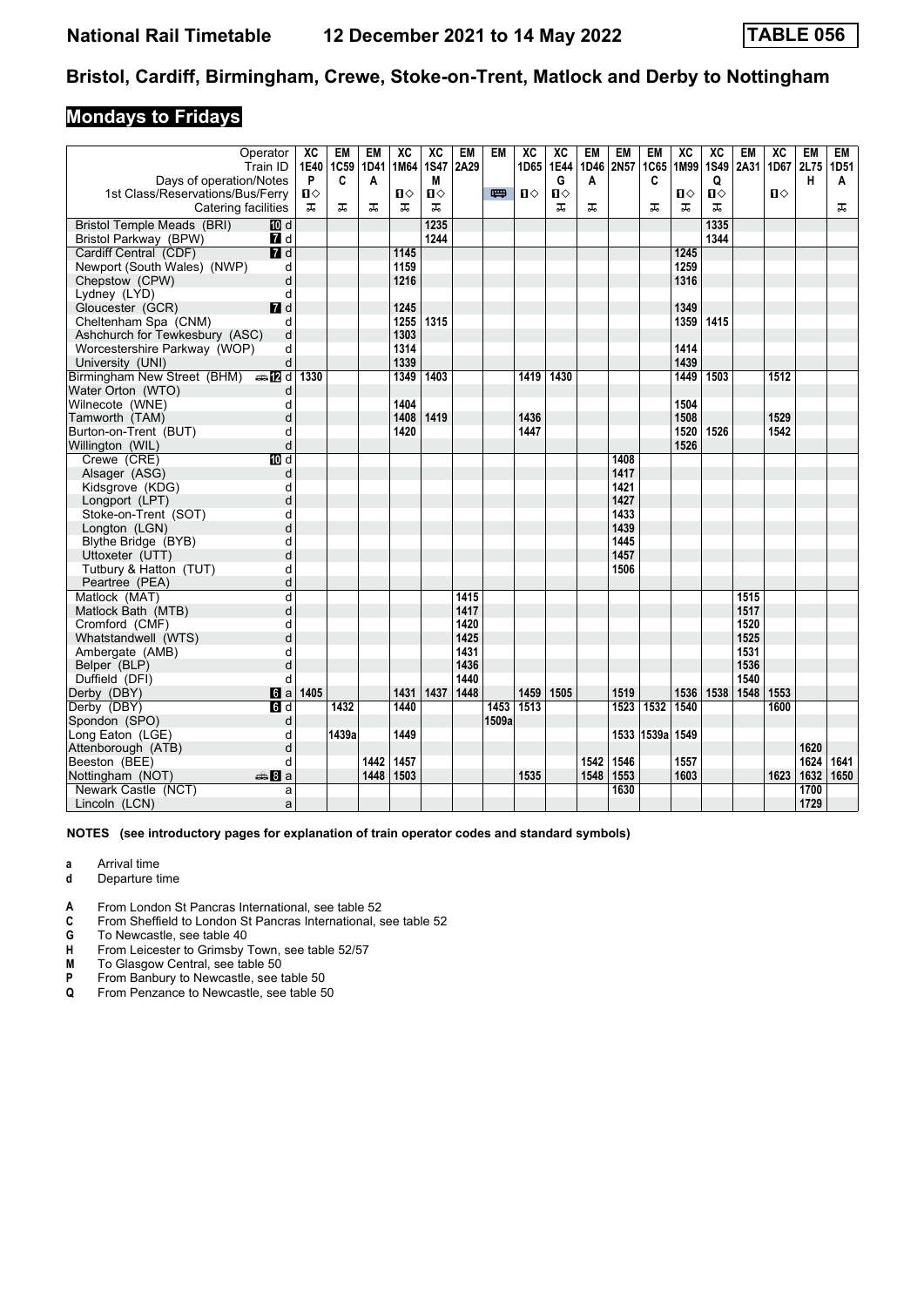# National Rail Timetable 12 December 2021 to 14 May 2022 TABLE 056

## Bristol, Cardiff, Birmingham, Crewe, Stoke-on-Trent, Matlock and Derby to Nottingham

### Mondays to Fridays

| Operator | | XC | EM | EM | XC | XC | EM | EM | XC | XC | EM | EM | EM | XC | XC | EM | XC | EM | EM |
|---|---|---|---|---|---|---|---|---|---|---|---|---|---|---|---|---|---|---|---|
| Train ID | | 1E40 | 1C59 | 1D41 | 1M64 | 1S47 | 2A29 | | 1D65 | 1E44 | 1D46 | 2N57 | 1C65 | 1M99 | 1S49 | 2A31 | 1D67 | 2L75 | 1D51 |
| Days of operation/Notes | | P | C | A | | M | | | | G | A | | C | | Q | | | H | A |
| 1st Class/Reservations/Bus/Ferry | | ■◇ | | | ■◇ | ■◇ | | 🚌 | ■◇ | ■◇ | | | | ■◇ | ■◇ | | ■◇ | | |
| Catering facilities | | ⊼ | ⊼ | ⊼ | ⊼ | ⊼ | | | | ⊼ | ⊼ | | ⊼ | ⊼ | ⊼ | | | | ⊼ |
| Bristol Temple Meads (BRI) | 10 d | | | | | 1235 | | | | | | | | | 1335 | | | | |
| Bristol Parkway (BPW) | 7 d | | | | | 1244 | | | | | | | | | 1344 | | | | |
| Cardiff Central (CDF) | 7 d | | | | 1145 | | | | | | | | | 1245 | | | | | |
| Newport (South Wales) (NWP) | d | | | | 1159 | | | | | | | | | 1259 | | | | | |
| Chepstow (CPW) | d | | | | 1216 | | | | | | | | | 1316 | | | | | |
| Lydney (LYD) | d | | | | | | | | | | | | | | | | | | |
| Gloucester (GCR) | 7 d | | | | 1245 | | | | | | | | | 1349 | | | | | |
| Cheltenham Spa (CNM) | d | | | | 1255 | 1315 | | | | | | | | 1359 | 1415 | | | | |
| Ashchurch for Tewkesbury (ASC) | d | | | | 1303 | | | | | | | | | | | | | | |
| Worcestershire Parkway (WOP) | d | | | | 1314 | | | | | | | | | 1414 | | | | | |
| University (UNI) | d | | | | 1339 | | | | | | | | | 1439 | | | | | |
| Birmingham New Street (BHM) | 🚌 12 d | 1330 | | | 1349 | 1403 | | | 1419 | 1430 | | | | 1449 | 1503 | | 1512 | | |
| Water Orton (WTO) | d | | | | | | | | | | | | | | | | | | |
| Wilnecote (WNE) | d | | | | 1404 | | | | | | | | | 1504 | | | | | |
| Tamworth (TAM) | d | | | | 1408 | 1419 | | | 1436 | | | | | 1508 | | | 1529 | | |
| Burton-on-Trent (BUT) | d | | | | 1420 | | | | 1447 | | | | | 1520 | 1526 | | 1542 | | |
| Willington (WIL) | d | | | | | | | | | | | | | 1526 | | | | | |
| Crewe (CRE) | 10 d | | | | | | | | | | | 1408 | | | | | | | |
| Alsager (ASG) | d | | | | | | | | | | | 1417 | | | | | | | |
| Kidsgrove (KDG) | d | | | | | | | | | | | 1421 | | | | | | | |
| Longport (LPT) | d | | | | | | | | | | | 1427 | | | | | | | |
| Stoke-on-Trent (SOT) | d | | | | | | | | | | | 1433 | | | | | | | |
| Longton (LGN) | d | | | | | | | | | | | 1439 | | | | | | | |
| Blythe Bridge (BYB) | d | | | | | | | | | | | 1445 | | | | | | | |
| Uttoxeter (UTT) | d | | | | | | | | | | | 1457 | | | | | | | |
| Tutbury & Hatton (TUT) | d | | | | | | | | | | | 1506 | | | | | | | |
| Peartree (PEA) | d | | | | | | | | | | | | | | | | | | |
| Matlock (MAT) | d | | | | | | 1415 | | | | | | | | | 1515 | | | |
| Matlock Bath (MTB) | d | | | | | | 1417 | | | | | | | | | 1517 | | | |
| Cromford (CMF) | d | | | | | | 1420 | | | | | | | | | 1520 | | | |
| Whatstandwell (WTS) | d | | | | | | 1425 | | | | | | | | | 1525 | | | |
| Ambergate (AMB) | d | | | | | | 1431 | | | | | | | | | 1531 | | | |
| Belper (BLP) | d | | | | | | 1436 | | | | | | | | | 1536 | | | |
| Duffield (DFI) | d | | | | | | 1440 | | | | | | | | | 1540 | | | |
| Derby (DBY) | 6 a | 1405 | | | 1431 | 1437 | 1448 | | 1459 | 1505 | | 1519 | | 1536 | 1538 | 1548 | 1553 | | |
| Derby (DBY) | 6 d | | 1432 | | 1440 | | | 1453 | 1513 | | | 1523 | 1532 | 1540 | | | 1600 | | |
| Spondon (SPO) | d | | | | | | | 1509a | | | | | | | | | | | |
| Long Eaton (LGE) | d | | 1439a | | 1449 | | | | | | | 1533 | 1539a | 1549 | | | | | |
| Attenborough (ATB) | d | | | | | | | | | | | | | | | | | 1620 | |
| Beeston (BEE) | d | | | 1442 | 1457 | | | | | | 1542 | 1546 | | 1557 | | | | 1624 | 1641 |
| Nottingham (NOT) | 🚌 8 a | | | 1448 | 1503 | | | | 1535 | | 1548 | 1553 | | 1603 | | | 1623 | 1632 | 1650 |
| Newark Castle (NCT) | a | | | | | | | | | | | 1630 | | | | | | 1700 | |
| Lincoln (LCN) | a | | | | | | | | | | | | | | | | | 1729 | |

**NOTES (see introductory pages for explanation of train operator codes and standard symbols)**

- **a** Arrival time
- **d** Departure time

- **A** From London St Pancras International, see table 52
- **C** From Sheffield to London St Pancras International, see table 52
- **G** To Newcastle, see table 40
- **H** From Leicester to Grimsby Town, see table 52/57
- **M** To Glasgow Central, see table 50
- **P** From Banbury to Newcastle, see table 50
- **Q** From Penzance to Newcastle, see table 50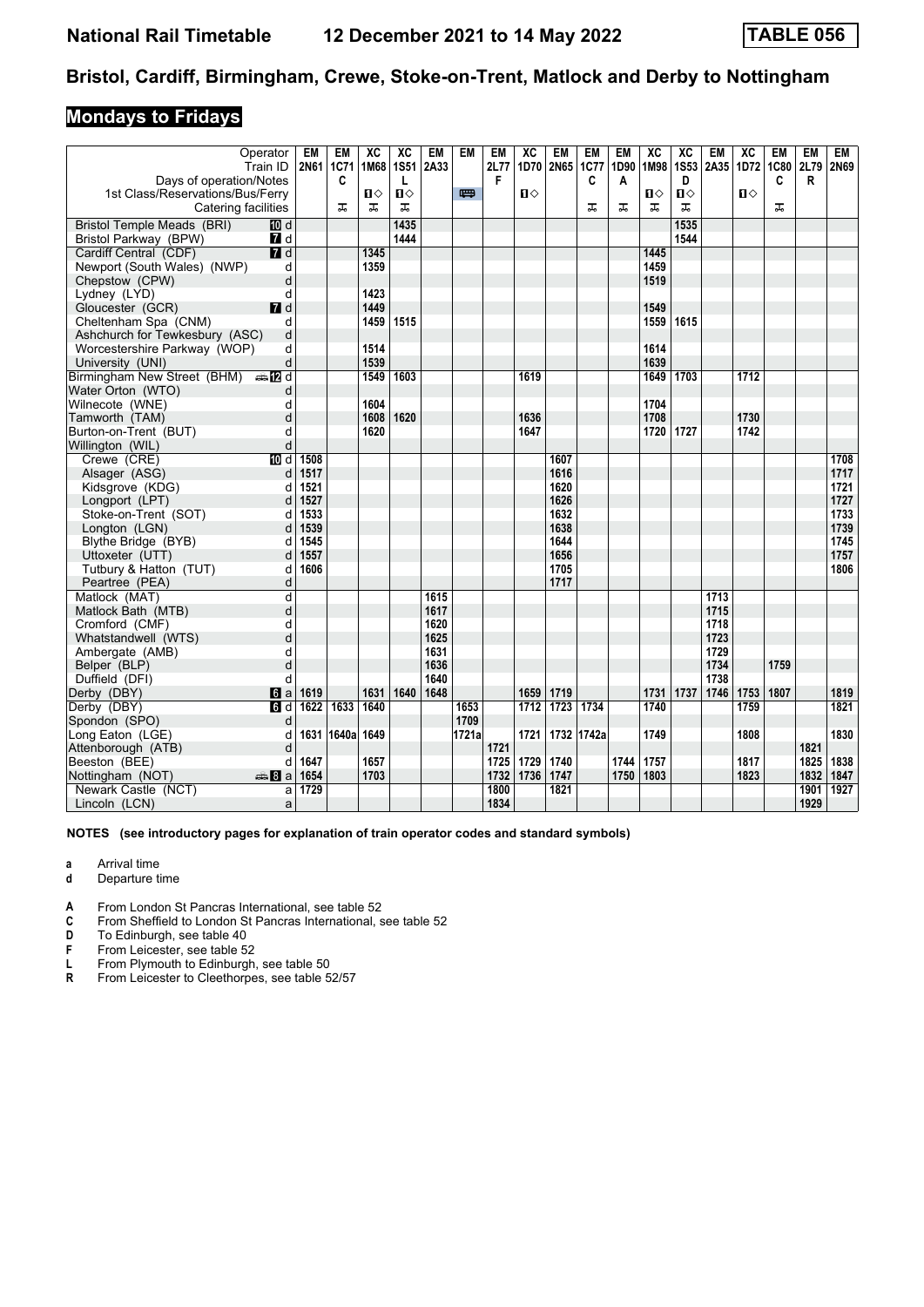# National Rail Timetable    12 December 2021 to 14 May 2022    TABLE 056

## Bristol, Cardiff, Birmingham, Crewe, Stoke-on-Trent, Matlock and Derby to Nottingham

## Mondays to Fridays

| Operator | | EM | EM | XC | XC | EM | EM | EM | XC | EM | EM | EM | XC | XC | EM | XC | EM | EM | EM |
|---|---|---|---|---|---|---|---|---|---|---|---|---|---|---|---|---|---|---|---|
| Train ID | | 2N61 | 1C71 | 1M68 | 1S51 | 2A33 | | 2L77 | 1D70 | 2N65 | 1C77 | 1D90 | 1M98 | 1S53 | 2A35 | 1D72 | 1C80 | 2L79 | 2N69 |
| Days of operation/Notes | | | C | | L | | | F | | | C | A | | D | | | C | R | |
| 1st Class/Reservations/Bus/Ferry | | | | 1◇ | 1◇ | | 🚌 | | 1◇ | | | | 1◇ | 1◇ | | 1◇ | | | |
| Catering facilities | | | 🍴 | 🍴 | 🍴 | | | | | | 🍴 | 🍴 | 🍴 | 🍴 | | | 🍴 | | |
| Bristol Temple Meads (BRI) | 10 d | | | | 1435 | | | | | | | | | 1535 | | | | | |
| Bristol Parkway (BPW) | 7 d | | | | 1444 | | | | | | | | | 1544 | | | | | |
| Cardiff Central (CDF) | 7 d | | | 1345 | | | | | | | | | 1445 | | | | | | |
| Newport (South Wales) (NWP) | d | | | 1359 | | | | | | | | | 1459 | | | | | | |
| Chepstow (CPW) | d | | | | | | | | | | | | 1519 | | | | | | |
| Lydney (LYD) | d | | | 1423 | | | | | | | | | | | | | | | |
| Gloucester (GCR) | 7 d | | | 1449 | | | | | | | | | 1549 | | | | | | |
| Cheltenham Spa (CNM) | d | | | 1459 | 1515 | | | | | | | | 1559 | 1615 | | | | | |
| Ashchurch for Tewkesbury (ASC) | d | | | | | | | | | | | | | | | | | | |
| Worcestershire Parkway (WOP) | d | | | 1514 | | | | | | | | | 1614 | | | | | | |
| University (UNI) | d | | | 1539 | | | | | | | | | 1639 | | | | | | |
| Birmingham New Street (BHM) | 🚌 12 d | | | 1549 | 1603 | | | | 1619 | | | | 1649 | 1703 | | 1712 | | | |
| Water Orton (WTO) | d | | | | | | | | | | | | | | | | | | |
| Wilnecote (WNE) | d | | | 1604 | | | | | | | | | 1704 | | | | | | |
| Tamworth (TAM) | d | | | 1608 | 1620 | | | | 1636 | | | | 1708 | | | 1730 | | | |
| Burton-on-Trent (BUT) | d | | | 1620 | | | | | 1647 | | | | 1720 | 1727 | | 1742 | | | |
| Willington (WIL) | d | | | | | | | | | | | | | | | | | | |
| Crewe (CRE) | 10 d | 1508 | | | | | | | | 1607 | | | | | | | | | 1708 |
| Alsager (ASG) | d | 1517 | | | | | | | | 1616 | | | | | | | | | 1717 |
| Kidsgrove (KDG) | d | 1521 | | | | | | | | 1620 | | | | | | | | | 1721 |
| Longport (LPT) | d | 1527 | | | | | | | | 1626 | | | | | | | | | 1727 |
| Stoke-on-Trent (SOT) | d | 1533 | | | | | | | | 1632 | | | | | | | | | 1733 |
| Longton (LGN) | d | 1539 | | | | | | | | 1638 | | | | | | | | | 1739 |
| Blythe Bridge (BYB) | d | 1545 | | | | | | | | 1644 | | | | | | | | | 1745 |
| Uttoxeter (UTT) | d | 1557 | | | | | | | | 1656 | | | | | | | | | 1757 |
| Tutbury & Hatton (TUT) | d | 1606 | | | | | | | | 1705 | | | | | | | | | 1806 |
| Peartree (PEA) | d | | | | | | | | | 1717 | | | | | | | | | |
| Matlock (MAT) | d | | | | | 1615 | | | | | | | | | 1713 | | | | |
| Matlock Bath (MTB) | d | | | | | 1617 | | | | | | | | | 1715 | | | | |
| Cromford (CMF) | d | | | | | 1620 | | | | | | | | | 1718 | | | | |
| Whatstandwell (WTS) | d | | | | | 1625 | | | | | | | | | 1723 | | | | |
| Ambergate (AMB) | d | | | | | 1631 | | | | | | | | | 1729 | | | | |
| Belper (BLP) | d | | | | | 1636 | | | | | | | | | 1734 | | 1759 | | |
| Duffield (DFI) | d | | | | | 1640 | | | | | | | | | 1738 | | | | |
| Derby (DBY) | 6 a | 1619 | | 1631 | 1640 | 1648 | | | 1659 | 1719 | | | 1731 | 1737 | 1746 | 1753 | 1807 | | 1819 |
| Derby (DBY) | 6 d | 1622 | 1633 | 1640 | | | 1653 | | 1712 | 1723 | 1734 | | 1740 | | | 1759 | | | 1821 |
| Spondon (SPO) | d | | | | | | 1709 | | | | | | | | | | | | |
| Long Eaton (LGE) | d | 1631 | 1640a | 1649 | | | 1721a | | 1721 | 1732 | 1742a | | 1749 | | | 1808 | | | 1830 |
| Attenborough (ATB) | d | | | | | | | 1721 | | | | | | | | | | 1821 | |
| Beeston (BEE) | d | 1647 | | 1657 | | | | 1725 | 1729 | 1740 | | 1744 | 1757 | | | 1817 | | 1825 | 1838 |
| Nottingham (NOT) | 🚌 8 a | 1654 | | 1703 | | | | 1732 | 1736 | 1747 | | 1750 | 1803 | | | 1823 | | 1832 | 1847 |
| Newark Castle (NCT) | a | 1729 | | | | | | 1800 | | 1821 | | | | | | | | 1901 | 1927 |
| Lincoln (LCN) | a | | | | | | | 1834 | | | | | | | | | | 1929 | |

**NOTES (see introductory pages for explanation of train operator codes and standard symbols)**

**a** Arrival time
**d** Departure time

**A** From London St Pancras International, see table 52
**C** From Sheffield to London St Pancras International, see table 52
**D** To Edinburgh, see table 40
**F** From Leicester, see table 52
**L** From Plymouth to Edinburgh, see table 50
**R** From Leicester to Cleethorpes, see table 52/57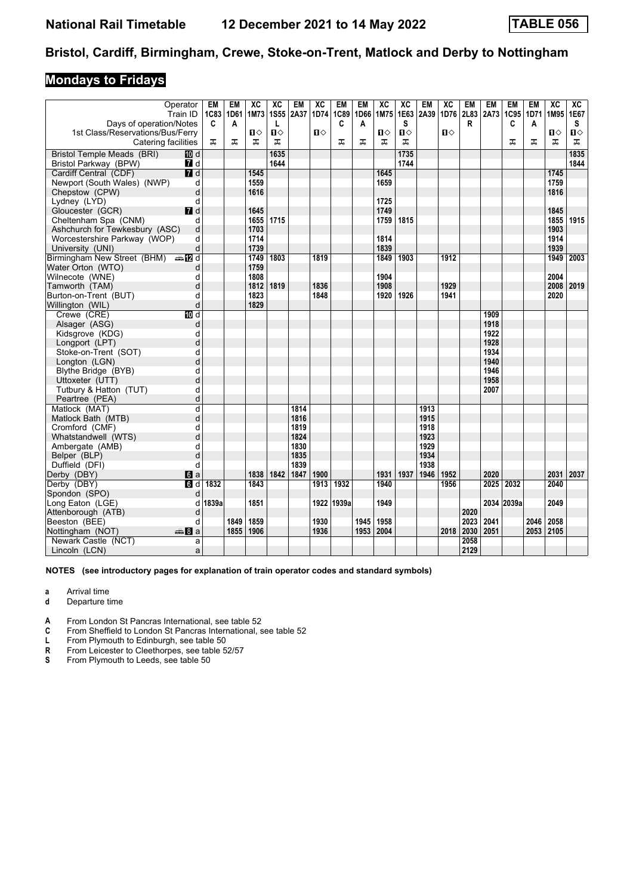# National Rail Timetable 12 December 2021 to 14 May 2022 TABLE 056

## Bristol, Cardiff, Birmingham, Crewe, Stoke-on-Trent, Matlock and Derby to Nottingham

### Mondays to Fridays

| Operator | | EM | EM | XC | XC | EM | XC | EM | EM | XC | XC | EM | XC | EM | EM | EM | EM | XC | XC |
|---|---|---|---|---|---|---|---|---|---|---|---|---|---|---|---|---|---|---|---|
| Train ID | | 1C83 | 1D61 | 1M73 | 1S55 | 2A37 | 1D74 | 1C89 | 1D66 | 1M75 | 1E63 | 2A39 | 1D76 | 2L83 | 2A73 | 1C95 | 1D71 | 1M95 | 1E67 |
| Days of operation/Notes | | C | A | | L | | | C | A | | S | | | R | | C | A | | S |
| 1st Class/Reservations/Bus/Ferry | | | | 1◇ | 1◇ | | 1◇ | | | 1◇ | 1◇ | | 1◇ | | | | | 1◇ | 1◇ |
| Catering facilities | | ⚹ | ⚹ | ⚹ | ⚹ | | | ⚹ | ⚹ | ⚹ | ⚹ | | | | | ⚹ | ⚹ | ⚹ | ⚹ |
| Bristol Temple Meads (BRI) | 10 d | | | | 1635 | | | | | | 1735 | | | | | | | | 1835 |
| Bristol Parkway (BPW) | 7 d | | | | 1644 | | | | | | 1744 | | | | | | | | 1844 |
| Cardiff Central (CDF) | 7 d | | | 1545 | | | | | | 1645 | | | | | | | | 1745 | |
| Newport (South Wales) (NWP) | d | | | 1559 | | | | | | 1659 | | | | | | | | 1759 | |
| Chepstow (CPW) | d | | | 1616 | | | | | | | | | | | | | | 1816 | |
| Lydney (LYD) | d | | | | | | | | | 1725 | | | | | | | | | |
| Gloucester (GCR) | 7 d | | | 1645 | | | | | | 1749 | | | | | | | | 1845 | |
| Cheltenham Spa (CNM) | d | | | 1655 | 1715 | | | | | 1759 | 1815 | | | | | | | 1855 | 1915 |
| Ashchurch for Tewkesbury (ASC) | d | | | 1703 | | | | | | | | | | | | | | 1903 | |
| Worcestershire Parkway (WOP) | d | | | 1714 | | | | | | 1814 | | | | | | | | 1914 | |
| University (UNI) | d | | | 1739 | | | | | | 1839 | | | | | | | | 1939 | |
| Birmingham New Street (BHM) | 12 d | | | 1749 | 1803 | | 1819 | | | 1849 | 1903 | | 1912 | | | | | 1949 | 2003 |
| Water Orton (WTO) | d | | | 1759 | | | | | | | | | | | | | | | |
| Wilnecote (WNE) | d | | | 1808 | | | | | | 1904 | | | | | | | | 2004 | |
| Tamworth (TAM) | d | | | 1812 | 1819 | | 1836 | | | 1908 | | | 1929 | | | | | 2008 | 2019 |
| Burton-on-Trent (BUT) | d | | | 1823 | | | 1848 | | | 1920 | 1926 | | 1941 | | | | | 2020 | |
| Willington (WIL) | d | | | 1829 | | | | | | | | | | | | | | | |
| Crewe (CRE) | 10 d | | | | | | | | | | | | | | 1909 | | | | |
| Alsager (ASG) | d | | | | | | | | | | | | | | 1918 | | | | |
| Kidsgrove (KDG) | d | | | | | | | | | | | | | | 1922 | | | | |
| Longport (LPT) | d | | | | | | | | | | | | | | 1928 | | | | |
| Stoke-on-Trent (SOT) | d | | | | | | | | | | | | | | 1934 | | | | |
| Longton (LGN) | d | | | | | | | | | | | | | | 1940 | | | | |
| Blythe Bridge (BYB) | d | | | | | | | | | | | | | | 1946 | | | | |
| Uttoxeter (UTT) | d | | | | | | | | | | | | | | 1958 | | | | |
| Tutbury & Hatton (TUT) | d | | | | | | | | | | | | | | 2007 | | | | |
| Peartree (PEA) | d | | | | | | | | | | | | | | | | | | |
| Matlock (MAT) | d | | | | | 1814 | | | | | | 1913 | | | | | | | |
| Matlock Bath (MTB) | d | | | | | 1816 | | | | | | 1915 | | | | | | | |
| Cromford (CMF) | d | | | | | 1819 | | | | | | 1918 | | | | | | | |
| Whatstandwell (WTS) | d | | | | | 1824 | | | | | | 1923 | | | | | | | |
| Ambergate (AMB) | d | | | | | 1830 | | | | | | 1929 | | | | | | | |
| Belper (BLP) | d | | | | | 1835 | | | | | | 1934 | | | | | | | |
| Duffield (DFI) | d | | | | | 1839 | | | | | | 1938 | | | | | | | |
| Derby (DBY) | 6 a | | | 1838 | 1842 | 1847 | 1900 | | | 1931 | 1937 | 1946 | 1952 | | 2020 | | | 2031 | 2037 |
| Derby (DBY) | 6 d | 1832 | | 1843 | | | 1913 | 1932 | | 1940 | | | 1956 | | 2025 | 2032 | | 2040 | |
| Spondon (SPO) | d | | | | | | | | | | | | | | | | | | |
| Long Eaton (LGE) | d | 1839a | | 1851 | | | 1922 | 1939a | | 1949 | | | | | 2034 | 2039a | | 2049 | |
| Attenborough (ATB) | d | | | | | | | | | | | | | 2020 | | | | | |
| Beeston (BEE) | d | | 1849 | 1859 | | | 1930 | | 1945 | 1958 | | | | 2023 | 2041 | | 2046 | 2058 | |
| Nottingham (NOT) | 8 a | | 1855 | 1906 | | | 1936 | | 1953 | 2004 | | | 2018 | 2030 | 2051 | | 2053 | 2105 | |
| Newark Castle (NCT) | a | | | | | | | | | | | | | 2058 | | | | | |
| Lincoln (LCN) | a | | | | | | | | | | | | | 2129 | | | | | |

**NOTES (see introductory pages for explanation of train operator codes and standard symbols)**

**a** Arrival time
**d** Departure time

**A** From London St Pancras International, see table 52
**C** From Sheffield to London St Pancras International, see table 52
**L** From Plymouth to Edinburgh, see table 50
**R** From Leicester to Cleethorpes, see table 52/57
**S** From Plymouth to Leeds, see table 50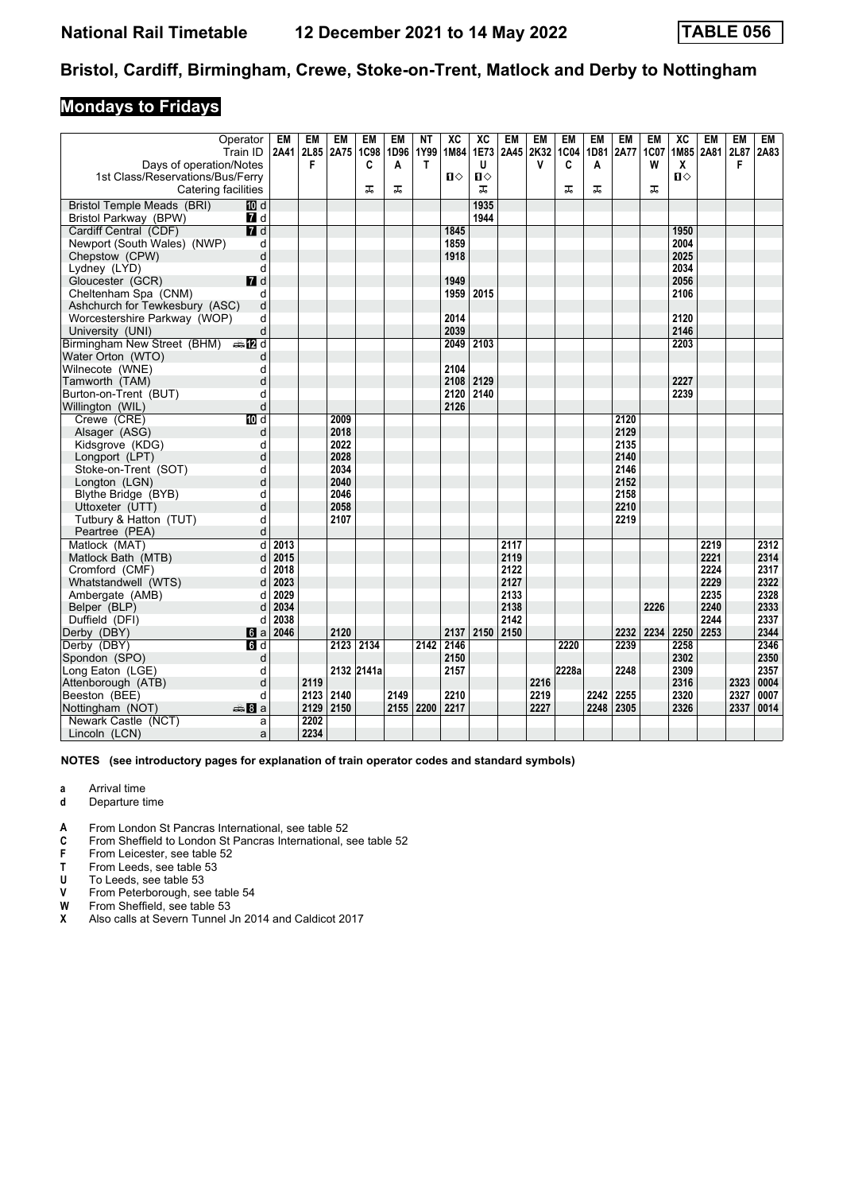# National Rail Timetable 12 December 2021 to 14 May 2022 TABLE 056

## Bristol, Cardiff, Birmingham, Crewe, Stoke-on-Trent, Matlock and Derby to Nottingham

### Mondays to Fridays

| Operator | | EM | EM | EM | EM | EM | NT | XC | XC | EM | EM | EM | EM | EM | EM | XC | EM | EM | EM |
|---|---|---|---|---|---|---|---|---|---|---|---|---|---|---|---|---|---|---|---|
| Train ID | | 2A41 | 2L85 | 2A75 | 1C98 | 1D96 | 1Y99 | 1M84 | 1E73 | 2A45 | 2K32 | 1C04 | 1D81 | 2A77 | 1C07 | 1M85 | 2A81 | 2L87 | 2A83 |
| Days of operation/Notes | | | F | | C | A | T | | U | | V | C | A | | W | X | | F | |
| 1st Class/Reservations/Bus/Ferry | | | | | | | | 1◇ | 1◇ | | | | | | | 1◇ | | | |
| Catering facilities | | | | | ⚹ | ⚹ | | | ⚹ | | | ⚹ | ⚹ | | ⚹ | | | | |
| Bristol Temple Meads (BRI) | 10 d | | | | | | | | 1935 | | | | | | | | | | |
| Bristol Parkway (BPW) | 7 d | | | | | | | | 1944 | | | | | | | | | | |
| Cardiff Central (CDF) | 7 d | | | | | | | 1845 | | | | | | | | 1950 | | | |
| Newport (South Wales) (NWP) | d | | | | | | | 1859 | | | | | | | | 2004 | | | |
| Chepstow (CPW) | d | | | | | | | 1918 | | | | | | | | 2025 | | | |
| Lydney (LYD) | d | | | | | | | | | | | | | | | 2034 | | | |
| Gloucester (GCR) | 7 d | | | | | | | 1949 | | | | | | | | 2056 | | | |
| Cheltenham Spa (CNM) | d | | | | | | | 1959 | 2015 | | | | | | | 2106 | | | |
| Ashchurch for Tewkesbury (ASC) | d | | | | | | | | | | | | | | | | | | |
| Worcestershire Parkway (WOP) | d | | | | | | | 2014 | | | | | | | | 2120 | | | |
| University (UNI) | d | | | | | | | 2039 | | | | | | | | 2146 | | | |
| Birmingham New Street (BHM) | 12 d | | | | | | | 2049 | 2103 | | | | | | | 2203 | | | |
| Water Orton (WTO) | d | | | | | | | | | | | | | | | | | | |
| Wilnecote (WNE) | d | | | | | | | 2104 | | | | | | | | | | | |
| Tamworth (TAM) | d | | | | | | | 2108 | 2129 | | | | | | | 2227 | | | |
| Burton-on-Trent (BUT) | d | | | | | | | 2120 | 2140 | | | | | | | 2239 | | | |
| Willington (WIL) | d | | | | | | | 2126 | | | | | | | | | | | |
| Crewe (CRE) | 10 d | | | 2009 | | | | | | | | | | 2120 | | | | | |
| Alsager (ASG) | d | | | 2018 | | | | | | | | | | 2129 | | | | | |
| Kidsgrove (KDG) | d | | | 2022 | | | | | | | | | | 2135 | | | | | |
| Longport (LPT) | d | | | 2028 | | | | | | | | | | 2140 | | | | | |
| Stoke-on-Trent (SOT) | d | | | 2034 | | | | | | | | | | 2146 | | | | | |
| Longton (LGN) | d | | | 2040 | | | | | | | | | | 2152 | | | | | |
| Blythe Bridge (BYB) | d | | | 2046 | | | | | | | | | | 2158 | | | | | |
| Uttoxeter (UTT) | d | | | 2058 | | | | | | | | | | 2210 | | | | | |
| Tutbury & Hatton (TUT) | d | | | 2107 | | | | | | | | | | 2219 | | | | | |
| Peartree (PEA) | d | | | | | | | | | | | | | | | | | | |
| Matlock (MAT) | d | 2013 | | | | | | | | 2117 | | | | | | | 2219 | | 2312 |
| Matlock Bath (MTB) | d | 2015 | | | | | | | | 2119 | | | | | | | 2221 | | 2314 |
| Cromford (CMF) | d | 2018 | | | | | | | | 2122 | | | | | | | 2224 | | 2317 |
| Whatstandwell (WTS) | d | 2023 | | | | | | | | 2127 | | | | | | | 2229 | | 2322 |
| Ambergate (AMB) | d | 2029 | | | | | | | | 2133 | | | | | | | 2235 | | 2328 |
| Belper (BLP) | d | 2034 | | | | | | | | 2138 | | | | | 2226 | | 2240 | | 2333 |
| Duffield (DFI) | d | 2038 | | | | | | | | 2142 | | | | | | | 2244 | | 2337 |
| Derby (DBY) | 6 a | 2046 | | 2120 | | | | 2137 | 2150 | 2150 | | | | 2232 | 2234 | 2250 | 2253 | | 2344 |
| Derby (DBY) | 6 d | | | 2123 | 2134 | | 2142 | 2146 | | | | 2220 | | 2239 | | 2258 | | | 2346 |
| Spondon (SPO) | d | | | | | | | 2150 | | | | | | | | 2302 | | | 2350 |
| Long Eaton (LGE) | d | | | 2132 | 2141a | | | 2157 | | | | 2228a | | 2248 | | 2309 | | | 2357 |
| Attenborough (ATB) | d | | 2119 | | | | | | | | 2216 | | | | | 2316 | | 2323 | 0004 |
| Beeston (BEE) | d | | 2123 | 2140 | | 2149 | | 2210 | | | 2219 | | 2242 | 2255 | | 2320 | | 2327 | 0007 |
| Nottingham (NOT) | 8 a | | 2129 | 2150 | | 2155 | 2200 | 2217 | | | 2227 | | 2248 | 2305 | | 2326 | | 2337 | 0014 |
| Newark Castle (NCT) | a | | 2202 | | | | | | | | | | | | | | | | |
| Lincoln (LCN) | a | | 2234 | | | | | | | | | | | | | | | | |

**NOTES (see introductory pages for explanation of train operator codes and standard symbols)**

**a** Arrival time
**d** Departure time

**A** From London St Pancras International, see table 52
**C** From Sheffield to London St Pancras International, see table 52
**F** From Leicester, see table 52
**T** From Leeds, see table 53
**U** To Leeds, see table 53
**V** From Peterborough, see table 54
**W** From Sheffield, see table 53
**X** Also calls at Severn Tunnel Jn 2014 and Caldicot 2017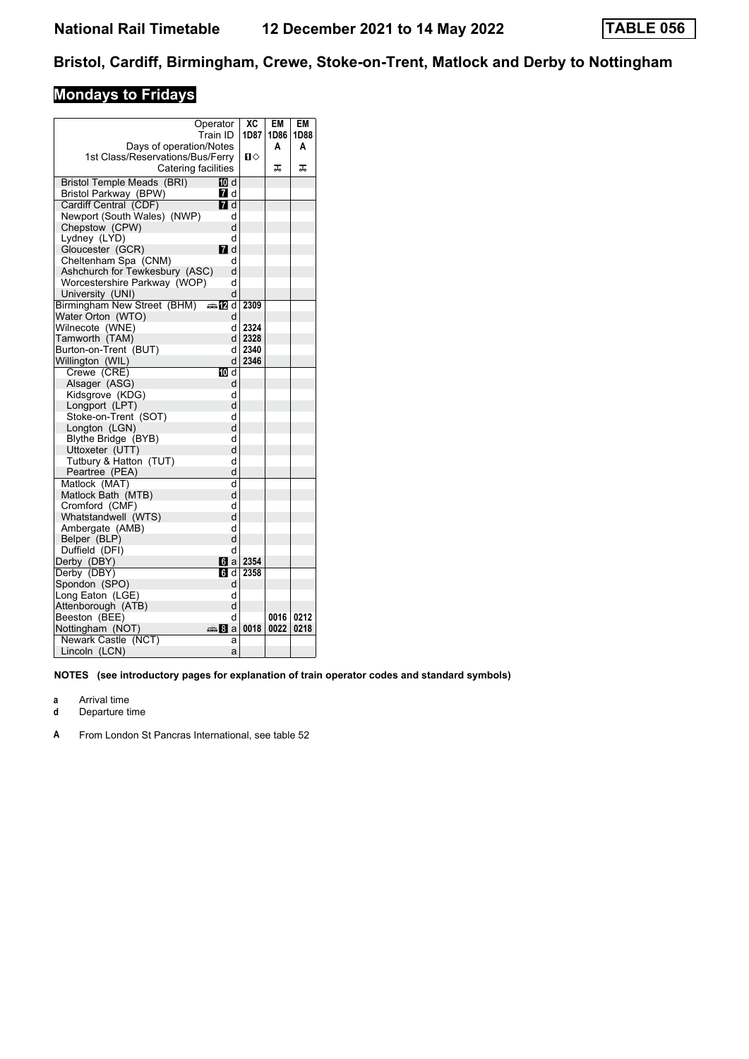# Bristol, Cardiff, Birmingham, Crewe, Stoke-on-Trent, Matlock and Derby to Nottingham

## Mondays to Fridays

| Operator | | XC | EM | EM |
|---|---|---|---|---|
| Train ID | | 1D87 | 1D86 | 1D88 |
| Days of operation/Notes | | | A | A |
| 1st Class/Reservations/Bus/Ferry | | ◇ | | |
| Catering facilities | | | ✠ | ✠ |
| Bristol Temple Meads (BRI) | 10 d | | | |
| Bristol Parkway (BPW) | 7 d | | | |
| Cardiff Central (CDF) | 7 d | | | |
| Newport (South Wales) (NWP) | d | | | |
| Chepstow (CPW) | d | | | |
| Lydney (LYD) | d | | | |
| Gloucester (GCR) | 7 d | | | |
| Cheltenham Spa (CNM) | d | | | |
| Ashchurch for Tewkesbury (ASC) | d | | | |
| Worcestershire Parkway (WOP) | d | | | |
| University (UNI) | d | | | |
| Birmingham New Street (BHM) | 12 d | 2309 | | |
| Water Orton (WTO) | d | | | |
| Wilnecote (WNE) | d | 2324 | | |
| Tamworth (TAM) | d | 2328 | | |
| Burton-on-Trent (BUT) | d | 2340 | | |
| Willington (WIL) | d | 2346 | | |
| Crewe (CRE) | 10 d | | | |
| Alsager (ASG) | d | | | |
| Kidsgrove (KDG) | d | | | |
| Longport (LPT) | d | | | |
| Stoke-on-Trent (SOT) | d | | | |
| Longton (LGN) | d | | | |
| Blythe Bridge (BYB) | d | | | |
| Uttoxeter (UTT) | d | | | |
| Tutbury & Hatton (TUT) | d | | | |
| Peartree (PEA) | d | | | |
| Matlock (MAT) | d | | | |
| Matlock Bath (MTB) | d | | | |
| Cromford (CMF) | d | | | |
| Whatstandwell (WTS) | d | | | |
| Ambergate (AMB) | d | | | |
| Belper (BLP) | d | | | |
| Duffield (DFI) | d | | | |
| Derby (DBY) | 6 a | 2354 | | |
| Derby (DBY) | 6 d | 2358 | | |
| Spondon (SPO) | d | | | |
| Long Eaton (LGE) | d | | | |
| Attenborough (ATB) | d | | | |
| Beeston (BEE) | d | | 0016 | 0212 |
| Nottingham (NOT) | 8 a | 0018 | 0022 | 0218 |
| Newark Castle (NCT) | a | | | |
| Lincoln (LCN) | a | | | |

**NOTES (see introductory pages for explanation of train operator codes and standard symbols)**

**a** Arrival time
**d** Departure time

**A** From London St Pancras International, see table 52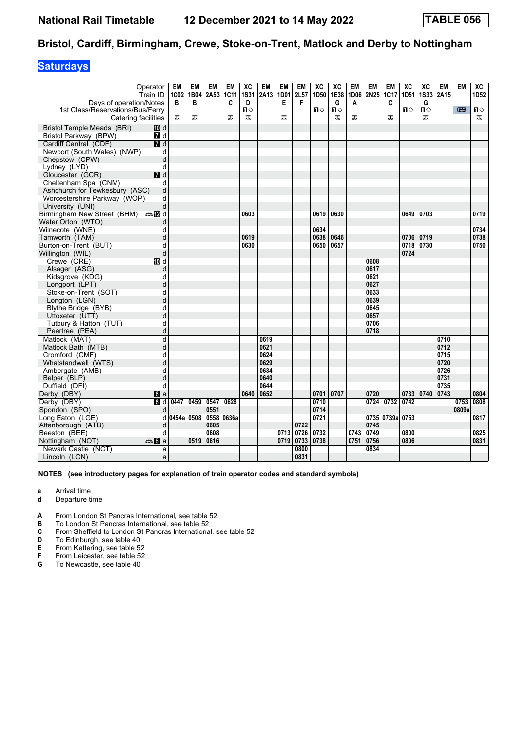# Bristol, Cardiff, Birmingham, Crewe, Stoke-on-Trent, Matlock and Derby to Nottingham

## Saturdays

National Rail Timetable 12 December 2021 to 14 May 2022 — TABLE 056

| Operator | | EM | EM | EM | EM | XC | EM | EM | EM | XC | XC | EM | EM | EM | XC | XC | EM | EM | XC |
|---|---|---|---|---|---|---|---|---|---|---|---|---|---|---|---|---|---|---|---|
| Train ID | | 1C02 | 1B04 | 2A53 | 1C11 | 1S31 | 2A13 | 1D01 | 2L57 | 1D50 | 1E38 | 1D06 | 2N25 | 1C17 | 1D51 | 1S33 | 2A15 | | 1D52 |
| Days of operation/Notes | | B | B | | C | D | | E | F | | G | A | | C | | G | | | |
| 1st Class/Reservations/Bus/Ferry | | | | | | 1◇ | | | | 1◇ | 1◇ | | | | 1◇ | 1◇ | | 🚌 | 1◇ |
| Catering facilities | | 🛒 | 🛒 | | 🛒 | 🛒 | | 🛒 | | | 🛒 | 🛒 | | 🛒 | | 🛒 | | | 🛒 |
| Bristol Temple Meads (BRI) | 10 d | | | | | | | | | | | | | | | | | | |
| Bristol Parkway (BPW) | 7 d | | | | | | | | | | | | | | | | | | |
| Cardiff Central (CDF) | 7 d | | | | | | | | | | | | | | | | | | |
| Newport (South Wales) (NWP) | d | | | | | | | | | | | | | | | | | | |
| Chepstow (CPW) | d | | | | | | | | | | | | | | | | | | |
| Lydney (LYD) | d | | | | | | | | | | | | | | | | | | |
| Gloucester (GCR) | 7 d | | | | | | | | | | | | | | | | | | |
| Cheltenham Spa (CNM) | d | | | | | | | | | | | | | | | | | | |
| Ashchurch for Tewkesbury (ASC) | d | | | | | | | | | | | | | | | | | | |
| Worcestershire Parkway (WOP) | d | | | | | | | | | | | | | | | | | | |
| University (UNI) | d | | | | | | | | | | | | | | | | | | |
| Birmingham New Street (BHM) | 🚌 12 d | | | | | 0603 | | | | 0619 | 0630 | | | | 0649 | 0703 | | | 0719 |
| Water Orton (WTO) | d | | | | | | | | | | | | | | | | | | |
| Wilnecote (WNE) | d | | | | | | | | | 0634 | | | | | | | | | 0734 |
| Tamworth (TAM) | d | | | | | 0619 | | | | 0638 | 0646 | | | | 0706 | 0719 | | | 0738 |
| Burton-on-Trent (BUT) | d | | | | | 0630 | | | | 0650 | 0657 | | | | 0718 | 0730 | | | 0750 |
| Willington (WIL) | d | | | | | | | | | | | | | | 0724 | | | | |
| Crewe (CRE) | 10 d | | | | | | | | | | | | 0608 | | | | | | |
| Alsager (ASG) | d | | | | | | | | | | | | 0617 | | | | | | |
| Kidsgrove (KDG) | d | | | | | | | | | | | | 0621 | | | | | | |
| Longport (LPT) | d | | | | | | | | | | | | 0627 | | | | | | |
| Stoke-on-Trent (SOT) | d | | | | | | | | | | | | 0633 | | | | | | |
| Longton (LGN) | d | | | | | | | | | | | | 0639 | | | | | | |
| Blythe Bridge (BYB) | d | | | | | | | | | | | | 0645 | | | | | | |
| Uttoxeter (UTT) | d | | | | | | | | | | | | 0657 | | | | | | |
| Tutbury & Hatton (TUT) | d | | | | | | | | | | | | 0706 | | | | | | |
| Peartree (PEA) | d | | | | | | | | | | | | 0718 | | | | | | |
| Matlock (MAT) | d | | | | | | 0619 | | | | | | | | | | 0710 | | |
| Matlock Bath (MTB) | d | | | | | | 0621 | | | | | | | | | | 0712 | | |
| Cromford (CMF) | d | | | | | | 0624 | | | | | | | | | | 0715 | | |
| Whatstandwell (WTS) | d | | | | | | 0629 | | | | | | | | | | 0720 | | |
| Ambergate (AMB) | d | | | | | | 0634 | | | | | | | | | | 0726 | | |
| Belper (BLP) | d | | | | | | 0640 | | | | | | | | | | 0731 | | |
| Duffield (DFI) | d | | | | | | 0644 | | | | | | | | | | 0735 | | |
| Derby (DBY) | 6 a | | | | | 0640 | 0652 | | | 0701 | 0707 | | 0720 | | 0733 | 0740 | 0743 | | 0804 |
| Derby (DBY) | 6 d | 0447 | 0459 | 0547 | 0628 | | | | | 0710 | | | 0724 | 0732 | 0742 | | | 0753 | 0808 |
| Spondon (SPO) | d | | | 0551 | | | | | | 0714 | | | | | | | | 0809a | |
| Long Eaton (LGE) | d | 0454a | 0508 | 0558 | 0636a | | | | | 0721 | | | 0735 | 0739a | 0753 | | | | 0817 |
| Attenborough (ATB) | d | | | 0605 | | | | | 0722 | | | | 0745 | | | | | | |
| Beeston (BEE) | d | | | 0608 | | | | 0713 | 0726 | 0732 | | 0743 | 0749 | | 0800 | | | | 0825 |
| Nottingham (NOT) | 🚌 8 a | | 0519 | 0616 | | | | 0719 | 0733 | 0738 | | 0751 | 0756 | | 0806 | | | | 0831 |
| Newark Castle (NCT) | a | | | | | | | | 0800 | | | | 0834 | | | | | | |
| Lincoln (LCN) | a | | | | | | | | 0831 | | | | | | | | | | |

**NOTES (see introductory pages for explanation of train operator codes and standard symbols)**

- **a** Arrival time
- **d** Departure time

- **A** From London St Pancras International, see table 52
- **B** To London St Pancras International, see table 52
- **C** From Sheffield to London St Pancras International, see table 52
- **D** To Edinburgh, see table 40
- **E** From Kettering, see table 52
- **F** From Leicester, see table 52
- **G** To Newcastle, see table 40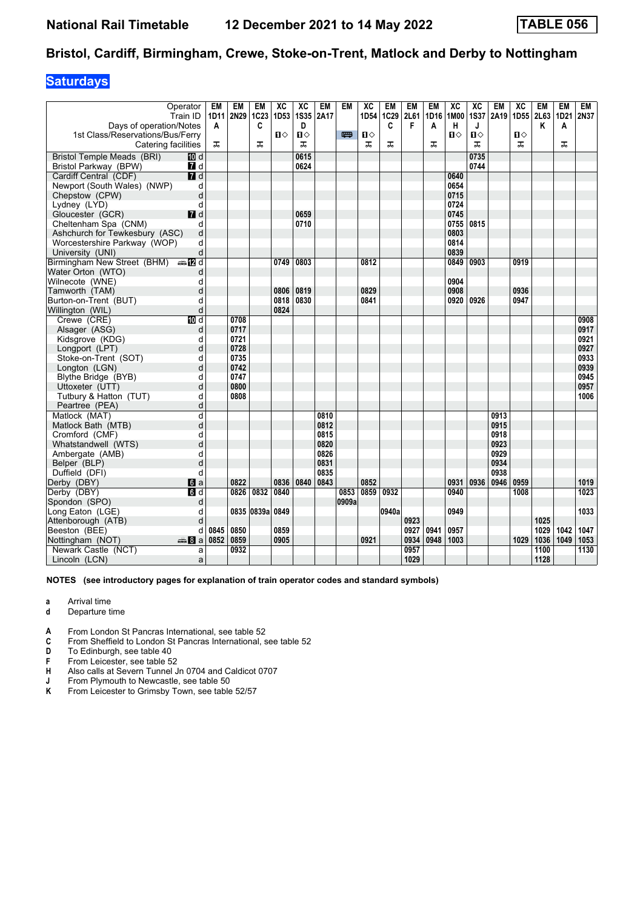# Bristol, Cardiff, Birmingham, Crewe, Stoke-on-Trent, Matlock and Derby to Nottingham

**National Rail Timetable — 12 December 2021 to 14 May 2022 — TABLE 056**

## Saturdays

| Operator | EM | EM | EM | XC | XC | EM | EM | XC | EM | EM | EM | XC | XC | EM | XC | EM | EM | EM |
|---|---|---|---|---|---|---|---|---|---|---|---|---|---|---|---|---|---|---|
| Train ID | 1D11 | 2N29 | 1C23 | 1D53 | 1S35 | 2A17 | | 1D54 | 1C29 | 2L61 | 1D16 | 1M00 | 1S37 | 2A19 | 1D55 | 2L63 | 1D21 | 2N37 |
| Days of operation/Notes | A | | C | | D | | | | C | F | A | H | J | | | K | A | |
| 1st Class/Reservations/Bus/Ferry | | | | 1◇ | 1◇ | | Bus | 1◇ | | | | 1◇ | 1◇ | | 1◇ | | | |
| Catering facilities | 🍴 | | 🍴 | | 🍴 | | | 🍴 | 🍴 | | 🍴 | | 🍴 | | 🍴 | | 🍴 | |
| Bristol Temple Meads (BRI) 10 d | | | | | 0615 | | | | | | | | 0735 | | | | | |
| Bristol Parkway (BPW) 7 d | | | | | 0624 | | | | | | | | 0744 | | | | | |
| Cardiff Central (CDF) 7 d | | | | | | | | | | | | 0640 | | | | | | |
| Newport (South Wales) (NWP) d | | | | | | | | | | | | 0654 | | | | | | |
| Chepstow (CPW) d | | | | | | | | | | | | 0715 | | | | | | |
| Lydney (LYD) d | | | | | | | | | | | | 0724 | | | | | | |
| Gloucester (GCR) 7 d | | | | | 0659 | | | | | | | 0745 | | | | | | |
| Cheltenham Spa (CNM) d | | | | | 0710 | | | | | | | 0755 | 0815 | | | | | |
| Ashchurch for Tewkesbury (ASC) d | | | | | | | | | | | | 0803 | | | | | | |
| Worcestershire Parkway (WOP) d | | | | | | | | | | | | 0814 | | | | | | |
| University (UNI) d | | | | | | | | | | | | 0839 | | | | | | |
| Birmingham New Street (BHM) 12 d | | | | 0749 | 0803 | | | 0812 | | | | 0849 | 0903 | | 0919 | | | |
| Water Orton (WTO) d | | | | | | | | | | | | | | | | | | |
| Wilnecote (WNE) d | | | | | | | | | | | | 0904 | | | | | | |
| Tamworth (TAM) d | | | | 0806 | 0819 | | | 0829 | | | | 0908 | | | 0936 | | | |
| Burton-on-Trent (BUT) d | | | | 0818 | 0830 | | | 0841 | | | | 0920 | 0926 | | 0947 | | | |
| Willington (WIL) d | | | | 0824 | | | | | | | | | | | | | | |
| Crewe (CRE) 10 d | | 0708 | | | | | | | | | | | | | | | | 0908 |
| Alsager (ASG) d | | 0717 | | | | | | | | | | | | | | | | 0917 |
| Kidsgrove (KDG) d | | 0721 | | | | | | | | | | | | | | | | 0921 |
| Longport (LPT) d | | 0728 | | | | | | | | | | | | | | | | 0927 |
| Stoke-on-Trent (SOT) d | | 0735 | | | | | | | | | | | | | | | | 0933 |
| Longton (LGN) d | | 0742 | | | | | | | | | | | | | | | | 0939 |
| Blythe Bridge (BYB) d | | 0747 | | | | | | | | | | | | | | | | 0945 |
| Uttoxeter (UTT) d | | 0800 | | | | | | | | | | | | | | | | 0957 |
| Tutbury & Hatton (TUT) d | | 0808 | | | | | | | | | | | | | | | | 1006 |
| Peartree (PEA) d | | | | | | | | | | | | | | | | | | |
| Matlock (MAT) d | | | | | | 0810 | | | | | | | | 0913 | | | | |
| Matlock Bath (MTB) d | | | | | | 0812 | | | | | | | | 0915 | | | | |
| Cromford (CMF) d | | | | | | 0815 | | | | | | | | 0918 | | | | |
| Whatstandwell (WTS) d | | | | | | 0820 | | | | | | | | 0923 | | | | |
| Ambergate (AMB) d | | | | | | 0826 | | | | | | | | 0929 | | | | |
| Belper (BLP) d | | | | | | 0831 | | | | | | | | 0934 | | | | |
| Duffield (DFI) d | | | | | | 0835 | | | | | | | | 0938 | | | | |
| Derby (DBY) 6 a | | 0822 | | 0836 | 0840 | 0843 | | 0852 | | | | 0931 | 0936 | 0946 | 0959 | | | 1019 |
| Derby (DBY) 6 d | | 0826 | 0832 | 0840 | | | 0853 | 0859 | 0932 | | | 0940 | | | 1008 | | | 1023 |
| Spondon (SPO) d | | | | | | | 0909a | | | | | | | | | | | |
| Long Eaton (LGE) d | | 0835 | 0839a | 0849 | | | | | 0940a | | | 0949 | | | | | | 1033 |
| Attenborough (ATB) d | | | | | | | | | | 0923 | | | | | | 1025 | | |
| Beeston (BEE) d | 0845 | 0850 | | 0859 | | | | | | 0927 | 0941 | 0957 | | | | 1029 | 1042 | 1047 |
| Nottingham (NOT) 8 a | 0852 | 0859 | | 0905 | | | | 0921 | | 0934 | 0948 | 1003 | | | 1029 | 1036 | 1049 | 1053 |
| Newark Castle (NCT) a | | 0932 | | | | | | | | 0957 | | | | | | 1100 | | 1130 |
| Lincoln (LCN) a | | | | | | | | | | 1029 | | | | | | 1128 | | |

**NOTES (see introductory pages for explanation of train operator codes and standard symbols)**

- **a** Arrival time
- **d** Departure time

- **A** From London St Pancras International, see table 52
- **C** From Sheffield to London St Pancras International, see table 52
- **D** To Edinburgh, see table 40
- **F** From Leicester, see table 52
- **H** Also calls at Severn Tunnel Jn 0704 and Caldicot 0707
- **J** From Plymouth to Newcastle, see table 50
- **K** From Leicester to Grimsby Town, see table 52/57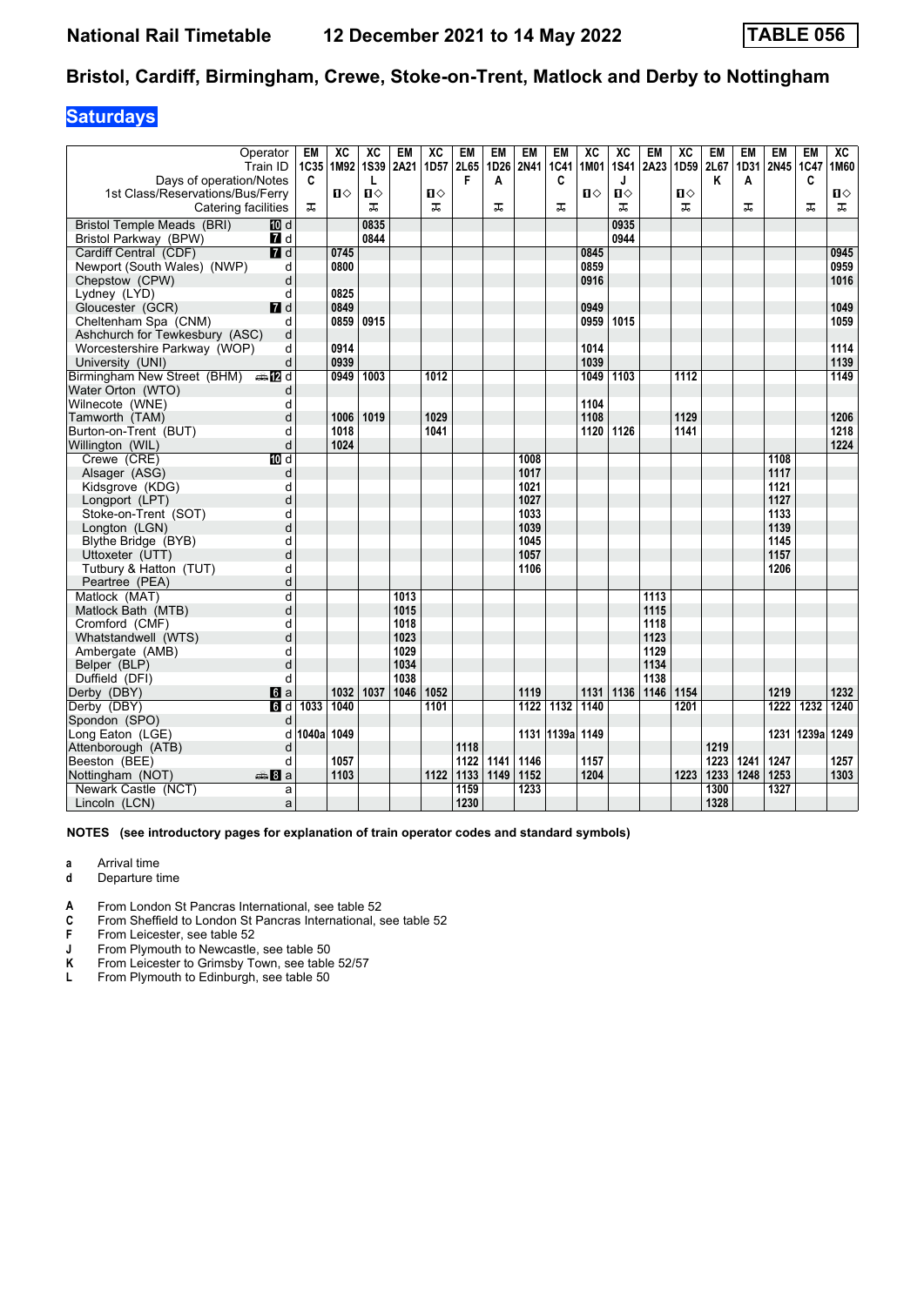# National Rail Timetable 12 December 2021 to 14 May 2022 TABLE 056

## Bristol, Cardiff, Birmingham, Crewe, Stoke-on-Trent, Matlock and Derby to Nottingham

### Saturdays

| Operator | | EM | XC | XC | EM | XC | EM | EM | EM | EM | XC | XC | EM | XC | EM | EM | EM | EM | XC |
|---|---|---|---|---|---|---|---|---|---|---|---|---|---|---|---|---|---|---|---|
| Train ID | | 1C35 | 1M92 | 1S39 | 2A21 | 1D57 | 2L65 | 1D26 | 2N41 | 1C41 | 1M01 | 1S41 | 2A23 | 1D59 | 2L67 | 1D31 | 2N45 | 1C47 | 1M60 |
| Days of operation/Notes | | C | | L | | | F | A | | C | | J | | | K | A | | C | |
| 1st Class/Reservations/Bus/Ferry | | | ■◇ | ■◇ | | ■◇ | | | | | ■◇ | ■◇ | | ■◇ | | | | | ■◇ |
| Catering facilities | | ᗑ | | ᗑ | | ᗑ | | ᗑ | | ᗑ | | ᗑ | | ᗑ | | ᗑ | | ᗑ | ᗑ |
| Bristol Temple Meads (BRI) | 10 d | | | 0835 | | | | | | | | 0935 | | | | | | | |
| Bristol Parkway (BPW) | 7 d | | | 0844 | | | | | | | | 0944 | | | | | | | |
| Cardiff Central (CDF) | 7 d | | 0745 | | | | | | | | 0845 | | | | | | | | 0945 |
| Newport (South Wales) (NWP) | d | | 0800 | | | | | | | | 0859 | | | | | | | | 0959 |
| Chepstow (CPW) | d | | | | | | | | | | 0916 | | | | | | | | 1016 |
| Lydney (LYD) | d | | 0825 | | | | | | | | | | | | | | | | |
| Gloucester (GCR) | 7 d | | 0849 | | | | | | | | 0949 | | | | | | | | 1049 |
| Cheltenham Spa (CNM) | d | | 0859 | 0915 | | | | | | | 0959 | 1015 | | | | | | | 1059 |
| Ashchurch for Tewkesbury (ASC) | d | | | | | | | | | | | | | | | | | | |
| Worcestershire Parkway (WOP) | d | | 0914 | | | | | | | | 1014 | | | | | | | | 1114 |
| University (UNI) | d | | 0939 | | | | | | | | 1039 | | | | | | | | 1139 |
| Birmingham New Street (BHM) | 12 d | | 0949 | 1003 | | 1012 | | | | | 1049 | 1103 | | 1112 | | | | | 1149 |
| Water Orton (WTO) | d | | | | | | | | | | | | | | | | | | |
| Wilnecote (WNE) | d | | | | | | | | | | 1104 | | | | | | | | |
| Tamworth (TAM) | d | | 1006 | 1019 | | 1029 | | | | | 1108 | | | 1129 | | | | | 1206 |
| Burton-on-Trent (BUT) | d | | 1018 | | | 1041 | | | | | 1120 | 1126 | | 1141 | | | | | 1218 |
| Willington (WIL) | d | | 1024 | | | | | | | | | | | | | | | | 1224 |
| Crewe (CRE) | 10 d | | | | | | | | 1008 | | | | | | | | 1108 | | |
| Alsager (ASG) | d | | | | | | | | 1017 | | | | | | | | 1117 | | |
| Kidsgrove (KDG) | d | | | | | | | | 1021 | | | | | | | | 1121 | | |
| Longport (LPT) | d | | | | | | | | 1027 | | | | | | | | 1127 | | |
| Stoke-on-Trent (SOT) | d | | | | | | | | 1033 | | | | | | | | 1133 | | |
| Longton (LGN) | d | | | | | | | | 1039 | | | | | | | | 1139 | | |
| Blythe Bridge (BYB) | d | | | | | | | | 1045 | | | | | | | | 1145 | | |
| Uttoxeter (UTT) | d | | | | | | | | 1057 | | | | | | | | 1157 | | |
| Tutbury & Hatton (TUT) | d | | | | | | | | 1106 | | | | | | | | 1206 | | |
| Peartree (PEA) | d | | | | | | | | | | | | | | | | | | |
| Matlock (MAT) | d | | | | 1013 | | | | | | | | 1113 | | | | | | |
| Matlock Bath (MTB) | d | | | | 1015 | | | | | | | | 1115 | | | | | | |
| Cromford (CMF) | d | | | | 1018 | | | | | | | | 1118 | | | | | | |
| Whatstandwell (WTS) | d | | | | 1023 | | | | | | | | 1123 | | | | | | |
| Ambergate (AMB) | d | | | | 1029 | | | | | | | | 1129 | | | | | | |
| Belper (BLP) | d | | | | 1034 | | | | | | | | 1134 | | | | | | |
| Duffield (DFI) | d | | | | 1038 | | | | | | | | 1138 | | | | | | |
| Derby (DBY) | 6 a | | 1032 | 1037 | 1046 | 1052 | | | 1119 | | 1131 | 1136 | 1146 | 1154 | | | 1219 | | 1232 |
| Derby (DBY) | 6 d | 1033 | 1040 | | | 1101 | | | 1122 | 1132 | 1140 | | | 1201 | | | 1222 | 1232 | 1240 |
| Spondon (SPO) | d | | | | | | | | | | | | | | | | | | |
| Long Eaton (LGE) | d | 1040a | 1049 | | | | | | 1131 | 1139a | 1149 | | | | | | 1231 | 1239a | 1249 |
| Attenborough (ATB) | d | | | | | | 1118 | | | | | | | | 1219 | | | | |
| Beeston (BEE) | d | | 1057 | | | | 1122 | 1141 | 1146 | | 1157 | | | | 1223 | 1241 | 1247 | | 1257 |
| Nottingham (NOT) | 8 a | | 1103 | | | 1122 | 1133 | 1149 | 1152 | | 1204 | | | 1223 | 1233 | 1248 | 1253 | | 1303 |
| Newark Castle (NCT) | a | | | | | | 1159 | | 1233 | | | | | | 1300 | | 1327 | | |
| Lincoln (LCN) | a | | | | | | 1230 | | | | | | | | 1328 | | | | |

**NOTES (see introductory pages for explanation of train operator codes and standard symbols)**

- **a** Arrival time
- **d** Departure time

- **A** From London St Pancras International, see table 52
- **C** From Sheffield to London St Pancras International, see table 52
- **F** From Leicester, see table 52
- **J** From Plymouth to Newcastle, see table 50
- **K** From Leicester to Grimsby Town, see table 52/57
- **L** From Plymouth to Edinburgh, see table 50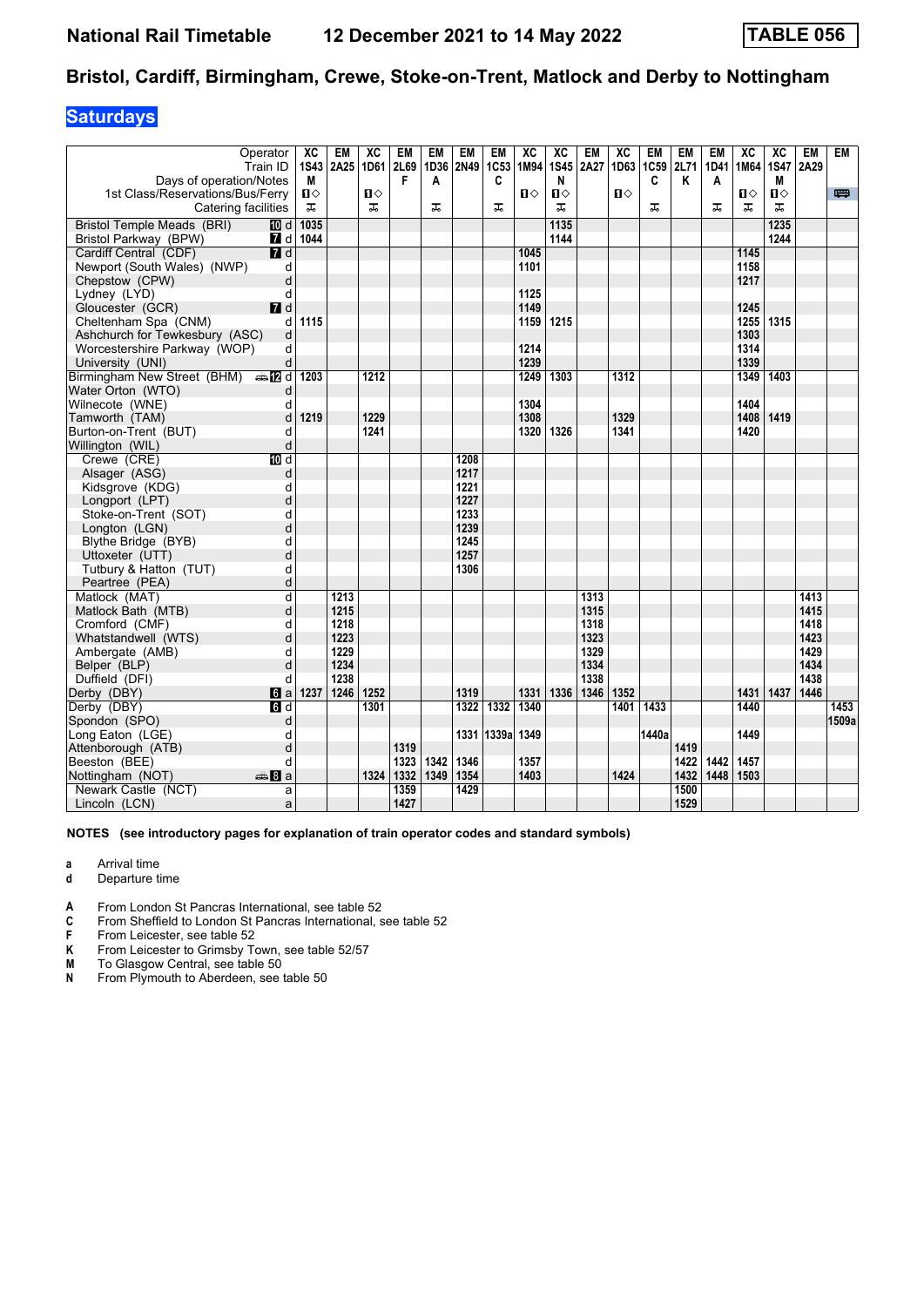# National Rail Timetable 12 December 2021 to 14 May 2022

**TABLE 056**

## Bristol, Cardiff, Birmingham, Crewe, Stoke-on-Trent, Matlock and Derby to Nottingham

### Saturdays

| Operator | XC | EM | XC | EM | EM | EM | EM | XC | XC | EM | XC | EM | EM | EM | XC | XC | EM | EM |
|---|---|---|---|---|---|---|---|---|---|---|---|---|---|---|---|---|---|---|
| Train ID | 1S43 | 2A25 | 1D61 | 2L69 | 1D36 | 2N49 | 1C53 | 1M94 | 1S45 | 2A27 | 1D63 | 1C59 | 2L71 | 1D41 | 1M64 | 1S47 | 2A29 | |
| Days of operation/Notes | M | | | F | A | | C | | N | | | C | K | A | | M | | |
| 1st Class/Reservations/Bus/Ferry | 1◇ | | 1◇ | | | | | 1◇ | 1◇ | | 1◇ | | | | 1◇ | 1◇ | | Bus |
| Catering facilities | ⚒ | | ⚒ | | ⚒ | | ⚒ | | ⚒ | | | ⚒ | | ⚒ | ⚒ | ⚒ | | |
| Bristol Temple Meads (BRI) 10 d | 1035 | | | | | | | | 1135 | | | | | | | 1235 | | |
| Bristol Parkway (BPW) 7 d | 1044 | | | | | | | | 1144 | | | | | | | 1244 | | |
| Cardiff Central (CDF) 7 d | | | | | | | | 1045 | | | | | | | 1145 | | | |
| Newport (South Wales) (NWP) d | | | | | | | | 1101 | | | | | | | 1158 | | | |
| Chepstow (CPW) d | | | | | | | | | | | | | | | 1217 | | | |
| Lydney (LYD) d | | | | | | | | 1125 | | | | | | | | | | |
| Gloucester (GCR) 7 d | | | | | | | | 1149 | | | | | | | 1245 | | | |
| Cheltenham Spa (CNM) d | 1115 | | | | | | | 1159 | 1215 | | | | | | 1255 | 1315 | | |
| Ashchurch for Tewkesbury (ASC) d | | | | | | | | | | | | | | | 1303 | | | |
| Worcestershire Parkway (WOP) d | | | | | | | | 1214 | | | | | | | 1314 | | | |
| University (UNI) d | | | | | | | | 1239 | | | | | | | 1339 | | | |
| Birmingham New Street (BHM) 12 d | 1203 | | 1212 | | | | | 1249 | 1303 | | 1312 | | | | 1349 | 1403 | | |
| Water Orton (WTO) d | | | | | | | | | | | | | | | | | | |
| Wilnecote (WNE) d | | | | | | | | 1304 | | | | | | | 1404 | | | |
| Tamworth (TAM) d | 1219 | | 1229 | | | | | 1308 | | | 1329 | | | | 1408 | 1419 | | |
| Burton-on-Trent (BUT) d | | | 1241 | | | | | 1320 | 1326 | | 1341 | | | | 1420 | | | |
| Willington (WIL) d | | | | | | | | | | | | | | | | | | |
| Crewe (CRE) 10 d | | | | | | 1208 | | | | | | | | | | | | |
| Alsager (ASG) d | | | | | | 1217 | | | | | | | | | | | | |
| Kidsgrove (KDG) d | | | | | | 1221 | | | | | | | | | | | | |
| Longport (LPT) d | | | | | | 1227 | | | | | | | | | | | | |
| Stoke-on-Trent (SOT) d | | | | | | 1233 | | | | | | | | | | | | |
| Longton (LGN) d | | | | | | 1239 | | | | | | | | | | | | |
| Blythe Bridge (BYB) d | | | | | | 1245 | | | | | | | | | | | | |
| Uttoxeter (UTT) d | | | | | | 1257 | | | | | | | | | | | | |
| Tutbury & Hatton (TUT) d | | | | | | 1306 | | | | | | | | | | | | |
| Peartree (PEA) d | | | | | | | | | | | | | | | | | | |
| Matlock (MAT) d | | 1213 | | | | | | | | 1313 | | | | | | | 1413 | |
| Matlock Bath (MTB) d | | 1215 | | | | | | | | 1315 | | | | | | | 1415 | |
| Cromford (CMF) d | | 1218 | | | | | | | | 1318 | | | | | | | 1418 | |
| Whatstandwell (WTS) d | | 1223 | | | | | | | | 1323 | | | | | | | 1423 | |
| Ambergate (AMB) d | | 1229 | | | | | | | | 1329 | | | | | | | 1429 | |
| Belper (BLP) d | | 1234 | | | | | | | | 1334 | | | | | | | 1434 | |
| Duffield (DFI) d | | 1238 | | | | | | | | 1338 | | | | | | | 1438 | |
| Derby (DBY) 6 a | 1237 | 1246 | 1252 | | | 1319 | | 1331 | 1336 | 1346 | 1352 | | | | 1431 | 1437 | 1446 | |
| Derby (DBY) 6 d | | | 1301 | | | 1322 | 1332 | 1340 | | | 1401 | 1433 | | | 1440 | | | 1453 |
| Spondon (SPO) d | | | | | | | | | | | | | | | | | | 1509a |
| Long Eaton (LGE) d | | | | | | 1331 | 1339a | 1349 | | | | 1440a | | | 1449 | | | |
| Attenborough (ATB) d | | | | 1319 | | | | | | | | | 1419 | | | | | |
| Beeston (BEE) d | | | | 1323 | 1342 | 1346 | | 1357 | | | | | 1422 | 1442 | 1457 | | | |
| Nottingham (NOT) 8 a | | | 1324 | 1332 | 1349 | 1354 | | 1403 | | | 1424 | | 1432 | 1448 | 1503 | | | |
| Newark Castle (NCT) a | | | | 1359 | | 1429 | | | | | | | 1500 | | | | | |
| Lincoln (LCN) a | | | | 1427 | | | | | | | | | 1529 | | | | | |

**NOTES (see introductory pages for explanation of train operator codes and standard symbols)**

- **a** Arrival time
- **d** Departure time

- **A** From London St Pancras International, see table 52
- **C** From Sheffield to London St Pancras International, see table 52
- **F** From Leicester, see table 52
- **K** From Leicester to Grimsby Town, see table 52/57
- **M** To Glasgow Central, see table 50
- **N** From Plymouth to Aberdeen, see table 50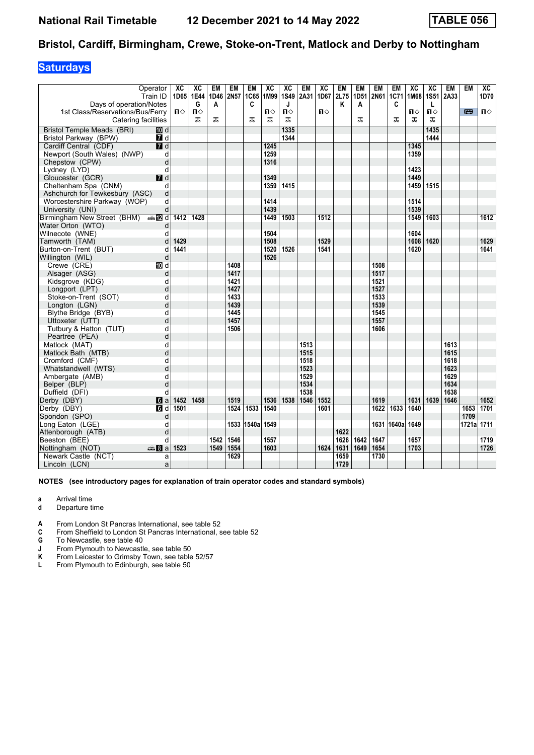# National Rail Timetable 12 December 2021 to 14 May 2022 TABLE 056

## Bristol, Cardiff, Birmingham, Crewe, Stoke-on-Trent, Matlock and Derby to Nottingham

### Saturdays

| Operator | | XC | XC | EM | EM | EM | XC | XC | EM | XC | EM | EM | EM | EM | XC | XC | EM | EM | XC |
|---|---|---|---|---|---|---|---|---|---|---|---|---|---|---|---|---|---|---|---|
| Train ID | | 1D65 | 1E44 | 1D46 | 2N57 | 1C65 | 1M99 | 1S49 | 2A31 | 1D67 | 2L75 | 1D51 | 2N61 | 1C71 | 1M68 | 1S51 | 2A33 | | 1D70 |
| Days of operation/Notes | | | G | A | | C | | J | | | K | A | | C | | L | | | |
| 1st Class/Reservations/Bus/Ferry | | ■◇ | ■◇ | | | | ■◇ | ■◇ | | ■◇ | | | | | ■◇ | ■◇ | | 🚌 | ■◇ |
| Catering facilities | | | ⚹ | ⚹ | | ⚹ | ⚹ | ⚹ | | | | ⚹ | | ⚹ | ⚹ | ⚹ | | | |
| Bristol Temple Meads (BRI) | 10 d | | | | | | | 1335 | | | | | | | | 1435 | | | |
| Bristol Parkway (BPW) | 7 d | | | | | | | 1344 | | | | | | | | 1444 | | | |
| Cardiff Central (CDF) | 7 d | | | | | | 1245 | | | | | | | | 1345 | | | | |
| Newport (South Wales) (NWP) | d | | | | | | 1259 | | | | | | | | 1359 | | | | |
| Chepstow (CPW) | d | | | | | | 1316 | | | | | | | | | | | | |
| Lydney (LYD) | d | | | | | | | | | | | | | | 1423 | | | | |
| Gloucester (GCR) | 7 d | | | | | | 1349 | | | | | | | | 1449 | | | | |
| Cheltenham Spa (CNM) | d | | | | | | 1359 | 1415 | | | | | | | 1459 | 1515 | | | |
| Ashchurch for Tewkesbury (ASC) | d | | | | | | | | | | | | | | | | | | |
| Worcestershire Parkway (WOP) | d | | | | | | 1414 | | | | | | | | 1514 | | | | |
| University (UNI) | d | | | | | | 1439 | | | | | | | | 1539 | | | | |
| Birmingham New Street (BHM) | 12 d | 1412 | 1428 | | | | 1449 | 1503 | | 1512 | | | | | 1549 | 1603 | | | 1612 |
| Water Orton (WTO) | d | | | | | | | | | | | | | | | | | | |
| Wilnecote (WNE) | d | | | | | | 1504 | | | | | | | | 1604 | | | | |
| Tamworth (TAM) | d | 1429 | | | | | 1508 | | | 1529 | | | | | 1608 | 1620 | | | 1629 |
| Burton-on-Trent (BUT) | d | 1441 | | | | | 1520 | 1526 | | 1541 | | | | | 1620 | | | | 1641 |
| Willington (WIL) | d | | | | | | 1526 | | | | | | | | | | | | |
| Crewe (CRE) | 10 d | | | | 1408 | | | | | | | | 1508 | | | | | | |
| Alsager (ASG) | d | | | | 1417 | | | | | | | | 1517 | | | | | | |
| Kidsgrove (KDG) | d | | | | 1421 | | | | | | | | 1521 | | | | | | |
| Longport (LPT) | d | | | | 1427 | | | | | | | | 1527 | | | | | | |
| Stoke-on-Trent (SOT) | d | | | | 1433 | | | | | | | | 1533 | | | | | | |
| Longton (LGN) | d | | | | 1439 | | | | | | | | 1539 | | | | | | |
| Blythe Bridge (BYB) | d | | | | 1445 | | | | | | | | 1545 | | | | | | |
| Uttoxeter (UTT) | d | | | | 1457 | | | | | | | | 1557 | | | | | | |
| Tutbury & Hatton (TUT) | d | | | | 1506 | | | | | | | | 1606 | | | | | | |
| Peartree (PEA) | d | | | | | | | | | | | | | | | | | | |
| Matlock (MAT) | d | | | | | | | | 1513 | | | | | | | | 1613 | | |
| Matlock Bath (MTB) | d | | | | | | | | 1515 | | | | | | | | 1615 | | |
| Cromford (CMF) | d | | | | | | | | 1518 | | | | | | | | 1618 | | |
| Whatstandwell (WTS) | d | | | | | | | | 1523 | | | | | | | | 1623 | | |
| Ambergate (AMB) | d | | | | | | | | 1529 | | | | | | | | 1629 | | |
| Belper (BLP) | d | | | | | | | | 1534 | | | | | | | | 1634 | | |
| Duffield (DFI) | d | | | | | | | | 1538 | | | | | | | | 1638 | | |
| Derby (DBY) | 6 a | 1452 | 1458 | | 1519 | | 1536 | 1538 | 1546 | 1552 | | | 1619 | | 1631 | 1639 | 1646 | | 1652 |
| Derby (DBY) | 6 d | 1501 | | | 1524 | 1533 | 1540 | | | 1601 | | | 1622 | 1633 | 1640 | | | 1653 | 1701 |
| Spondon (SPO) | d | | | | | | | | | | | | | | | | | 1709 | |
| Long Eaton (LGE) | d | | | | 1533 | 1540a | 1549 | | | | | | 1631 | 1640a | 1649 | | | 1721a | 1711 |
| Attenborough (ATB) | d | | | | | | | | | | 1622 | | | | | | | | |
| Beeston (BEE) | d | | | 1542 | 1546 | | 1557 | | | | 1626 | 1642 | 1647 | | 1657 | | | | 1719 |
| Nottingham (NOT) | 8 a | 1523 | | 1549 | 1554 | | 1603 | | | 1624 | 1631 | 1649 | 1654 | | 1703 | | | | 1726 |
| Newark Castle (NCT) | a | | | | 1629 | | | | | | 1659 | | 1730 | | | | | | |
| Lincoln (LCN) | a | | | | | | | | | | 1729 | | | | | | | | |

**NOTES (see introductory pages for explanation of train operator codes and standard symbols)**

- **a** Arrival time
- **d** Departure time

- **A** From London St Pancras International, see table 52
- **C** From Sheffield to London St Pancras International, see table 52
- **G** To Newcastle, see table 40
- **J** From Plymouth to Newcastle, see table 50
- **K** From Leicester to Grimsby Town, see table 52/57
- **L** From Plymouth to Edinburgh, see table 50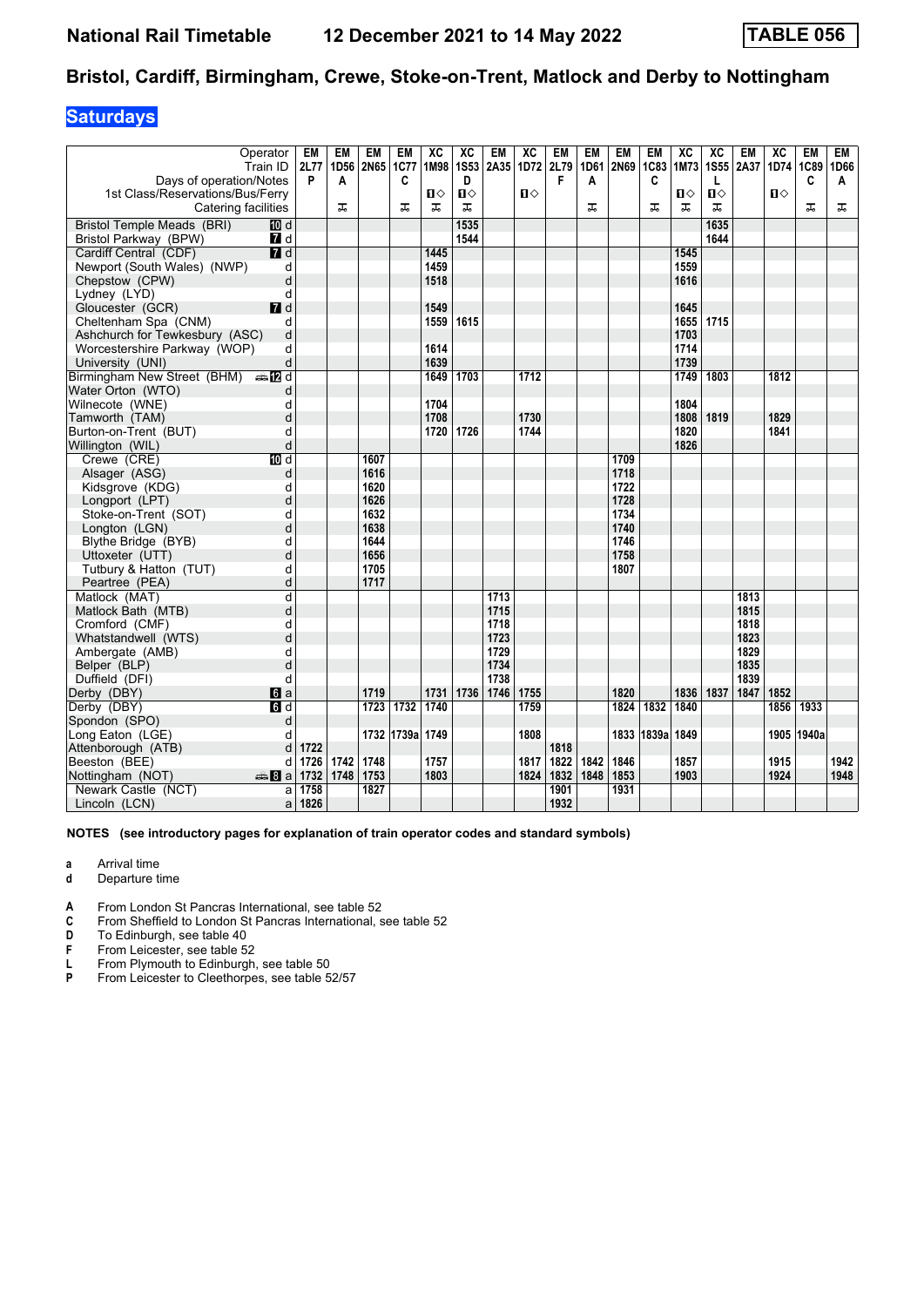# National Rail Timetable 12 December 2021 to 14 May 2022 TABLE 056

## Bristol, Cardiff, Birmingham, Crewe, Stoke-on-Trent, Matlock and Derby to Nottingham

### Saturdays

| Operator | | EM | EM | EM | EM | XC | XC | EM | XC | EM | EM | EM | EM | XC | XC | EM | XC | EM | EM |
|---|---|---|---|---|---|---|---|---|---|---|---|---|---|---|---|---|---|---|---|
| Train ID | | 2L77 | 1D56 | 2N65 | 1C77 | 1M98 | 1S53 | 2A35 | 1D72 | 2L79 | 1D61 | 2N69 | 1C83 | 1M73 | 1S55 | 2A37 | 1D74 | 1C89 | 1D66 |
| Days of operation/Notes | | P | A | | C | | D | | | F | A | | C | | L | | | C | A |
| 1st Class/Reservations/Bus/Ferry | | | | | | ■◇ | ■◇ | | ■◇ | | | | | ■◇ | ■◇ | | ■◇ | | |
| Catering facilities | | | ⚹ | | ⚹ | ⚹ | ⚹ | | | | ⚹ | | ⚹ | ⚹ | ⚹ | | | ⚹ | ⚹ |
| Bristol Temple Meads (BRI) | 10 d | | | | | | 1535 | | | | | | | | 1635 | | | | |
| Bristol Parkway (BPW) | 7 d | | | | | | 1544 | | | | | | | | 1644 | | | | |
| Cardiff Central (CDF) | 7 d | | | | | 1445 | | | | | | | | 1545 | | | | | |
| Newport (South Wales) (NWP) | d | | | | | 1459 | | | | | | | | 1559 | | | | | |
| Chepstow (CPW) | d | | | | | 1518 | | | | | | | | 1616 | | | | | |
| Lydney (LYD) | d | | | | | | | | | | | | | | | | | | |
| Gloucester (GCR) | 7 d | | | | | 1549 | | | | | | | | 1645 | | | | | |
| Cheltenham Spa (CNM) | d | | | | | 1559 | 1615 | | | | | | | 1655 | 1715 | | | | |
| Ashchurch for Tewkesbury (ASC) | d | | | | | | | | | | | | | 1703 | | | | | |
| Worcestershire Parkway (WOP) | d | | | | | 1614 | | | | | | | | 1714 | | | | | |
| University (UNI) | d | | | | | 1639 | | | | | | | | 1739 | | | | | |
| Birmingham New Street (BHM) | 12 d | | | | | 1649 | 1703 | | 1712 | | | | | 1749 | 1803 | | 1812 | | |
| Water Orton (WTO) | d | | | | | | | | | | | | | | | | | | |
| Wilnecote (WNE) | d | | | | | 1704 | | | | | | | | 1804 | | | | | |
| Tamworth (TAM) | d | | | | | 1708 | | | 1730 | | | | | 1808 | 1819 | | 1829 | | |
| Burton-on-Trent (BUT) | d | | | | | 1720 | 1726 | | 1744 | | | | | 1820 | | | 1841 | | |
| Willington (WIL) | d | | | | | | | | | | | | | 1826 | | | | | |
| Crewe (CRE) | 10 d | | | 1607 | | | | | | | | 1709 | | | | | | | |
| Alsager (ASG) | d | | | 1616 | | | | | | | | 1718 | | | | | | | |
| Kidsgrove (KDG) | d | | | 1620 | | | | | | | | 1722 | | | | | | | |
| Longport (LPT) | d | | | 1626 | | | | | | | | 1728 | | | | | | | |
| Stoke-on-Trent (SOT) | d | | | 1632 | | | | | | | | 1734 | | | | | | | |
| Longton (LGN) | d | | | 1638 | | | | | | | | 1740 | | | | | | | |
| Blythe Bridge (BYB) | d | | | 1644 | | | | | | | | 1746 | | | | | | | |
| Uttoxeter (UTT) | d | | | 1656 | | | | | | | | 1758 | | | | | | | |
| Tutbury & Hatton (TUT) | d | | | 1705 | | | | | | | | 1807 | | | | | | | |
| Peartree (PEA) | d | | | 1717 | | | | | | | | | | | | | | | |
| Matlock (MAT) | d | | | | | | | 1713 | | | | | | | | 1813 | | | |
| Matlock Bath (MTB) | d | | | | | | | 1715 | | | | | | | | 1815 | | | |
| Cromford (CMF) | d | | | | | | | 1718 | | | | | | | | 1818 | | | |
| Whatstandwell (WTS) | d | | | | | | | 1723 | | | | | | | | 1823 | | | |
| Ambergate (AMB) | d | | | | | | | 1729 | | | | | | | | 1829 | | | |
| Belper (BLP) | d | | | | | | | 1734 | | | | | | | | 1835 | | | |
| Duffield (DFI) | d | | | | | | | 1738 | | | | | | | | 1839 | | | |
| Derby (DBY) | 6 a | | | 1719 | | 1731 | 1736 | 1746 | 1755 | | | 1820 | | 1836 | 1837 | 1847 | 1852 | | |
| Derby (DBY) | 6 d | | | 1723 | 1732 | 1740 | | | 1759 | | | 1824 | 1832 | 1840 | | | 1856 | 1933 | |
| Spondon (SPO) | d | | | | | | | | | | | | | | | | | | |
| Long Eaton (LGE) | d | | | 1732 | 1739a | 1749 | | | 1808 | | | 1833 | 1839a | 1849 | | | 1905 | 1940a | |
| Attenborough (ATB) | d | 1722 | | | | | | | | 1818 | | | | | | | | | |
| Beeston (BEE) | d | 1726 | 1742 | 1748 | | 1757 | | | 1817 | 1822 | 1842 | 1846 | | 1857 | | | 1915 | | 1942 |
| Nottingham (NOT) | 8 a | 1732 | 1748 | 1753 | | 1803 | | | 1824 | 1832 | 1848 | 1853 | | 1903 | | | 1924 | | 1948 |
| Newark Castle (NCT) | a | 1758 | | 1827 | | | | | | 1901 | | 1931 | | | | | | | |
| Lincoln (LCN) | a | 1826 | | | | | | | | 1932 | | | | | | | | | |

**NOTES (see introductory pages for explanation of train operator codes and standard symbols)**

**a** Arrival time
**d** Departure time

**A** From London St Pancras International, see table 52
**C** From Sheffield to London St Pancras International, see table 52
**D** To Edinburgh, see table 40
**F** From Leicester, see table 52
**L** From Plymouth to Edinburgh, see table 50
**P** From Leicester to Cleethorpes, see table 52/57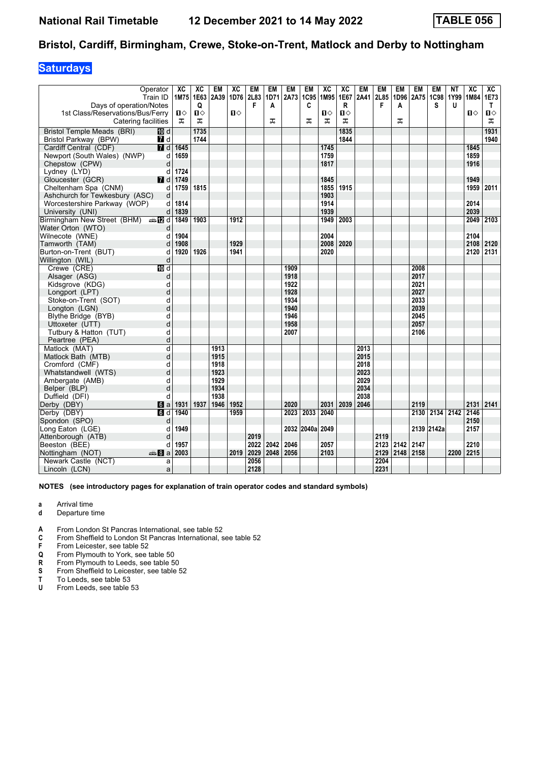# National Rail Timetable 12 December 2021 to 14 May 2022 TABLE 056

## Bristol, Cardiff, Birmingham, Crewe, Stoke-on-Trent, Matlock and Derby to Nottingham

### Saturdays

| Operator | | XC | XC | EM | XC | EM | EM | EM | EM | XC | XC | EM | EM | EM | EM | EM | NT | XC | XC |
|---|---|---|---|---|---|---|---|---|---|---|---|---|---|---|---|---|---|---|---|
| Train ID | | 1M75 | 1E63 | 2A39 | 1D76 | 2L83 | 1D71 | 2A73 | 1C95 | 1M95 | 1E67 | 2A41 | 2L85 | 1D96 | 2A75 | 1C98 | 1Y99 | 1M84 | 1E73 |
| Days of operation/Notes | | | Q | | | F | A | | C | | R | | F | A | | S | U | | T |
| 1st Class/Reservations/Bus/Ferry | | ■◇ | ■◇ | | ■◇ | | | | | ■◇ | ■◇ | | | | | | | ■◇ | ■◇ |
| Catering facilities | | ⚹ | ⚹ | | | | ⚹ | | ⚹ | ⚹ | ⚹ | | | ⚹ | | | | | ⚹ |
| Bristol Temple Meads (BRI) | 10 d | | 1735 | | | | | | | | 1835 | | | | | | | | 1931 |
| Bristol Parkway (BPW) | 7 d | | 1744 | | | | | | | | 1844 | | | | | | | | 1940 |
| Cardiff Central (CDF) | 7 d | 1645 | | | | | | | | 1745 | | | | | | | | 1845 | |
| Newport (South Wales) (NWP) | d | 1659 | | | | | | | | 1759 | | | | | | | | 1859 | |
| Chepstow (CPW) | d | | | | | | | | | 1817 | | | | | | | | 1916 | |
| Lydney (LYD) | d | 1724 | | | | | | | | | | | | | | | | | |
| Gloucester (GCR) | 7 d | 1749 | | | | | | | | 1845 | | | | | | | | 1949 | |
| Cheltenham Spa (CNM) | d | 1759 | 1815 | | | | | | | 1855 | 1915 | | | | | | | 1959 | 2011 |
| Ashchurch for Tewkesbury (ASC) | d | | | | | | | | | 1903 | | | | | | | | | |
| Worcestershire Parkway (WOP) | d | 1814 | | | | | | | | 1914 | | | | | | | | 2014 | |
| University (UNI) | d | 1839 | | | | | | | | 1939 | | | | | | | | 2039 | |
| Birmingham New Street (BHM) | 12 d | 1849 | 1903 | | 1912 | | | | | 1949 | 2003 | | | | | | | 2049 | 2103 |
| Water Orton (WTO) | d | | | | | | | | | | | | | | | | | | |
| Wilnecote (WNE) | d | 1904 | | | | | | | | 2004 | | | | | | | | 2104 | |
| Tamworth (TAM) | d | 1908 | | | 1929 | | | | | 2008 | 2020 | | | | | | | 2108 | 2120 |
| Burton-on-Trent (BUT) | d | 1920 | 1926 | | 1941 | | | | | 2020 | | | | | | | | 2120 | 2131 |
| Willington (WIL) | d | | | | | | | | | | | | | | | | | | |
| Crewe (CRE) | 10 d | | | | | | | 1909 | | | | | | | 2008 | | | | |
| Alsager (ASG) | d | | | | | | | 1918 | | | | | | | 2017 | | | | |
| Kidsgrove (KDG) | d | | | | | | | 1922 | | | | | | | 2021 | | | | |
| Longport (LPT) | d | | | | | | | 1928 | | | | | | | 2027 | | | | |
| Stoke-on-Trent (SOT) | d | | | | | | | 1934 | | | | | | | 2033 | | | | |
| Longton (LGN) | d | | | | | | | 1940 | | | | | | | 2039 | | | | |
| Blythe Bridge (BYB) | d | | | | | | | 1946 | | | | | | | 2045 | | | | |
| Uttoxeter (UTT) | d | | | | | | | 1958 | | | | | | | 2057 | | | | |
| Tutbury & Hatton (TUT) | d | | | | | | | 2007 | | | | | | | 2106 | | | | |
| Peartree (PEA) | d | | | | | | | | | | | | | | | | | | |
| Matlock (MAT) | d | | | 1913 | | | | | | | | 2013 | | | | | | | |
| Matlock Bath (MTB) | d | | | 1915 | | | | | | | | 2015 | | | | | | | |
| Cromford (CMF) | d | | | 1918 | | | | | | | | 2018 | | | | | | | |
| Whatstandwell (WTS) | d | | | 1923 | | | | | | | | 2023 | | | | | | | |
| Ambergate (AMB) | d | | | 1929 | | | | | | | | 2029 | | | | | | | |
| Belper (BLP) | d | | | 1934 | | | | | | | | 2034 | | | | | | | |
| Duffield (DFI) | d | | | 1938 | | | | | | | | 2038 | | | | | | | |
| Derby (DBY) | 6 a | 1931 | 1937 | 1946 | 1952 | | | 2020 | | 2031 | 2039 | 2046 | | | 2119 | | | 2131 | 2141 |
| Derby (DBY) | 6 d | 1940 | | | 1959 | | | 2023 | 2033 | 2040 | | | | | 2130 | 2134 | 2142 | 2146 | |
| Spondon (SPO) | d | | | | | | | | | | | | | | | | | 2150 | |
| Long Eaton (LGE) | d | 1949 | | | | | | 2032 | 2040a | 2049 | | | | | 2139 | 2142a | | 2157 | |
| Attenborough (ATB) | d | | | | | 2019 | | | | | | | 2119 | | | | | | |
| Beeston (BEE) | d | 1957 | | | | 2022 | 2042 | 2046 | | 2057 | | | 2123 | 2142 | 2147 | | | 2210 | |
| Nottingham (NOT) | 8 a | 2003 | | | 2019 | 2029 | 2048 | 2056 | | 2103 | | | 2129 | 2148 | 2158 | | 2200 | 2215 | |
| Newark Castle (NCT) | a | | | | | 2056 | | | | | | | 2204 | | | | | | |
| Lincoln (LCN) | a | | | | | 2128 | | | | | | | 2231 | | | | | | |

**NOTES (see introductory pages for explanation of train operator codes and standard symbols)**

- **a** Arrival time
- **d** Departure time

- **A** From London St Pancras International, see table 52
- **C** From Sheffield to London St Pancras International, see table 52
- **F** From Leicester, see table 52
- **Q** From Plymouth to York, see table 50
- **R** From Plymouth to Leeds, see table 50
- **S** From Sheffield to Leicester, see table 52
- **T** To Leeds, see table 53
- **U** From Leeds, see table 53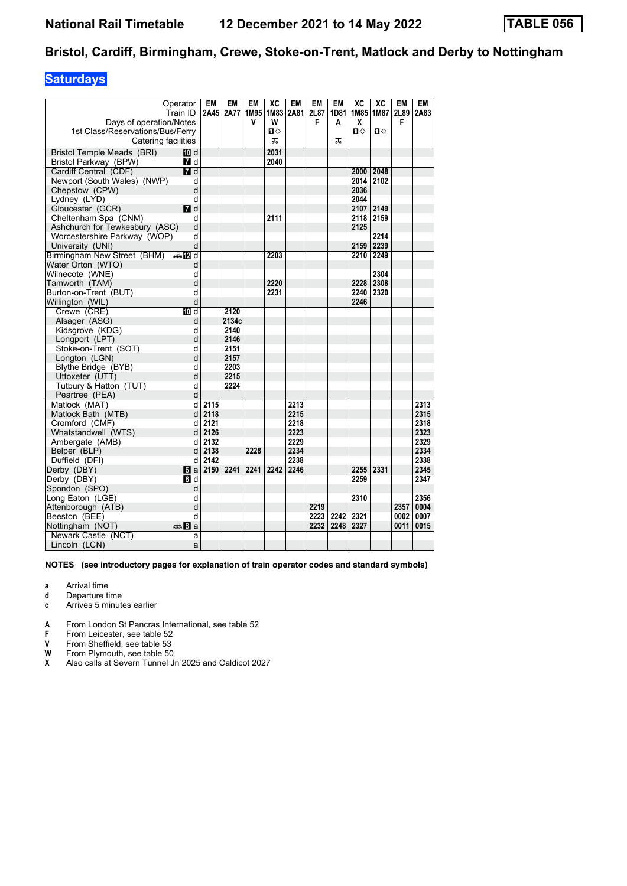# National Rail Timetable 12 December 2021 to 14 May 2022 TABLE 056

## Bristol, Cardiff, Birmingham, Crewe, Stoke-on-Trent, Matlock and Derby to Nottingham

### Saturdays

| Operator | | EM | EM | EM | XC | EM | EM | EM | XC | XC | EM | EM |
|---|---|---|---|---|---|---|---|---|---|---|---|---|
| Train ID | | 2A45 | 2A77 | 1M95 | 1M83 | 2A81 | 2L87 | 1D81 | 1M85 | 1M87 | 2L89 | 2A83 |
| Days of operation/Notes | | | | V | W | | F | A | X | | F | |
| 1st Class/Reservations/Bus/Ferry | | | | | ■◇ | | | | ■◇ | ■◇ | | |
| Catering facilities | | | | | ⚑ | | | ⚑ | | | | |
| Bristol Temple Meads (BRI) | 10 d | | | | 2031 | | | | | | | |
| Bristol Parkway (BPW) | 7 d | | | | 2040 | | | | | | | |
| Cardiff Central (CDF) | 7 d | | | | | | | | 2000 | 2048 | | |
| Newport (South Wales) (NWP) | d | | | | | | | | 2014 | 2102 | | |
| Chepstow (CPW) | d | | | | | | | | 2036 | | | |
| Lydney (LYD) | d | | | | | | | | 2044 | | | |
| Gloucester (GCR) | 7 d | | | | | | | | 2107 | 2149 | | |
| Cheltenham Spa (CNM) | d | | | | 2111 | | | | 2118 | 2159 | | |
| Ashchurch for Tewkesbury (ASC) | d | | | | | | | | 2125 | | | |
| Worcestershire Parkway (WOP) | d | | | | | | | | | 2214 | | |
| University (UNI) | d | | | | | | | | 2159 | 2239 | | |
| Birmingham New Street (BHM) | 12 d | | | | 2203 | | | | 2210 | 2249 | | |
| Water Orton (WTO) | d | | | | | | | | | | | |
| Wilnecote (WNE) | d | | | | | | | | | 2304 | | |
| Tamworth (TAM) | d | | | | 2220 | | | | 2228 | 2308 | | |
| Burton-on-Trent (BUT) | d | | | | 2231 | | | | 2240 | 2320 | | |
| Willington (WIL) | d | | | | | | | | 2246 | | | |
| Crewe (CRE) | 10 d | | 2120 | | | | | | | | | |
| Alsager (ASG) | d | | 2134c | | | | | | | | | |
| Kidsgrove (KDG) | d | | 2140 | | | | | | | | | |
| Longport (LPT) | d | | 2146 | | | | | | | | | |
| Stoke-on-Trent (SOT) | d | | 2151 | | | | | | | | | |
| Longton (LGN) | d | | 2157 | | | | | | | | | |
| Blythe Bridge (BYB) | d | | 2203 | | | | | | | | | |
| Uttoxeter (UTT) | d | | 2215 | | | | | | | | | |
| Tutbury & Hatton (TUT) | d | | 2224 | | | | | | | | | |
| Peartree (PEA) | d | | | | | | | | | | | |
| Matlock (MAT) | d | 2115 | | | | 2213 | | | | | | 2313 |
| Matlock Bath (MTB) | d | 2118 | | | | 2215 | | | | | | 2315 |
| Cromford (CMF) | d | 2121 | | | | 2218 | | | | | | 2318 |
| Whatstandwell (WTS) | d | 2126 | | | | 2223 | | | | | | 2323 |
| Ambergate (AMB) | d | 2132 | | | | 2229 | | | | | | 2329 |
| Belper (BLP) | d | 2138 | | 2228 | | 2234 | | | | | | 2334 |
| Duffield (DFI) | d | 2142 | | | | 2238 | | | | | | 2338 |
| Derby (DBY) | 6 a | 2150 | 2241 | 2241 | 2242 | 2246 | | | 2255 | 2331 | | 2345 |
| Derby (DBY) | 6 d | | | | | | | | 2259 | | | 2347 |
| Spondon (SPO) | d | | | | | | | | | | | |
| Long Eaton (LGE) | d | | | | | | | | 2310 | | | 2356 |
| Attenborough (ATB) | d | | | | | | 2219 | | | | 2357 | 0004 |
| Beeston (BEE) | d | | | | | | 2223 | 2242 | 2321 | | 0002 | 0007 |
| Nottingham (NOT) | 8 a | | | | | | 2232 | 2248 | 2327 | | 0011 | 0015 |
| Newark Castle (NCT) | a | | | | | | | | | | | |
| Lincoln (LCN) | a | | | | | | | | | | | |

**NOTES (see introductory pages for explanation of train operator codes and standard symbols)**

- **a** Arrival time
- **d** Departure time
- **c** Arrives 5 minutes earlier

- **A** From London St Pancras International, see table 52
- **F** From Leicester, see table 52
- **V** From Sheffield, see table 53
- **W** From Plymouth, see table 50
- **X** Also calls at Severn Tunnel Jn 2025 and Caldicot 2027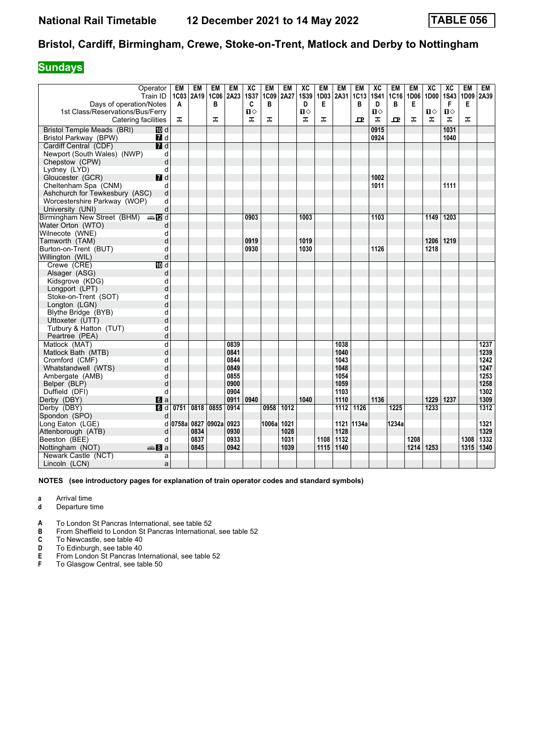# Bristol, Cardiff, Birmingham, Crewe, Stoke-on-Trent, Matlock and Derby to Nottingham

## Sundays

| Operator | | EM | EM | EM | EM | XC | EM | EM | XC | EM | EM | EM | XC | EM | EM | XC | XC | EM | EM |
|---|---|---|---|---|---|---|---|---|---|---|---|---|---|---|---|---|---|---|---|
| Train ID | | 1C03 | 2A19 | 1C06 | 2A23 | 1S37 | 1C09 | 2A27 | 1S39 | 1D03 | 2A31 | 1C13 | 1S41 | 1C16 | 1D06 | 1D00 | 1S43 | 1D09 | 2A39 |
| Days of operation/Notes | | A | | B | | C | B | | D | E | | B | D | B | E | | F | E | |
| 1st Class/Reservations/Bus/Ferry | | | | | | ■◇ | | | ■◇ | | | | ■◇ | | | ■◇ | ■◇ | | |
| Catering facilities | | 🛒 | | 🛒 | | 🛒 | 🛒 | | 🛒 | 🛒 | | 🍴 | 🛒 | 🍴 | 🛒 | 🛒 | 🛒 | 🛒 | |
| Bristol Temple Meads (BRI) | 10 d | | | | | | | | | | | | 0915 | | | | 1031 | | |
| Bristol Parkway (BPW) | 7 d | | | | | | | | | | | | 0924 | | | | 1040 | | |
| Cardiff Central (CDF) | 7 d | | | | | | | | | | | | | | | | | | |
| Newport (South Wales) (NWP) | d | | | | | | | | | | | | | | | | | | |
| Chepstow (CPW) | d | | | | | | | | | | | | | | | | | | |
| Lydney (LYD) | d | | | | | | | | | | | | | | | | | | |
| Gloucester (GCR) | 7 d | | | | | | | | | | | | 1002 | | | | | | |
| Cheltenham Spa (CNM) | d | | | | | | | | | | | | 1011 | | | | 1111 | | |
| Ashchurch for Tewkesbury (ASC) | d | | | | | | | | | | | | | | | | | | |
| Worcestershire Parkway (WOP) | d | | | | | | | | | | | | | | | | | | |
| University (UNI) | d | | | | | | | | | | | | | | | | | | |
| Birmingham New Street (BHM) | 12 d | | | | | 0903 | | | 1003 | | | | 1103 | | | 1149 | 1203 | | |
| Water Orton (WTO) | d | | | | | | | | | | | | | | | | | | |
| Wilnecote (WNE) | d | | | | | | | | | | | | | | | | | | |
| Tamworth (TAM) | d | | | | | 0919 | | | 1019 | | | | | | | 1206 | 1219 | | |
| Burton-on-Trent (BUT) | d | | | | | 0930 | | | 1030 | | | | 1126 | | | 1218 | | | |
| Willington (WIL) | d | | | | | | | | | | | | | | | | | | |
| Crewe (CRE) | 10 d | | | | | | | | | | | | | | | | | | |
| Alsager (ASG) | d | | | | | | | | | | | | | | | | | | |
| Kidsgrove (KDG) | d | | | | | | | | | | | | | | | | | | |
| Longport (LPT) | d | | | | | | | | | | | | | | | | | | |
| Stoke-on-Trent (SOT) | d | | | | | | | | | | | | | | | | | | |
| Longton (LGN) | d | | | | | | | | | | | | | | | | | | |
| Blythe Bridge (BYB) | d | | | | | | | | | | | | | | | | | | |
| Uttoxeter (UTT) | d | | | | | | | | | | | | | | | | | | |
| Tutbury & Hatton (TUT) | d | | | | | | | | | | | | | | | | | | |
| Peartree (PEA) | d | | | | | | | | | | | | | | | | | | |
| Matlock (MAT) | d | | | | 0839 | | | | | | 1038 | | | | | | | | 1237 |
| Matlock Bath (MTB) | d | | | | 0841 | | | | | | 1040 | | | | | | | | 1239 |
| Cromford (CMF) | d | | | | 0844 | | | | | | 1043 | | | | | | | | 1242 |
| Whatstandwell (WTS) | d | | | | 0849 | | | | | | 1048 | | | | | | | | 1247 |
| Ambergate (AMB) | d | | | | 0855 | | | | | | 1054 | | | | | | | | 1253 |
| Belper (BLP) | d | | | | 0900 | | | | | | 1059 | | | | | | | | 1258 |
| Duffield (DFI) | d | | | | 0904 | | | | | | 1103 | | | | | | | | 1302 |
| Derby (DBY) | 6 a | | | | 0911 | 0940 | | | 1040 | | 1110 | | 1136 | | | 1229 | 1237 | | 1309 |
| Derby (DBY) | 6 d | 0751 | 0818 | 0855 | 0914 | | 0958 | 1012 | | | 1112 | 1126 | | 1225 | | 1233 | | | 1312 |
| Spondon (SPO) | d | | | | | | | | | | | | | | | | | | |
| Long Eaton (LGE) | d | 0758a | 0827 | 0902a | 0923 | | 1006a | 1021 | | | 1121 | 1134a | | 1234a | | | | | 1321 |
| Attenborough (ATB) | d | | 0834 | | 0930 | | | 1028 | | | 1128 | | | | | | | | 1329 |
| Beeston (BEE) | d | | 0837 | | 0933 | | | 1031 | | 1108 | 1132 | | | | 1208 | | | 1308 | 1332 |
| Nottingham (NOT) | 8 a | | 0845 | | 0942 | | | 1039 | | 1115 | 1140 | | | | 1214 | 1253 | | 1315 | 1340 |
| Newark Castle (NCT) | a | | | | | | | | | | | | | | | | | | |
| Lincoln (LCN) | a | | | | | | | | | | | | | | | | | | |

**NOTES (see introductory pages for explanation of train operator codes and standard symbols)**

**a** Arrival time
**d** Departure time

**A** To London St Pancras International, see table 52
**B** From Sheffield to London St Pancras International, see table 52
**C** To Newcastle, see table 40
**D** To Edinburgh, see table 40
**E** From London St Pancras International, see table 52
**F** To Glasgow Central, see table 50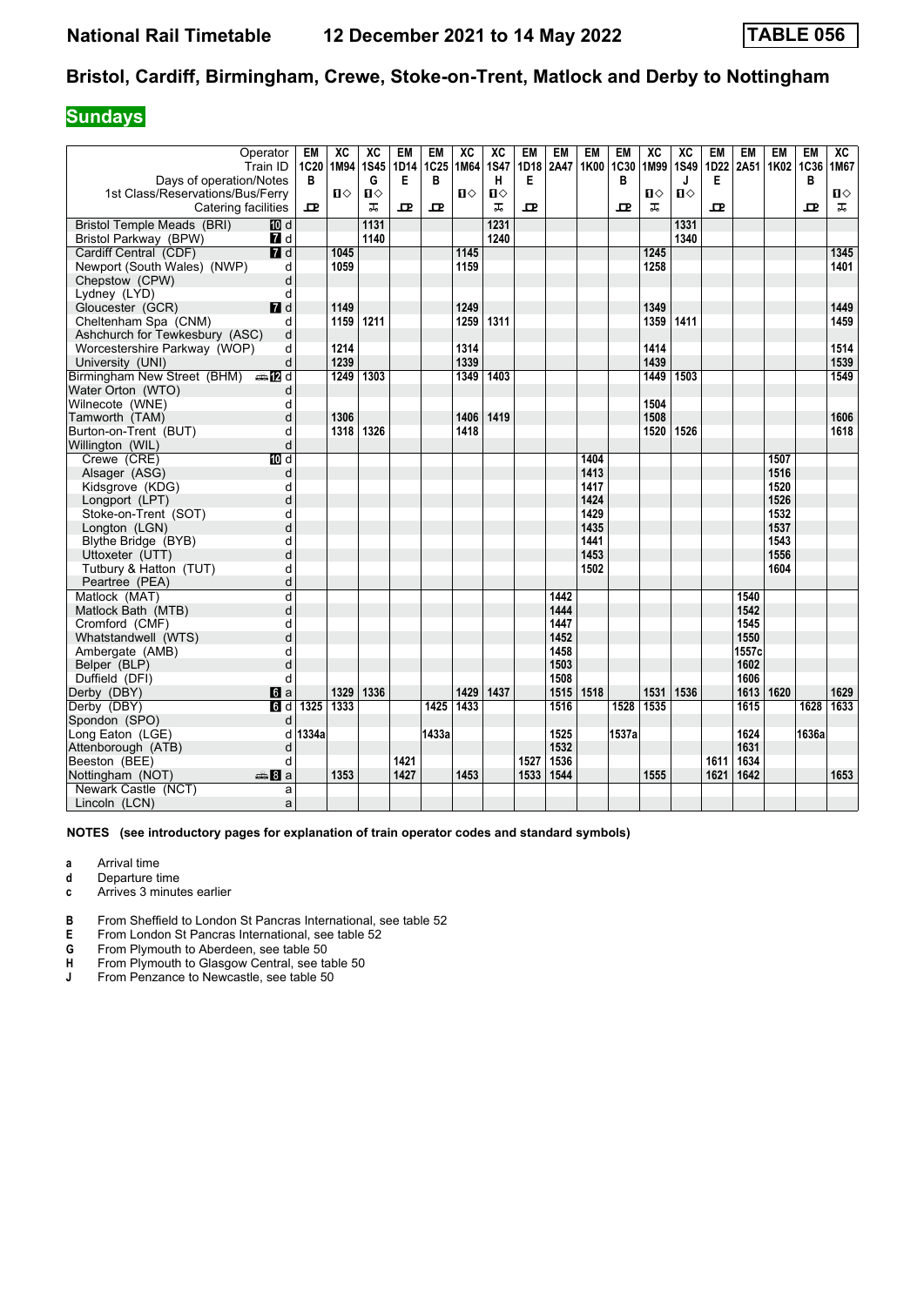# National Rail Timetable 12 December 2021 to 14 May 2022 TABLE 056

## Bristol, Cardiff, Birmingham, Crewe, Stoke-on-Trent, Matlock and Derby to Nottingham

### Sundays

| Operator | | EM | XC | XC | EM | EM | XC | XC | EM | EM | EM | EM | XC | XC | EM | EM | EM | EM | XC |
|---|---|---|---|---|---|---|---|---|---|---|---|---|---|---|---|---|---|---|---|
| Train ID | | 1C20 | 1M94 | 1S45 | 1D14 | 1C25 | 1M64 | 1S47 | 1D18 | 2A47 | 1K00 | 1C30 | 1M99 | 1S49 | 1D22 | 2A51 | 1K02 | 1C36 | 1M67 |
| Days of operation/Notes | | B | | G | E | B | | H | E | | | B | | J | E | | | B | |
| 1st Class/Reservations/Bus/Ferry | | | 1◇ | 1◇ | | | 1◇ | 1◇ | | | | | 1◇ | 1◇ | | | | | 1◇ |
| Catering facilities | | ⊡ | | ⚒ | ⊡ | ⊡ | | ⚒ | ⊡ | | | ⊡ | ⚒ | | ⊡ | | | ⊡ | ⚒ |
| Bristol Temple Meads (BRI) | 10 d | | | 1131 | | | | 1231 | | | | | | 1331 | | | | | |
| Bristol Parkway (BPW) | 7 d | | | 1140 | | | | 1240 | | | | | | 1340 | | | | | |
| Cardiff Central (CDF) | 7 d | | 1045 | | | | 1145 | | | | | | 1245 | | | | | | 1345 |
| Newport (South Wales) (NWP) | d | | 1059 | | | | 1159 | | | | | | 1258 | | | | | | 1401 |
| Chepstow (CPW) | d | | | | | | | | | | | | | | | | | | |
| Lydney (LYD) | d | | | | | | | | | | | | | | | | | | |
| Gloucester (GCR) | 7 d | | 1149 | | | | 1249 | | | | | | 1349 | | | | | | 1449 |
| Cheltenham Spa (CNM) | d | | 1159 | 1211 | | | 1259 | 1311 | | | | | 1359 | 1411 | | | | | 1459 |
| Ashchurch for Tewkesbury (ASC) | d | | | | | | | | | | | | | | | | | | |
| Worcestershire Parkway (WOP) | d | | 1214 | | | | 1314 | | | | | | 1414 | | | | | | 1514 |
| University (UNI) | d | | 1239 | | | | 1339 | | | | | | 1439 | | | | | | 1539 |
| Birmingham New Street (BHM) | 12 d | | 1249 | 1303 | | | 1349 | 1403 | | | | | 1449 | 1503 | | | | | 1549 |
| Water Orton (WTO) | d | | | | | | | | | | | | | | | | | | |
| Wilnecote (WNE) | d | | | | | | | | | | | | 1504 | | | | | | |
| Tamworth (TAM) | d | | 1306 | | | | 1406 | 1419 | | | | | 1508 | | | | | | 1606 |
| Burton-on-Trent (BUT) | d | | 1318 | 1326 | | | 1418 | | | | | | 1520 | 1526 | | | | | 1618 |
| Willington (WIL) | d | | | | | | | | | | | | | | | | | | |
| Crewe (CRE) | 10 d | | | | | | | | | | 1404 | | | | | | 1507 | | |
| Alsager (ASG) | d | | | | | | | | | | 1413 | | | | | | 1516 | | |
| Kidsgrove (KDG) | d | | | | | | | | | | 1417 | | | | | | 1520 | | |
| Longport (LPT) | d | | | | | | | | | | 1424 | | | | | | 1526 | | |
| Stoke-on-Trent (SOT) | d | | | | | | | | | | 1429 | | | | | | 1532 | | |
| Longton (LGN) | d | | | | | | | | | | 1435 | | | | | | 1537 | | |
| Blythe Bridge (BYB) | d | | | | | | | | | | 1441 | | | | | | 1543 | | |
| Uttoxeter (UTT) | d | | | | | | | | | | 1453 | | | | | | 1556 | | |
| Tutbury & Hatton (TUT) | d | | | | | | | | | | 1502 | | | | | | 1604 | | |
| Peartree (PEA) | d | | | | | | | | | | | | | | | | | | |
| Matlock (MAT) | d | | | | | | | | | 1442 | | | | | | 1540 | | | |
| Matlock Bath (MTB) | d | | | | | | | | | 1444 | | | | | | 1542 | | | |
| Cromford (CMF) | d | | | | | | | | | 1447 | | | | | | 1545 | | | |
| Whatstandwell (WTS) | d | | | | | | | | | 1452 | | | | | | 1550 | | | |
| Ambergate (AMB) | d | | | | | | | | | 1458 | | | | | | 1557c | | | |
| Belper (BLP) | d | | | | | | | | | 1503 | | | | | | 1602 | | | |
| Duffield (DFI) | d | | | | | | | | | 1508 | | | | | | 1606 | | | |
| Derby (DBY) | 6 a | | 1329 | 1336 | | | 1429 | 1437 | | 1515 | 1518 | | 1531 | 1536 | | 1613 | 1620 | | 1629 |
| Derby (DBY) | 6 d | 1325 | 1333 | | | 1425 | 1433 | | | 1516 | | 1528 | 1535 | | | 1615 | | 1628 | 1633 |
| Spondon (SPO) | d | | | | | | | | | | | | | | | | | | |
| Long Eaton (LGE) | d | 1334a | | | | 1433a | | | | 1525 | | 1537a | | | | 1624 | | 1636a | |
| Attenborough (ATB) | d | | | | | | | | | 1532 | | | | | | 1631 | | | |
| Beeston (BEE) | d | | | | 1421 | | | | 1527 | 1536 | | | | | 1611 | 1634 | | | |
| Nottingham (NOT) | 8 a | | 1353 | | 1427 | | 1453 | | 1533 | 1544 | | | 1555 | | 1621 | 1642 | | | 1653 |
| Newark Castle (NCT) | a | | | | | | | | | | | | | | | | | | |
| Lincoln (LCN) | a | | | | | | | | | | | | | | | | | | |

**NOTES (see introductory pages for explanation of train operator codes and standard symbols)**

- **a** Arrival time
- **d** Departure time
- **c** Arrives 3 minutes earlier

- **B** From Sheffield to London St Pancras International, see table 52
- **E** From London St Pancras International, see table 52
- **G** From Plymouth to Aberdeen, see table 50
- **H** From Plymouth to Glasgow Central, see table 50
- **J** From Penzance to Newcastle, see table 50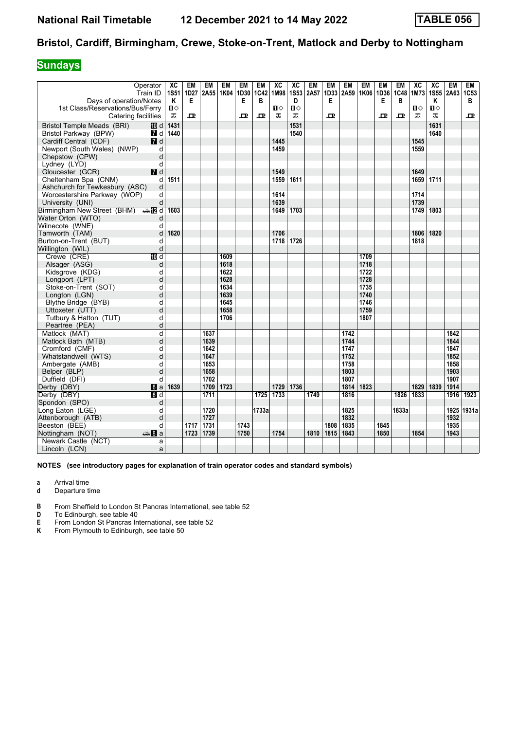# National Rail Timetable 12 December 2021 to 14 May 2022 TABLE 056

## Bristol, Cardiff, Birmingham, Crewe, Stoke-on-Trent, Matlock and Derby to Nottingham

### Sundays

| Operator | | XC | EM | EM | EM | EM | EM | XC | XC | EM | EM | EM | EM | EM | EM | XC | XC | EM | EM |
|---|---|---|---|---|---|---|---|---|---|---|---|---|---|---|---|---|---|---|---|
| Train ID | | 1S51 | 1D27 | 2A55 | 1K04 | 1D30 | 1C42 | 1M98 | 1S53 | 2A57 | 1D33 | 2A59 | 1K06 | 1D36 | 1C48 | 1M73 | 1S55 | 2A63 | 1C53 |
| Days of operation/Notes | | K | E | | | E | B | | D | | E | | | E | B | | K | | B |
| 1st Class/Reservations/Bus/Ferry | | Ⅱ◇ | | | | | | Ⅱ◇ | Ⅱ◇ | | | | | | | Ⅱ◇ | Ⅱ◇ | | |
| Catering facilities | | ᛉ | ꟿ | | | ꟿ | ꟿ | ᛉ | ᛉ | | ꟿ | | | ꟿ | ꟿ | ᛉ | ᛉ | | ꟿ |
| Bristol Temple Meads (BRI) | 10 d | 1431 | | | | | | | 1531 | | | | | | | | 1631 | | |
| Bristol Parkway (BPW) | 7 d | 1440 | | | | | | | 1540 | | | | | | | | 1640 | | |
| Cardiff Central (CDF) | 7 d | | | | | | | 1445 | | | | | | | | 1545 | | | |
| Newport (South Wales) (NWP) | d | | | | | | | 1459 | | | | | | | | 1559 | | | |
| Chepstow (CPW) | d | | | | | | | | | | | | | | | | | | |
| Lydney (LYD) | d | | | | | | | | | | | | | | | | | | |
| Gloucester (GCR) | 7 d | | | | | | | 1549 | | | | | | | | 1649 | | | |
| Cheltenham Spa (CNM) | d | 1511 | | | | | | 1559 | 1611 | | | | | | | 1659 | 1711 | | |
| Ashchurch for Tewkesbury (ASC) | d | | | | | | | | | | | | | | | | | | |
| Worcestershire Parkway (WOP) | d | | | | | | | 1614 | | | | | | | | 1714 | | | |
| University (UNI) | d | | | | | | | 1639 | | | | | | | | 1739 | | | |
| Birmingham New Street (BHM) | 12 d | 1603 | | | | | | 1649 | 1703 | | | | | | | 1749 | 1803 | | |
| Water Orton (WTO) | d | | | | | | | | | | | | | | | | | | |
| Wilnecote (WNE) | d | | | | | | | | | | | | | | | | | | |
| Tamworth (TAM) | d | 1620 | | | | | | 1706 | | | | | | | | 1806 | 1820 | | |
| Burton-on-Trent (BUT) | d | | | | | | | 1718 | 1726 | | | | | | | 1818 | | | |
| Willington (WIL) | d | | | | | | | | | | | | | | | | | | |
| Crewe (CRE) | 10 d | | | | 1609 | | | | | | | | 1709 | | | | | | |
| Alsager (ASG) | d | | | | 1618 | | | | | | | | 1718 | | | | | | |
| Kidsgrove (KDG) | d | | | | 1622 | | | | | | | | 1722 | | | | | | |
| Longport (LPT) | d | | | | 1628 | | | | | | | | 1728 | | | | | | |
| Stoke-on-Trent (SOT) | d | | | | 1634 | | | | | | | | 1735 | | | | | | |
| Longton (LGN) | d | | | | 1639 | | | | | | | | 1740 | | | | | | |
| Blythe Bridge (BYB) | d | | | | 1645 | | | | | | | | 1746 | | | | | | |
| Uttoxeter (UTT) | d | | | | 1658 | | | | | | | | 1759 | | | | | | |
| Tutbury & Hatton (TUT) | d | | | | 1706 | | | | | | | | 1807 | | | | | | |
| Peartree (PEA) | d | | | | | | | | | | | | | | | | | | |
| Matlock (MAT) | d | | | 1637 | | | | | | | | 1742 | | | | | | 1842 | |
| Matlock Bath (MTB) | d | | | 1639 | | | | | | | | 1744 | | | | | | 1844 | |
| Cromford (CMF) | d | | | 1642 | | | | | | | | 1747 | | | | | | 1847 | |
| Whatstandwell (WTS) | d | | | 1647 | | | | | | | | 1752 | | | | | | 1852 | |
| Ambergate (AMB) | d | | | 1653 | | | | | | | | 1758 | | | | | | 1858 | |
| Belper (BLP) | d | | | 1658 | | | | | | | | 1803 | | | | | | 1903 | |
| Duffield (DFI) | d | | | 1702 | | | | | | | | 1807 | | | | | | 1907 | |
| Derby (DBY) | 6 a | 1639 | | 1709 | 1723 | | | 1729 | 1736 | | | 1814 | 1823 | | | 1829 | 1839 | 1914 | |
| Derby (DBY) | 6 d | | | 1711 | | | 1725 | 1733 | | 1749 | | 1816 | | | 1826 | 1833 | | 1916 | 1923 |
| Spondon (SPO) | d | | | | | | | | | | | | | | | | | | |
| Long Eaton (LGE) | d | | | 1720 | | | 1733a | | | | | 1825 | | | 1833a | | | 1925 | 1931a |
| Attenborough (ATB) | d | | | 1727 | | | | | | | | 1832 | | | | | | 1932 | |
| Beeston (BEE) | d | | 1717 | 1731 | | 1743 | | | | | 1808 | 1835 | | 1845 | | | | 1935 | |
| Nottingham (NOT) | 8 a | | 1723 | 1739 | | 1750 | | 1754 | | 1810 | 1815 | 1843 | | 1850 | | 1854 | | 1943 | |
| Newark Castle (NCT) | a | | | | | | | | | | | | | | | | | | |
| Lincoln (LCN) | a | | | | | | | | | | | | | | | | | | |

**NOTES (see introductory pages for explanation of train operator codes and standard symbols)**

**a** Arrival time
**d** Departure time

**B** From Sheffield to London St Pancras International, see table 52
**D** To Edinburgh, see table 40
**E** From London St Pancras International, see table 52
**K** From Plymouth to Edinburgh, see table 50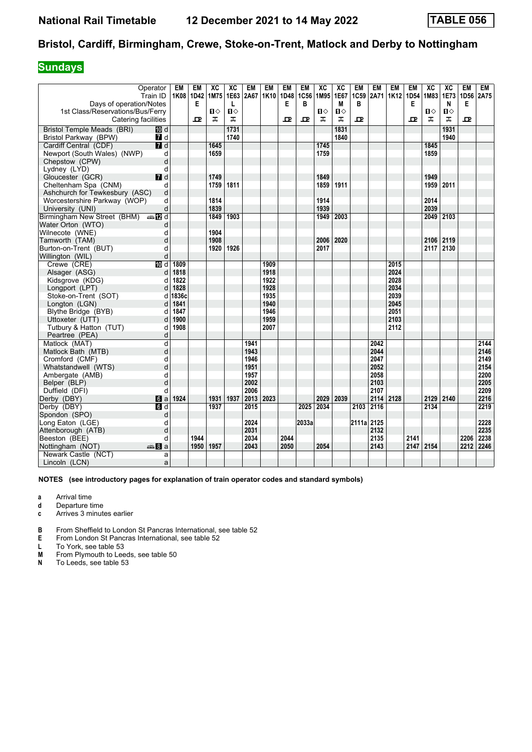# Bristol, Cardiff, Birmingham, Crewe, Stoke-on-Trent, Matlock and Derby to Nottingham

## Sundays

| Operator | | EM | EM | XC | XC | EM | EM | EM | EM | XC | XC | EM | EM | EM | EM | XC | XC | EM | EM |
|---|---|---|---|---|---|---|---|---|---|---|---|---|---|---|---|---|---|---|---|
| Train ID | | 1K08 | 1D42 | 1M75 | 1E63 | 2A67 | 1K10 | 1D48 | 1C56 | 1M95 | 1E67 | 1C59 | 2A71 | 1K12 | 1D54 | 1M83 | 1E73 | 1D56 | 2A75 |
| Days of operation/Notes | | | E | | L | | | E | B | | M | B | | | E | | N | E | |
| 1st Class/Reservations/Bus/Ferry | | | | ■◇ | ■◇ | | | | | ■◇ | ■◇ | | | | | ■◇ | ■◇ | | |
| Catering facilities | | | ᴾ | 🍴 | 🍴 | | | ᴾ | ᴾ | 🍴 | 🍴 | ᴾ | | | ᴾ | 🍴 | 🍴 | ᴾ | |
| Bristol Temple Meads (BRI) | 10 d | | | | 1731 | | | | | | 1831 | | | | | | 1931 | | |
| Bristol Parkway (BPW) | 7 d | | | | 1740 | | | | | | 1840 | | | | | | 1940 | | |
| Cardiff Central (CDF) | 7 d | | | 1645 | | | | | | 1745 | | | | | | 1845 | | | |
| Newport (South Wales) (NWP) | d | | | 1659 | | | | | | 1759 | | | | | | 1859 | | | |
| Chepstow (CPW) | d | | | | | | | | | | | | | | | | | | |
| Lydney (LYD) | d | | | | | | | | | | | | | | | | | | |
| Gloucester (GCR) | 7 d | | | 1749 | | | | | | 1849 | | | | | | 1949 | | | |
| Cheltenham Spa (CNM) | d | | | 1759 | 1811 | | | | | 1859 | 1911 | | | | | 1959 | 2011 | | |
| Ashchurch for Tewkesbury (ASC) | d | | | | | | | | | | | | | | | | | | |
| Worcestershire Parkway (WOP) | d | | | 1814 | | | | | | 1914 | | | | | | 2014 | | | |
| University (UNI) | d | | | 1839 | | | | | | 1939 | | | | | | 2039 | | | |
| Birmingham New Street (BHM) | 12 d | | | 1849 | 1903 | | | | | 1949 | 2003 | | | | | 2049 | 2103 | | |
| Water Orton (WTO) | d | | | | | | | | | | | | | | | | | | |
| Wilnecote (WNE) | d | | | 1904 | | | | | | | | | | | | | | | |
| Tamworth (TAM) | d | | | 1908 | | | | | | 2006 | 2020 | | | | | 2106 | 2119 | | |
| Burton-on-Trent (BUT) | d | | | 1920 | 1926 | | | | | 2017 | | | | | | 2117 | 2130 | | |
| Willington (WIL) | d | | | | | | | | | | | | | | | | | | |
| Crewe (CRE) | 10 d | 1809 | | | | | 1909 | | | | | | | 2015 | | | | | |
| Alsager (ASG) | d | 1818 | | | | | 1918 | | | | | | | 2024 | | | | | |
| Kidsgrove (KDG) | d | 1822 | | | | | 1922 | | | | | | | 2028 | | | | | |
| Longport (LPT) | d | 1828 | | | | | 1928 | | | | | | | 2034 | | | | | |
| Stoke-on-Trent (SOT) | d | 1836c | | | | | 1935 | | | | | | | 2039 | | | | | |
| Longton (LGN) | d | 1841 | | | | | 1940 | | | | | | | 2045 | | | | | |
| Blythe Bridge (BYB) | d | 1847 | | | | | 1946 | | | | | | | 2051 | | | | | |
| Uttoxeter (UTT) | d | 1900 | | | | | 1959 | | | | | | | 2103 | | | | | |
| Tutbury & Hatton (TUT) | d | 1908 | | | | | 2007 | | | | | | | 2112 | | | | | |
| Peartree (PEA) | d | | | | | | | | | | | | | | | | | | |
| Matlock (MAT) | d | | | | | 1941 | | | | | | | 2042 | | | | | | 2144 |
| Matlock Bath (MTB) | d | | | | | 1943 | | | | | | | 2044 | | | | | | 2146 |
| Cromford (CMF) | d | | | | | 1946 | | | | | | | 2047 | | | | | | 2149 |
| Whatstandwell (WTS) | d | | | | | 1951 | | | | | | | 2052 | | | | | | 2154 |
| Ambergate (AMB) | d | | | | | 1957 | | | | | | | 2058 | | | | | | 2200 |
| Belper (BLP) | d | | | | | 2002 | | | | | | | 2103 | | | | | | 2205 |
| Duffield (DFI) | d | | | | | 2006 | | | | | | | 2107 | | | | | | 2209 |
| Derby (DBY) | 6 a | 1924 | | 1931 | 1937 | 2013 | 2023 | | | 2029 | 2039 | | 2114 | 2128 | | 2129 | 2140 | | 2216 |
| Derby (DBY) | 6 d | | | 1937 | | 2015 | | | 2025 | 2034 | | 2103 | 2116 | | | 2134 | | | 2219 |
| Spondon (SPO) | d | | | | | | | | | | | | | | | | | | |
| Long Eaton (LGE) | d | | | | | 2024 | | | 2033a | | | 2111a | 2125 | | | | | | 2228 |
| Attenborough (ATB) | d | | | | | 2031 | | | | | | | 2132 | | | | | | 2235 |
| Beeston (BEE) | d | | 1944 | | | 2034 | | 2044 | | | | | 2135 | | 2141 | | | 2206 | 2238 |
| Nottingham (NOT) | 8 a | | 1950 | 1957 | | 2043 | | 2050 | | 2054 | | | 2143 | | 2147 | 2154 | | 2212 | 2246 |
| Newark Castle (NCT) | a | | | | | | | | | | | | | | | | | | |
| Lincoln (LCN) | a | | | | | | | | | | | | | | | | | | |

**NOTES (see introductory pages for explanation of train operator codes and standard symbols)**

- **a** Arrival time
- **d** Departure time
- **c** Arrives 3 minutes earlier

- **B** From Sheffield to London St Pancras International, see table 52
- **E** From London St Pancras International, see table 52
- **L** To York, see table 53
- **M** From Plymouth to Leeds, see table 50
- **N** To Leeds, see table 53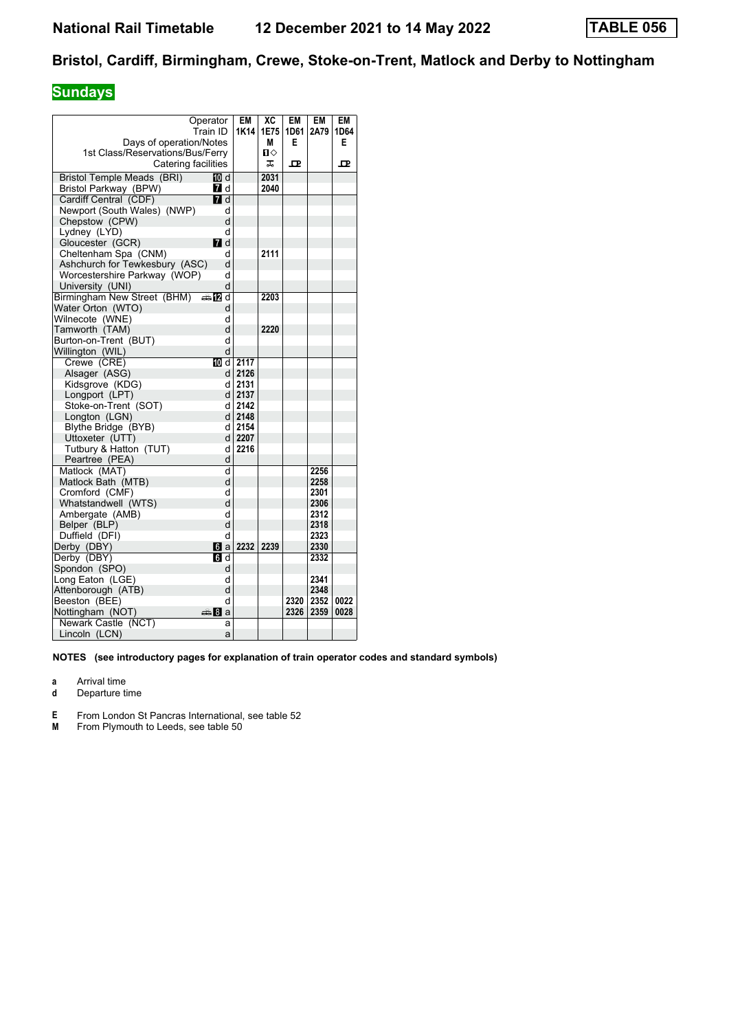# National Rail Timetable 12 December 2021 to 14 May 2022 TABLE 056

## Bristol, Cardiff, Birmingham, Crewe, Stoke-on-Trent, Matlock and Derby to Nottingham

### Sundays

| Operator | | EM | XC | EM | EM | EM |
|---|---|---|---|---|---|---|
| Train ID | | 1K14 | 1E75 | 1D61 | 2A79 | 1D64 |
| Days of operation/Notes | | | M | E | | E |
| 1st Class/Reservations/Bus/Ferry | | | 1◇ | | | |
| Catering facilities | | | ⚲ | 🍴 | | 🍴 |
| Bristol Temple Meads (BRI) | 10 d | | 2031 | | | |
| Bristol Parkway (BPW) | 7 d | | 2040 | | | |
| Cardiff Central (CDF) | 7 d | | | | | |
| Newport (South Wales) (NWP) | d | | | | | |
| Chepstow (CPW) | d | | | | | |
| Lydney (LYD) | d | | | | | |
| Gloucester (GCR) | 7 d | | | | | |
| Cheltenham Spa (CNM) | d | | 2111 | | | |
| Ashchurch for Tewkesbury (ASC) | d | | | | | |
| Worcestershire Parkway (WOP) | d | | | | | |
| University (UNI) | d | | | | | |
| Birmingham New Street (BHM) | 🚌 12 d | | 2203 | | | |
| Water Orton (WTO) | d | | | | | |
| Wilnecote (WNE) | d | | | | | |
| Tamworth (TAM) | d | | 2220 | | | |
| Burton-on-Trent (BUT) | d | | | | | |
| Willington (WIL) | d | | | | | |
| Crewe (CRE) | 10 d | 2117 | | | | |
| Alsager (ASG) | d | 2126 | | | | |
| Kidsgrove (KDG) | d | 2131 | | | | |
| Longport (LPT) | d | 2137 | | | | |
| Stoke-on-Trent (SOT) | d | 2142 | | | | |
| Longton (LGN) | d | 2148 | | | | |
| Blythe Bridge (BYB) | d | 2154 | | | | |
| Uttoxeter (UTT) | d | 2207 | | | | |
| Tutbury & Hatton (TUT) | d | 2216 | | | | |
| Peartree (PEA) | d | | | | | |
| Matlock (MAT) | d | | | | 2256 | |
| Matlock Bath (MTB) | d | | | | 2258 | |
| Cromford (CMF) | d | | | | 2301 | |
| Whatstandwell (WTS) | d | | | | 2306 | |
| Ambergate (AMB) | d | | | | 2312 | |
| Belper (BLP) | d | | | | 2318 | |
| Duffield (DFI) | d | | | | 2323 | |
| Derby (DBY) | 6 a | 2232 | 2239 | | 2330 | |
| Derby (DBY) | 6 d | | | | 2332 | |
| Spondon (SPO) | d | | | | | |
| Long Eaton (LGE) | d | | | | 2341 | |
| Attenborough (ATB) | d | | | | 2348 | |
| Beeston (BEE) | d | | | 2320 | 2352 | 0022 |
| Nottingham (NOT) | 🚌 8 a | | | 2326 | 2359 | 0028 |
| Newark Castle (NCT) | a | | | | | |
| Lincoln (LCN) | a | | | | | |

**NOTES (see introductory pages for explanation of train operator codes and standard symbols)**

**a** Arrival time
**d** Departure time

**E** From London St Pancras International, see table 52
**M** From Plymouth to Leeds, see table 50